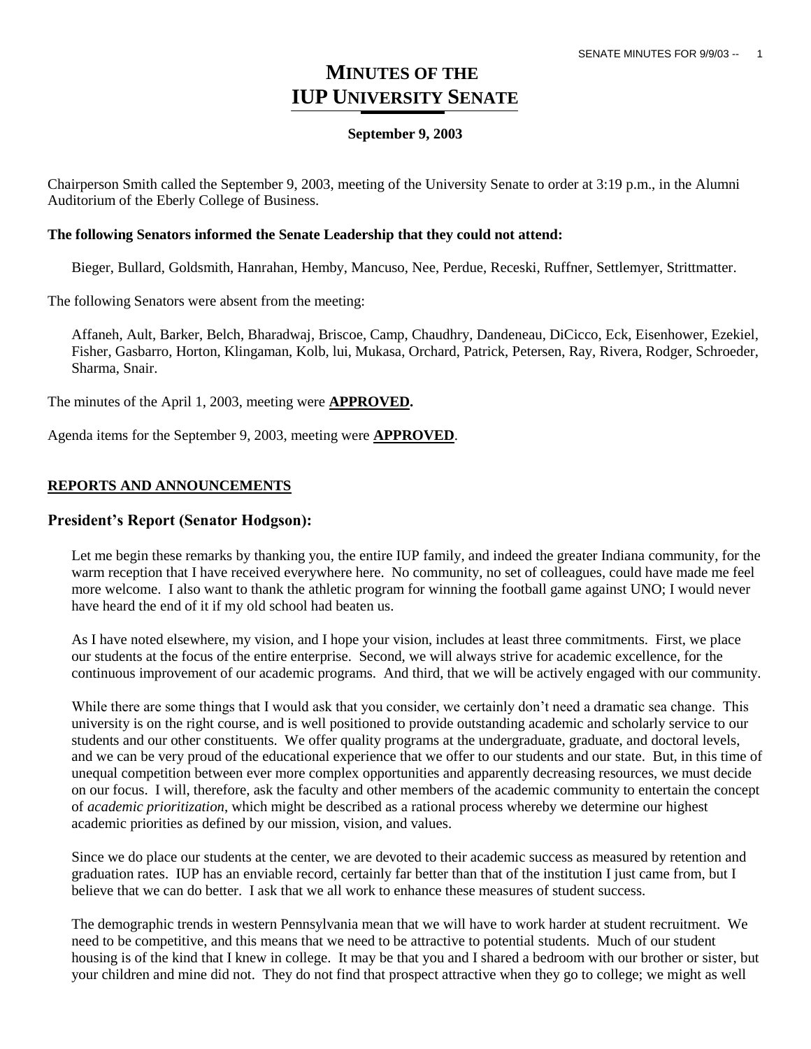# MINUTES OF THE IUP UNIVERSITY SENATE

**September 9, 2003**

Chairperson Smith called the September 9, 2003, meeting of the University Senate to order at 3:19 p.m., in the Alumni Auditorium of the Eberly College of Business.

**The following Senators informed the Senate Leadership that they could not attend:**

Bieger, Bullard, Goldsmith, Hanrahan, Hemby, Mancuso, Nee, Perdue, Receski, Ruffner, Settlemyer, Strittmatter.

The following Senators were absent from the meeting:

Affaneh, Ault, Barker, Belch, Bharadwaj, Briscoe, Camp, Chaudhry, Dandeneau, DiCicco, Eck, Eisenhower, Ezekiel, Fisher, Gasbarro, Horton, Klingaman, Kolb, lui, Mukasa, Orchard, Patrick, Petersen, Ray, Rivera, Rodger, Schroeder, Sharma, Snair.

The minutes of the April 1, 2003, meeting were **APPROVED.**

Agenda items for the September 9, 2003, meeting were **APPROVED**.

## REPORTS AND ANNOUNCEMENTS

### President's Report (Senator Hodgson):

Let me begin these remarks by thanking you, the entire IUP family, and indeed the greater Indiana community, for the warm reception that I have received everywhere here. No community, no set of colleagues, could have made me feel more welcome. I also want to thank the athletic program for winning the football game against UNO; I would never have heard the end of it if my old school had beaten us.

As I have noted elsewhere, my vision, and I hope your vision, includes at least three commitments. First, we place our students at the focus of the entire enterprise. Second, we will always strive for academic excellence, for the continuous improvement of our academic programs. And third, that we will be actively engaged with our community.

While there are some things that I would ask that you consider, we certainly don't need a dramatic sea change. This university is on the right course, and is well positioned to provide outstanding academic and scholarly service to our students and our other constituents. We offer quality programs at the undergraduate, graduate, and doctoral levels, and we can be very proud of the educational experience that we offer to our students and our state. But, in this time of unequal competition between ever more complex opportunities and apparently decreasing resources, we must decide on our focus. I will, therefore, ask the faculty and other members of the academic community to entertain the concept of *academic prioritization*, which might be described as a rational process whereby we determine our highest academic priorities as defined by our mission, vision, and values.

Since we do place our students at the center, we are devoted to their academic success as measured by retention and graduation rates. IUP has an enviable record, certainly far better than that of the institution I just came from, but I believe that we can do better. I ask that we all work to enhance these measures of student success.

The demographic trends in western Pennsylvania mean that we will have to work harder at student recruitment. We need to be competitive, and this means that we need to be attractive to potential students. Much of our student housing is of the kind that I knew in college. It may be that you and I shared a bedroom with our brother or sister, but your children and mine did not. They do not find that prospect attractive when they go to college; we might as well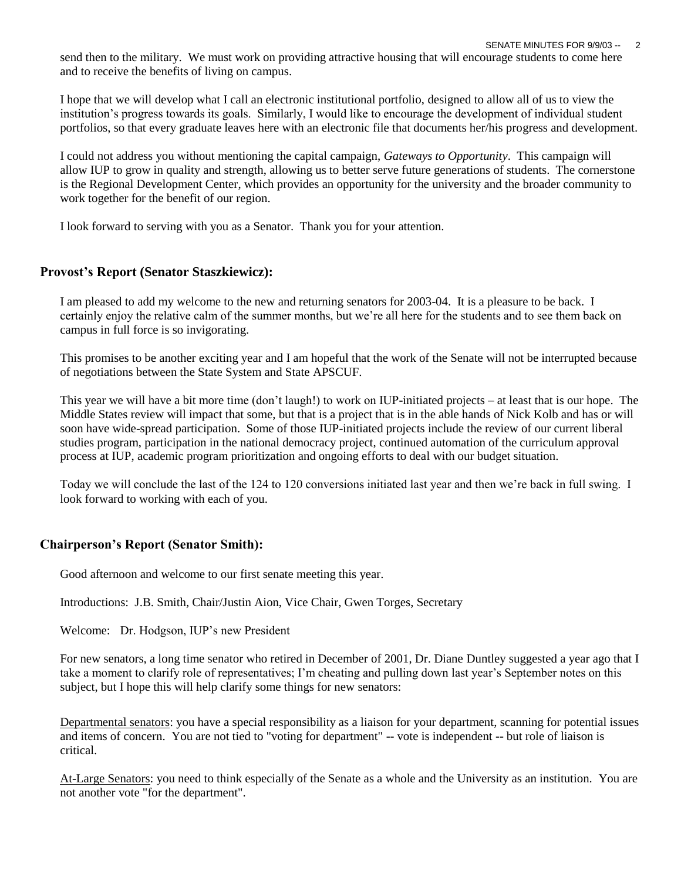send then to the military. We must work on providing attractive housing that will encourage students to come here and to receive the benefits of living on campus.

I hope that we will develop what I call an electronic institutional portfolio, designed to allow all of us to view the institution's progress towards its goals. Similarly, I would like to encourage the development of individual student portfolios, so that every graduate leaves here with an electronic file that documents her/his progress and development.

I could not address you without mentioning the capital campaign, *Gateways to Opportunity*. This campaign will allow IUP to grow in quality and strength, allowing us to better serve future generations of students. The cornerstone is the Regional Development Center, which provides an opportunity for the university and the broader community to work together for the benefit of our region.

I look forward to serving with you as a Senator. Thank you for your attention.

## Provost's Report (Senator Staszkiewicz):

I am pleased to add my welcome to the new and returning senators for 2003-04. It is a pleasure to be back. I certainly enjoy the relative calm of the summer months, but we're all here for the students and to see them back on campus in full force is so invigorating.

This promises to be another exciting year and I am hopeful that the work of the Senate will not be interrupted because of negotiations between the State System and State APSCUF.

This year we will have a bit more time (don't laugh!) to work on IUP-initiated projects – at least that is our hope. The Middle States review will impact that some, but that is a project that is in the able hands of Nick Kolb and has or will soon have wide-spread participation. Some of those IUP-initiated projects include the review of our current liberal studies program, participation in the national democracy project, continued automation of the curriculum approval process at IUP, academic program prioritization and ongoing efforts to deal with our budget situation.

Today we will conclude the last of the 124 to 120 conversions initiated last year and then we're back in full swing. I look forward to working with each of you.

## Chairperson's Report (Senator Smith):

Good afternoon and welcome to our first senate meeting this year.

Introductions: J.B. Smith, Chair/Justin Aion, Vice Chair, Gwen Torges, Secretary

Welcome: Dr. Hodgson, IUP's new President

For new senators, a long time senator who retired in December of 2001, Dr. Diane Duntley suggested a year ago that I take a moment to clarify role of representatives; I'm cheating and pulling down last year's September notes on this subject, but I hope this will help clarify some things for new senators:

Departmental senators: you have a special responsibility as a liaison for your department, scanning for potential issues and items of concern. You are not tied to "voting for department" -- vote is independent -- but role of liaison is critical.

At-Large Senators: you need to think especially of the Senate as a whole and the University as an institution. You are not another vote "for the department".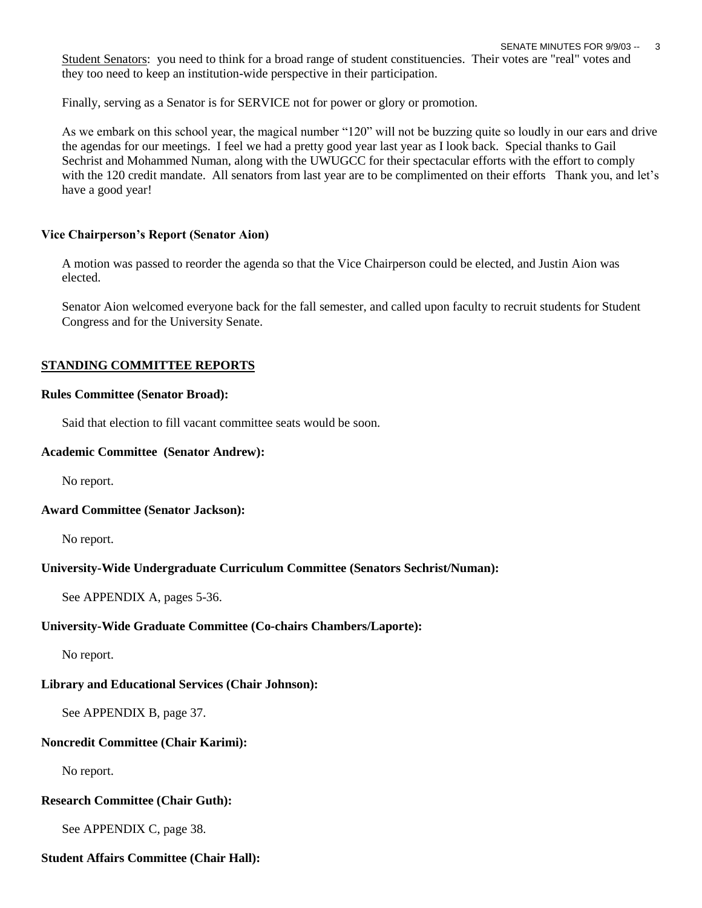Student Senators: you need to think for a broad range of student constituencies. Their votes are "real" votes and they too need to keep an institution-wide perspective in their participation.

Finally, serving as a Senator is for SERVICE not for power or glory or promotion.

As we embark on this school year, the magical number "120" will not be buzzing quite so loudly in our ears and drive the agendas for our meetings. I feel we had a pretty good year last year as I look back. Special thanks to Gail Sechrist and Mohammed Numan, along with the UWUGCC for their spectacular efforts with the effort to comply with the 120 credit mandate. All senators from last year are to be complimented on their efforts Thank you, and let's have a good year!

**Vice Chairperson's Report (Senator Aion)**

A motion was passed to reorder the agenda so that the Vice Chairperson could be elected, and Justin Aion was elected.

Senator Aion welcomed everyone back for the fall semester, and called upon faculty to recruit students for Student Congress and for the University Senate.

## STANDING COMMITTEE REPORTS

**Rules Committee (Senator Broad):**

Said that election to fill vacant committee seats would be soon.

**Academic Committee (Senator Andrew):**

No report.

**Award Committee (Senator Jackson):**

No report.

**University-Wide Undergraduate Curriculum Committee (Senators Sechrist/Numan):**

See APPENDIX A, pages 5-36.

**University-Wide Graduate Committee (Co-chairs Chambers/Laporte):**

No report.

**Library and Educational Services (Chair Johnson):**

See APPENDIX B, page 37.

**Noncredit Committee (Chair Karimi):**

No report.

**Research Committee (Chair Guth):**

See APPENDIX C, page 38.

**Student Affairs Committee (Chair Hall):**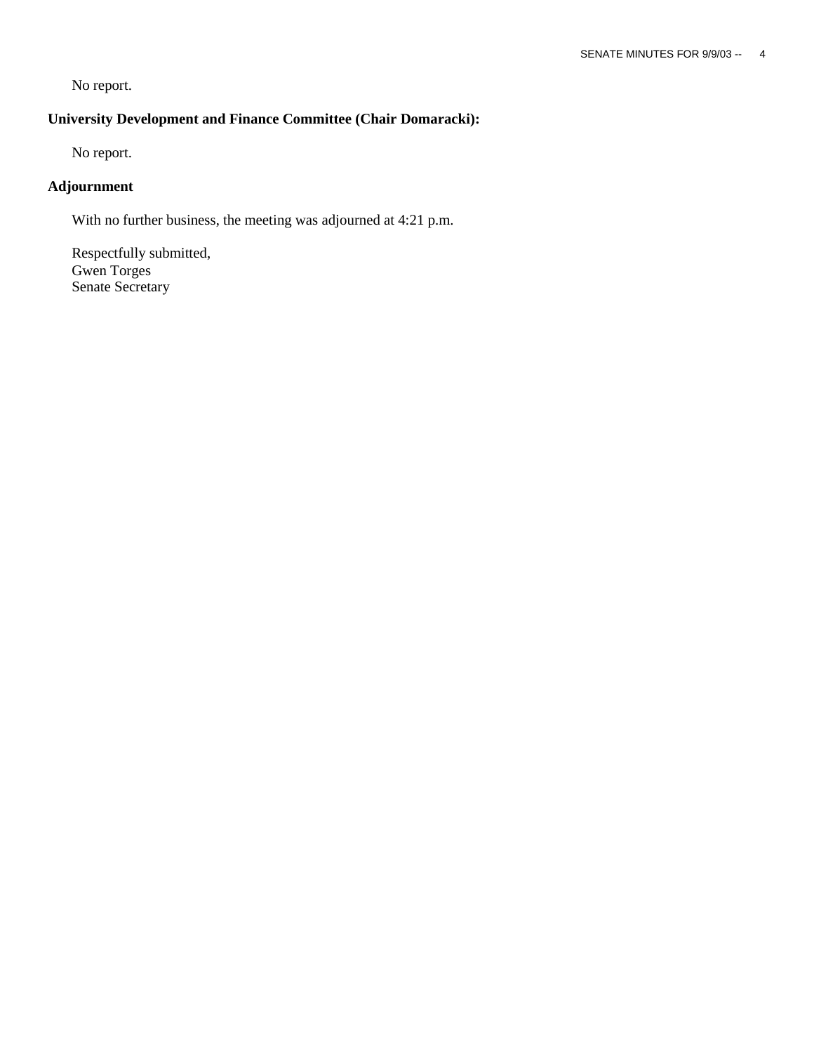No report.

**University Development and Finance Committee (Chair Domaracki):**

No report.

**Adjournment**

With no further business, the meeting was adjourned at 4:21 p.m.

Respectfully submitted,
Gwen Torges
Senate Secretary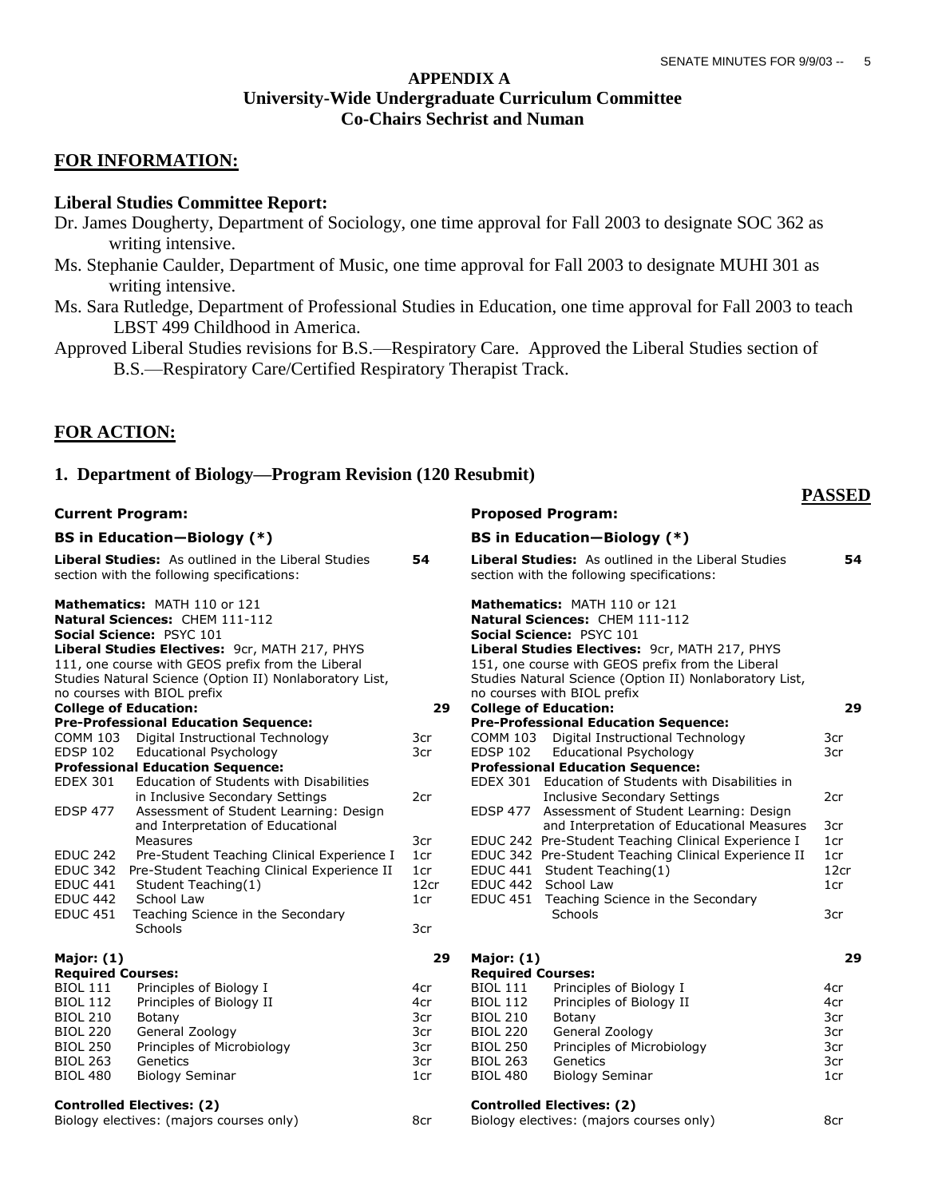# APPENDIX A
## University-Wide Undergraduate Curriculum Committee
### Co-Chairs Sechrist and Numan

## FOR INFORMATION:

### Liberal Studies Committee Report:

Dr. James Dougherty, Department of Sociology, one time approval for Fall 2003 to designate SOC 362 as writing intensive.

Ms. Stephanie Caulder, Department of Music, one time approval for Fall 2003 to designate MUHI 301 as writing intensive.

Ms. Sara Rutledge, Department of Professional Studies in Education, one time approval for Fall 2003 to teach LBST 499 Childhood in America.

Approved Liberal Studies revisions for B.S.—Respiratory Care. Approved the Liberal Studies section of B.S.—Respiratory Care/Certified Respiratory Therapist Track.

## FOR ACTION:

### 1. Department of Biology—Program Revision (120 Resubmit)

**PASSED**

**Current Program:**

**BS in Education—Biology (*)**

| | | |
|---|---|---|
| **Liberal Studies:** As outlined in the Liberal Studies section with the following specifications: | | **54** |
| **Mathematics:** MATH 110 or 121 | | |
| **Natural Sciences:** CHEM 111-112 | | |
| **Social Science:** PSYC 101 | | |
| **Liberal Studies Electives:** 9cr, MATH 217, PHYS 111, one course with GEOS prefix from the Liberal Studies Natural Science (Option II) Nonlaboratory List, no courses with BIOL prefix | | |
| **College of Education:** | | **29** |
| **Pre-Professional Education Sequence:** | | |
| COMM 103 | Digital Instructional Technology | 3cr |
| EDSP 102 | Educational Psychology | 3cr |
| **Professional Education Sequence:** | | |
| EDEX 301 | Education of Students with Disabilities in Inclusive Secondary Settings | 2cr |
| EDSP 477 | Assessment of Student Learning: Design and Interpretation of Educational Measures | 3cr |
| EDUC 242 | Pre-Student Teaching Clinical Experience I | 1cr |
| EDUC 342 | Pre-Student Teaching Clinical Experience II | 1cr |
| EDUC 441 | Student Teaching(1) | 12cr |
| EDUC 442 | School Law | 1cr |
| EDUC 451 | Teaching Science in the Secondary Schools | 3cr |
| **Major: (1)** | | **29** |
| **Required Courses:** | | |
| BIOL 111 | Principles of Biology I | 4cr |
| BIOL 112 | Principles of Biology II | 4cr |
| BIOL 210 | Botany | 3cr |
| BIOL 220 | General Zoology | 3cr |
| BIOL 250 | Principles of Microbiology | 3cr |
| BIOL 263 | Genetics | 3cr |
| BIOL 480 | Biology Seminar | 1cr |
| **Controlled Electives: (2)** | | |
| Biology electives: (majors courses only) | | 8cr |

**Proposed Program:**

**BS in Education—Biology (*)**

| | | |
|---|---|---|
| **Liberal Studies:** As outlined in the Liberal Studies section with the following specifications: | | **54** |
| **Mathematics:** MATH 110 or 121 | | |
| **Natural Sciences:** CHEM 111-112 | | |
| **Social Science:** PSYC 101 | | |
| **Liberal Studies Electives:** 9cr, MATH 217, PHYS 151, one course with GEOS prefix from the Liberal Studies Natural Science (Option II) Nonlaboratory List, no courses with BIOL prefix | | |
| **College of Education:** | | **29** |
| **Pre-Professional Education Sequence:** | | |
| COMM 103 | Digital Instructional Technology | 3cr |
| EDSP 102 | Educational Psychology | 3cr |
| **Professional Education Sequence:** | | |
| EDEX 301 | Education of Students with Disabilities in Inclusive Secondary Settings | 2cr |
| EDSP 477 | Assessment of Student Learning: Design and Interpretation of Educational Measures | 3cr |
| EDUC 242 | Pre-Student Teaching Clinical Experience I | 1cr |
| EDUC 342 | Pre-Student Teaching Clinical Experience II | 1cr |
| EDUC 441 | Student Teaching(1) | 12cr |
| EDUC 442 | School Law | 1cr |
| EDUC 451 | Teaching Science in the Secondary Schools | 3cr |
| **Major: (1)** | | **29** |
| **Required Courses:** | | |
| BIOL 111 | Principles of Biology I | 4cr |
| BIOL 112 | Principles of Biology II | 4cr |
| BIOL 210 | Botany | 3cr |
| BIOL 220 | General Zoology | 3cr |
| BIOL 250 | Principles of Microbiology | 3cr |
| BIOL 263 | Genetics | 3cr |
| BIOL 480 | Biology Seminar | 1cr |
| **Controlled Electives: (2)** | | |
| Biology electives: (majors courses only) | | 8cr |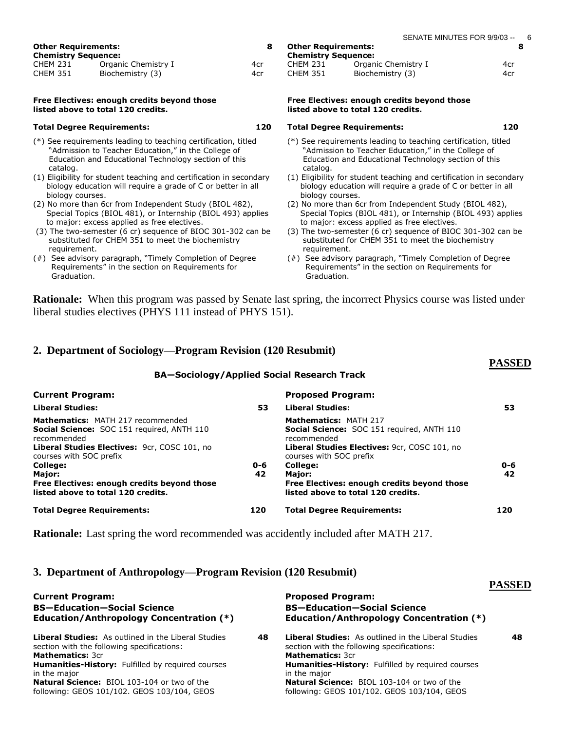| Current Program: | | | Proposed Program: | | |
|---|---|---|---|---|---|
| **Other Requirements:** | | **8** | **Other Requirements:** | | **8** |
| **Chemistry Sequence:** | | | **Chemistry Sequence:** | | |
| CHEM 231 | Organic Chemistry I | 4cr | CHEM 231 | Organic Chemistry I | 4cr |
| CHEM 351 | Biochemistry (3) | 4cr | CHEM 351 | Biochemistry (3) | 4cr |
| **Free Electives: enough credits beyond those listed above to total 120 credits.** | | | **Free Electives: enough credits beyond those listed above to total 120 credits.** | | |
| **Total Degree Requirements:** | | **120** | **Total Degree Requirements:** | | **120** |

(*) See requirements leading to teaching certification, titled "Admission to Teacher Education," in the College of Education and Educational Technology section of this catalog.
(1) Eligibility for student teaching and certification in secondary biology education will require a grade of C or better in all biology courses.
(2) No more than 6cr from Independent Study (BIOL 482), Special Topics (BIOL 481), or Internship (BIOL 493) applies to major: excess applied as free electives.
(3) The two-semester (6 cr) sequence of BIOC 301-302 can be substituted for CHEM 351 to meet the biochemistry requirement.
(#) See advisory paragraph, "Timely Completion of Degree Requirements" in the section on Requirements for Graduation.

**Rationale:** When this program was passed by Senate last spring, the incorrect Physics course was listed under liberal studies electives (PHYS 111 instead of PHYS 151).

## 2. Department of Sociology—Program Revision (120 Resubmit)

**PASSED**

**BA—Sociology/Applied Social Research Track**

| Current Program: | | Proposed Program: | |
|---|---|---|---|
| **Liberal Studies:** | **53** | **Liberal Studies:** | **53** |
| **Mathematics:** MATH 217 recommended<br>**Social Science:** SOC 151 required, ANTH 110 recommended<br>**Liberal Studies Electives:** 9cr, COSC 101, no courses with SOC prefix | | **Mathematics:** MATH 217<br>**Social Science:** SOC 151 required, ANTH 110 recommended<br>**Liberal Studies Electives:** 9cr, COSC 101, no courses with SOC prefix | |
| **College:** | **0-6** | **College:** | **0-6** |
| **Major:** | **42** | **Major:** | **42** |
| **Free Electives: enough credits beyond those listed above to total 120 credits.** | | **Free Electives: enough credits beyond those listed above to total 120 credits.** | |
| **Total Degree Requirements:** | **120** | **Total Degree Requirements:** | **120** |

**Rationale:** Last spring the word recommended was accidently included after MATH 217.

## 3. Department of Anthropology—Program Revision (120 Resubmit)

**PASSED**

| Current Program:<br>BS—Education—Social Science Education/Anthropology Concentration (*) | | Proposed Program:<br>BS—Education—Social Science Education/Anthropology Concentration (*) | |
|---|---|---|---|
| **Liberal Studies:** As outlined in the Liberal Studies section with the following specifications: | **48** | **Liberal Studies:** As outlined in the Liberal Studies section with the following specifications: | **48** |
| **Mathematics:** 3cr<br>**Humanities-History:** Fulfilled by required courses in the major<br>**Natural Science:** BIOL 103-104 or two of the following: GEOS 101/102. GEOS 103/104, GEOS | | **Mathematics:** 3cr<br>**Humanities-History:** Fulfilled by required courses in the major<br>**Natural Science:** BIOL 103-104 or two of the following: GEOS 101/102. GEOS 103/104, GEOS | |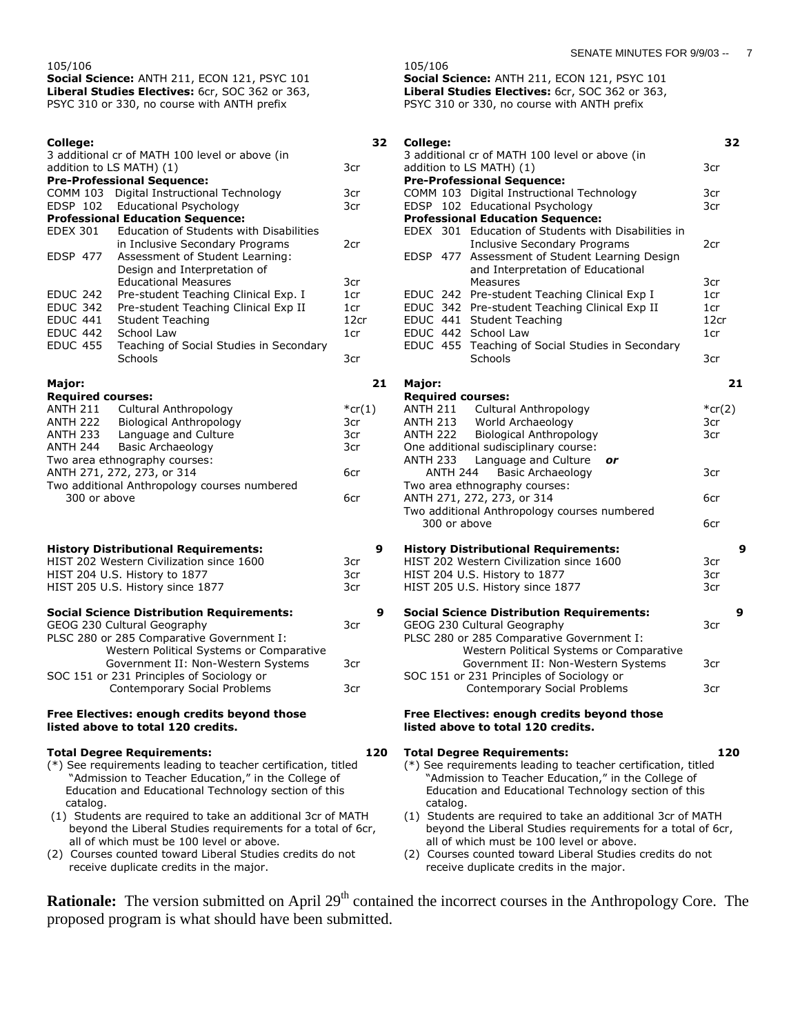105/106
**Social Science:** ANTH 211, ECON 121, PSYC 101
**Liberal Studies Electives:** 6cr, SOC 362 or 363, PSYC 310 or 330, no course with ANTH prefix

| | | | |
|---|---|---|---|
| **College:** | | | **32** |
| 3 additional cr of MATH 100 level or above (in addition to LS MATH) (1) | | 3cr | |
| **Pre-Professional Sequence:** | | | |
| COMM 103 | Digital Instructional Technology | 3cr | |
| EDSP 102 | Educational Psychology | 3cr | |
| **Professional Education Sequence:** | | | |
| EDEX 301 | Education of Students with Disabilities in Inclusive Secondary Programs | 2cr | |
| EDSP 477 | Assessment of Student Learning: Design and Interpretation of Educational Measures | 3cr | |
| EDUC 242 | Pre-student Teaching Clinical Exp. I | 1cr | |
| EDUC 342 | Pre-student Teaching Clinical Exp II | 1cr | |
| EDUC 441 | Student Teaching | 12cr | |
| EDUC 442 | School Law | 1cr | |
| EDUC 455 | Teaching of Social Studies in Secondary Schools | 3cr | |
| **Major:** | | | **21** |
| **Required courses:** | | | |
| ANTH 211 | Cultural Anthropology | *cr(1) | |
| ANTH 222 | Biological Anthropology | 3cr | |
| ANTH 233 | Language and Culture | 3cr | |
| ANTH 244 | Basic Archaeology | 3cr | |
| Two area ethnography courses: ANTH 271, 272, 273, or 314 | | 6cr | |
| Two additional Anthropology courses numbered 300 or above | | 6cr | |
| **History Distributional Requirements:** | | | **9** |
| HIST 202 Western Civilization since 1600 | | 3cr | |
| HIST 204 U.S. History to 1877 | | 3cr | |
| HIST 205 U.S. History since 1877 | | 3cr | |
| **Social Science Distribution Requirements:** | | | **9** |
| GEOG 230 Cultural Geography | | 3cr | |
| PLSC 280 or 285 Comparative Government I: Western Political Systems or Comparative Government II: Non-Western Systems | | 3cr | |
| SOC 151 or 231 Principles of Sociology or Contemporary Social Problems | | 3cr | |

**Free Electives: enough credits beyond those listed above to total 120 credits.**

**Total Degree Requirements: 120**

(*) See requirements leading to teacher certification, titled "Admission to Teacher Education," in the College of Education and Educational Technology section of this catalog.
(1) Students are required to take an additional 3cr of MATH beyond the Liberal Studies requirements for a total of 6cr, all of which must be 100 level or above.
(2) Courses counted toward Liberal Studies credits do not receive duplicate credits in the major.

105/106
**Social Science:** ANTH 211, ECON 121, PSYC 101
**Liberal Studies Electives:** 6cr, SOC 362 or 363, PSYC 310 or 330, no course with ANTH prefix

| | | | |
|---|---|---|---|
| **College:** | | | **32** |
| 3 additional cr of MATH 100 level or above (in addition to LS MATH) (1) | | 3cr | |
| **Pre-Professional Sequence:** | | | |
| COMM 103 | Digital Instructional Technology | 3cr | |
| EDSP 102 | Educational Psychology | 3cr | |
| **Professional Education Sequence:** | | | |
| EDEX 301 | Education of Students with Disabilities in Inclusive Secondary Programs | 2cr | |
| EDSP 477 | Assessment of Student Learning Design and Interpretation of Educational Measures | 3cr | |
| EDUC 242 | Pre-student Teaching Clinical Exp I | 1cr | |
| EDUC 342 | Pre-student Teaching Clinical Exp II | 1cr | |
| EDUC 441 | Student Teaching | 12cr | |
| EDUC 442 | School Law | 1cr | |
| EDUC 455 | Teaching of Social Studies in Secondary Schools | 3cr | |
| **Major:** | | | **21** |
| **Required courses:** | | | |
| ANTH 211 | Cultural Anthropology | *cr(2) | |
| ANTH 213 | World Archaeology | 3cr | |
| ANTH 222 | Biological Anthropology | 3cr | |
| One additional sudisciplinary course: ANTH 233 Language and Culture ***or*** ANTH 244 Basic Archaeology | | 3cr | |
| Two area ethnography courses: ANTH 271, 272, 273, or 314 | | 6cr | |
| Two additional Anthropology courses numbered 300 or above | | 6cr | |
| **History Distributional Requirements:** | | | **9** |
| HIST 202 Western Civilization since 1600 | | 3cr | |
| HIST 204 U.S. History to 1877 | | 3cr | |
| HIST 205 U.S. History since 1877 | | 3cr | |
| **Social Science Distribution Requirements:** | | | **9** |
| GEOG 230 Cultural Geography | | 3cr | |
| PLSC 280 or 285 Comparative Government I: Western Political Systems or Comparative Government II: Non-Western Systems | | 3cr | |
| SOC 151 or 231 Principles of Sociology or Contemporary Social Problems | | 3cr | |

**Free Electives: enough credits beyond those listed above to total 120 credits.**

**Total Degree Requirements: 120**

(*) See requirements leading to teacher certification, titled "Admission to Teacher Education," in the College of Education and Educational Technology section of this catalog.
(1) Students are required to take an additional 3cr of MATH beyond the Liberal Studies requirements for a total of 6cr, all of which must be 100 level or above.
(2) Courses counted toward Liberal Studies credits do not receive duplicate credits in the major.

**Rationale:** The version submitted on April 29th contained the incorrect courses in the Anthropology Core. The proposed program is what should have been submitted.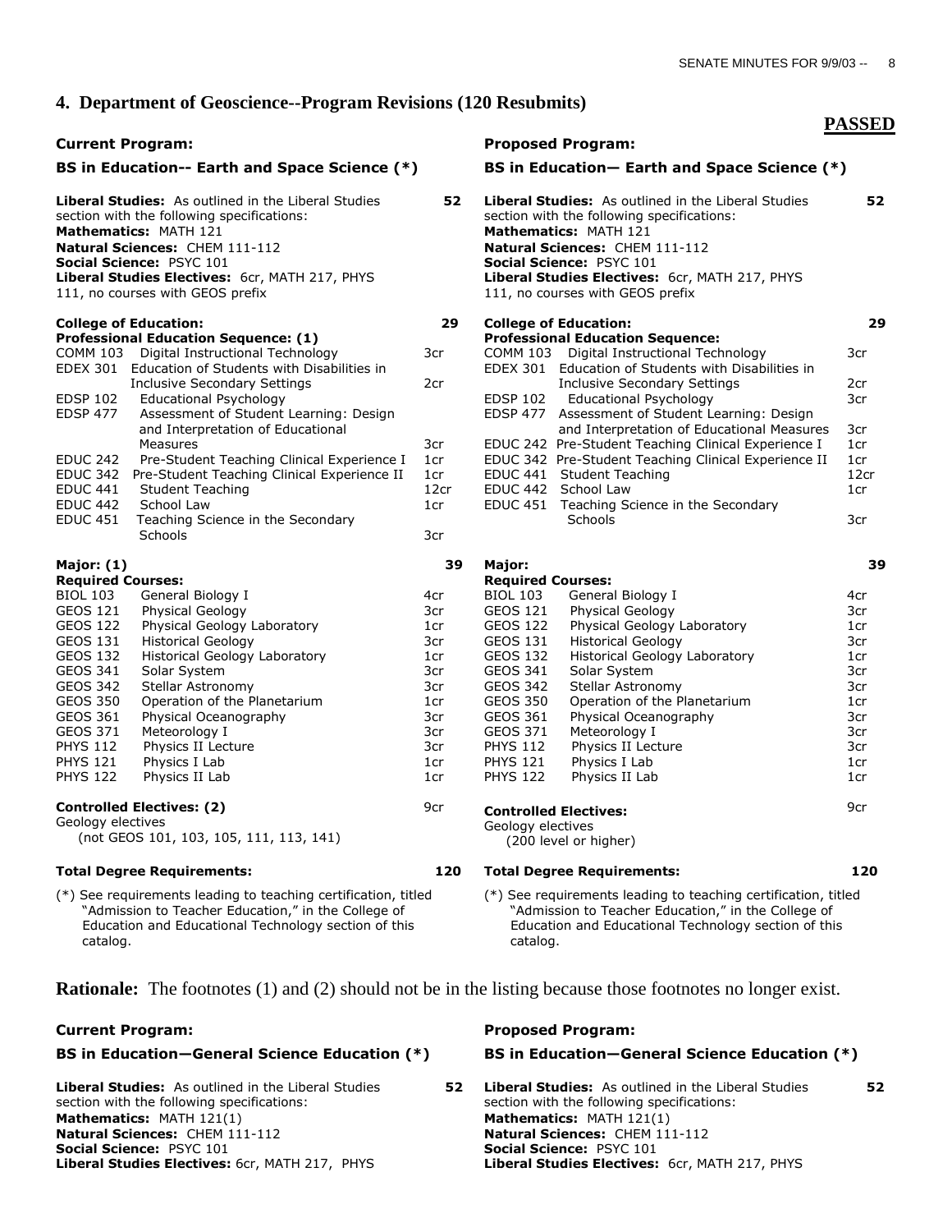## 4. Department of Geoscience--Program Revisions (120 Resubmits)

**PASSED**

**Current Program:**

**BS in Education-- Earth and Space Science (*)**

| | | |
|---|---|---|
| **Liberal Studies:** As outlined in the Liberal Studies section with the following specifications: | | 52 |
| **Mathematics:** MATH 121 | | |
| **Natural Sciences:** CHEM 111-112 | | |
| **Social Science:** PSYC 101 | | |
| **Liberal Studies Electives:** 6cr, MATH 217, PHYS 111, no courses with GEOS prefix | | |
| **College of Education:** | | 29 |
| **Professional Education Sequence: (1)** | | |
| COMM 103 | Digital Instructional Technology | 3cr |
| EDEX 301 | Education of Students with Disabilities in Inclusive Secondary Settings | 2cr |
| EDSP 102 | Educational Psychology | |
| EDSP 477 | Assessment of Student Learning: Design and Interpretation of Educational Measures | 3cr |
| EDUC 242 | Pre-Student Teaching Clinical Experience I | 1cr |
| EDUC 342 | Pre-Student Teaching Clinical Experience II | 1cr |
| EDUC 441 | Student Teaching | 12cr |
| EDUC 442 | School Law | 1cr |
| EDUC 451 | Teaching Science in the Secondary Schools | 3cr |
| **Major: (1)** | | 39 |
| **Required Courses:** | | |
| BIOL 103 | General Biology I | 4cr |
| GEOS 121 | Physical Geology | 3cr |
| GEOS 122 | Physical Geology Laboratory | 1cr |
| GEOS 131 | Historical Geology | 3cr |
| GEOS 132 | Historical Geology Laboratory | 1cr |
| GEOS 341 | Solar System | 3cr |
| GEOS 342 | Stellar Astronomy | 3cr |
| GEOS 350 | Operation of the Planetarium | 1cr |
| GEOS 361 | Physical Oceanography | 3cr |
| GEOS 371 | Meteorology I | 3cr |
| PHYS 112 | Physics II Lecture | 3cr |
| PHYS 121 | Physics I Lab | 1cr |
| PHYS 122 | Physics II Lab | 1cr |
| **Controlled Electives: (2)** | | 9cr |
| Geology electives (not GEOS 101, 103, 105, 111, 113, 141) | | |
| **Total Degree Requirements:** | | 120 |

(*) See requirements leading to teaching certification, titled "Admission to Teacher Education," in the College of Education and Educational Technology section of this catalog.

**Proposed Program:**

**BS in Education— Earth and Space Science (*)**

| | | |
|---|---|---|
| **Liberal Studies:** As outlined in the Liberal Studies section with the following specifications: | | 52 |
| **Mathematics:** MATH 121 | | |
| **Natural Sciences:** CHEM 111-112 | | |
| **Social Science:** PSYC 101 | | |
| **Liberal Studies Electives:** 6cr, MATH 217, PHYS 111, no courses with GEOS prefix | | |
| **College of Education:** | | 29 |
| **Professional Education Sequence:** | | |
| COMM 103 | Digital Instructional Technology | 3cr |
| EDEX 301 | Education of Students with Disabilities in Inclusive Secondary Settings | 2cr |
| EDSP 102 | Educational Psychology | 3cr |
| EDSP 477 | Assessment of Student Learning: Design and Interpretation of Educational Measures | 3cr |
| EDUC 242 | Pre-Student Teaching Clinical Experience I | 1cr |
| EDUC 342 | Pre-Student Teaching Clinical Experience II | 1cr |
| EDUC 441 | Student Teaching | 12cr |
| EDUC 442 | School Law | 1cr |
| EDUC 451 | Teaching Science in the Secondary Schools | 3cr |
| **Major:** | | 39 |
| **Required Courses:** | | |
| BIOL 103 | General Biology I | 4cr |
| GEOS 121 | Physical Geology | 3cr |
| GEOS 122 | Physical Geology Laboratory | 1cr |
| GEOS 131 | Historical Geology | 3cr |
| GEOS 132 | Historical Geology Laboratory | 1cr |
| GEOS 341 | Solar System | 3cr |
| GEOS 342 | Stellar Astronomy | 3cr |
| GEOS 350 | Operation of the Planetarium | 1cr |
| GEOS 361 | Physical Oceanography | 3cr |
| GEOS 371 | Meteorology I | 3cr |
| PHYS 112 | Physics II Lecture | 3cr |
| PHYS 121 | Physics I Lab | 1cr |
| PHYS 122 | Physics II Lab | 1cr |
| **Controlled Electives:** | | 9cr |
| Geology electives (200 level or higher) | | |
| **Total Degree Requirements:** | | 120 |

(*) See requirements leading to teaching certification, titled "Admission to Teacher Education," in the College of Education and Educational Technology section of this catalog.

**Rationale:** The footnotes (1) and (2) should not be in the listing because those footnotes no longer exist.

**Current Program:**

**BS in Education—General Science Education (*)**

**Liberal Studies:** As outlined in the Liberal Studies section with the following specifications: 52
**Mathematics:** MATH 121(1)
**Natural Sciences:** CHEM 111-112
**Social Science:** PSYC 101
**Liberal Studies Electives:** 6cr, MATH 217, PHYS

**Proposed Program:**

**BS in Education—General Science Education (*)**

**Liberal Studies:** As outlined in the Liberal Studies section with the following specifications: 52
**Mathematics:** MATH 121(1)
**Natural Sciences:** CHEM 111-112
**Social Science:** PSYC 101
**Liberal Studies Electives:** 6cr, MATH 217, PHYS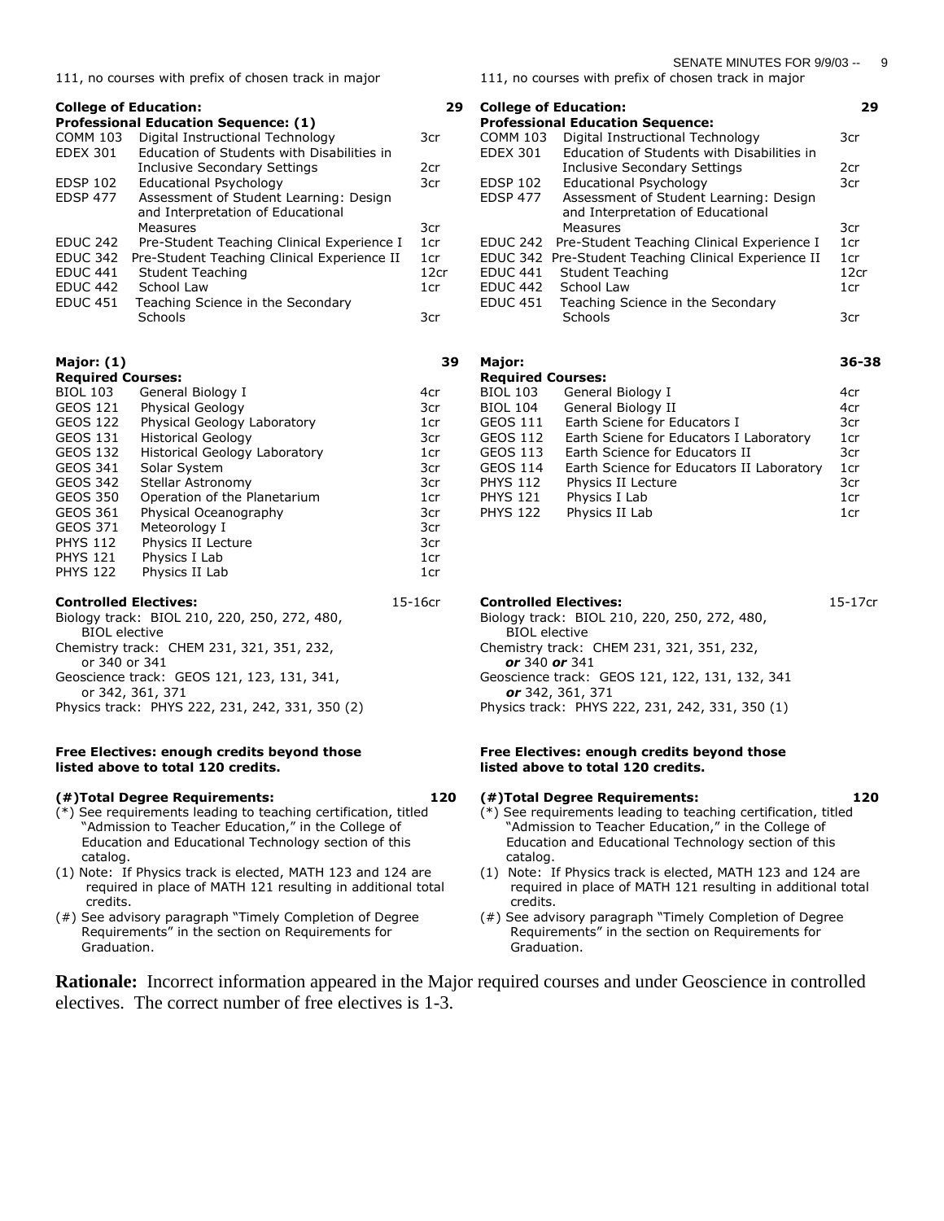111, no courses with prefix of chosen track in major

**College of Education:** 29
**Professional Education Sequence: (1)**

| | | |
|---|---|---|
| COMM 103 | Digital Instructional Technology | 3cr |
| EDEX 301 | Education of Students with Disabilities in Inclusive Secondary Settings | 2cr |
| EDSP 102 | Educational Psychology | 3cr |
| EDSP 477 | Assessment of Student Learning: Design and Interpretation of Educational Measures | 3cr |
| EDUC 242 | Pre-Student Teaching Clinical Experience I | 1cr |
| EDUC 342 | Pre-Student Teaching Clinical Experience II | 1cr |
| EDUC 441 | Student Teaching | 12cr |
| EDUC 442 | School Law | 1cr |
| EDUC 451 | Teaching Science in the Secondary Schools | 3cr |

**Major: (1)** 39
**Required Courses:**

| | | |
|---|---|---|
| BIOL 103 | General Biology I | 4cr |
| GEOS 121 | Physical Geology | 3cr |
| GEOS 122 | Physical Geology Laboratory | 1cr |
| GEOS 131 | Historical Geology | 3cr |
| GEOS 132 | Historical Geology Laboratory | 1cr |
| GEOS 341 | Solar System | 3cr |
| GEOS 342 | Stellar Astronomy | 3cr |
| GEOS 350 | Operation of the Planetarium | 1cr |
| GEOS 361 | Physical Oceanography | 3cr |
| GEOS 371 | Meteorology I | 3cr |
| PHYS 112 | Physics II Lecture | 3cr |
| PHYS 121 | Physics I Lab | 1cr |
| PHYS 122 | Physics II Lab | 1cr |

**Controlled Electives:** 15-16cr

Biology track: BIOL 210, 220, 250, 272, 480, BIOL elective
Chemistry track: CHEM 231, 321, 351, 232, or 340 or 341
Geoscience track: GEOS 121, 123, 131, 341, or 342, 361, 371
Physics track: PHYS 222, 231, 242, 331, 350 (2)

**Free Electives: enough credits beyond those listed above to total 120 credits.**

**(#)Total Degree Requirements:** **120**

(*) See requirements leading to teaching certification, titled "Admission to Teacher Education," in the College of Education and Educational Technology section of this catalog.
(1) Note: If Physics track is elected, MATH 123 and 124 are required in place of MATH 121 resulting in additional total credits.
(#) See advisory paragraph "Timely Completion of Degree Requirements" in the section on Requirements for Graduation.

111, no courses with prefix of chosen track in major

**College of Education:** 29
**Professional Education Sequence:**

| | | |
|---|---|---|
| COMM 103 | Digital Instructional Technology | 3cr |
| EDEX 301 | Education of Students with Disabilities in Inclusive Secondary Settings | 2cr |
| EDSP 102 | Educational Psychology | 3cr |
| EDSP 477 | Assessment of Student Learning: Design and Interpretation of Educational Measures | 3cr |
| EDUC 242 | Pre-Student Teaching Clinical Experience I | 1cr |
| EDUC 342 | Pre-Student Teaching Clinical Experience II | 1cr |
| EDUC 441 | Student Teaching | 12cr |
| EDUC 442 | School Law | 1cr |
| EDUC 451 | Teaching Science in the Secondary Schools | 3cr |

**Major:** 36-38
**Required Courses:**

| | | |
|---|---|---|
| BIOL 103 | General Biology I | 4cr |
| BIOL 104 | General Biology II | 4cr |
| GEOS 111 | Earth Sciene for Educators I | 3cr |
| GEOS 112 | Earth Sciene for Educators I Laboratory | 1cr |
| GEOS 113 | Earth Science for Educators II | 3cr |
| GEOS 114 | Earth Science for Educators II Laboratory | 1cr |
| PHYS 112 | Physics II Lecture | 3cr |
| PHYS 121 | Physics I Lab | 1cr |
| PHYS 122 | Physics II Lab | 1cr |

**Controlled Electives:** 15-17cr

Biology track: BIOL 210, 220, 250, 272, 480, BIOL elective
Chemistry track: CHEM 231, 321, 351, 232, ***or*** 340 ***or*** 341
Geoscience track: GEOS 121, 122, 131, 132, 341 ***or*** 342, 361, 371
Physics track: PHYS 222, 231, 242, 331, 350 (1)

**Free Electives: enough credits beyond those listed above to total 120 credits.**

**(#)Total Degree Requirements:** **120**

(*) See requirements leading to teaching certification, titled "Admission to Teacher Education," in the College of Education and Educational Technology section of this catalog.
(1) Note: If Physics track is elected, MATH 123 and 124 are required in place of MATH 121 resulting in additional total credits.
(#) See advisory paragraph "Timely Completion of Degree Requirements" in the section on Requirements for Graduation.

**Rationale:** Incorrect information appeared in the Major required courses and under Geoscience in controlled electives. The correct number of free electives is 1-3.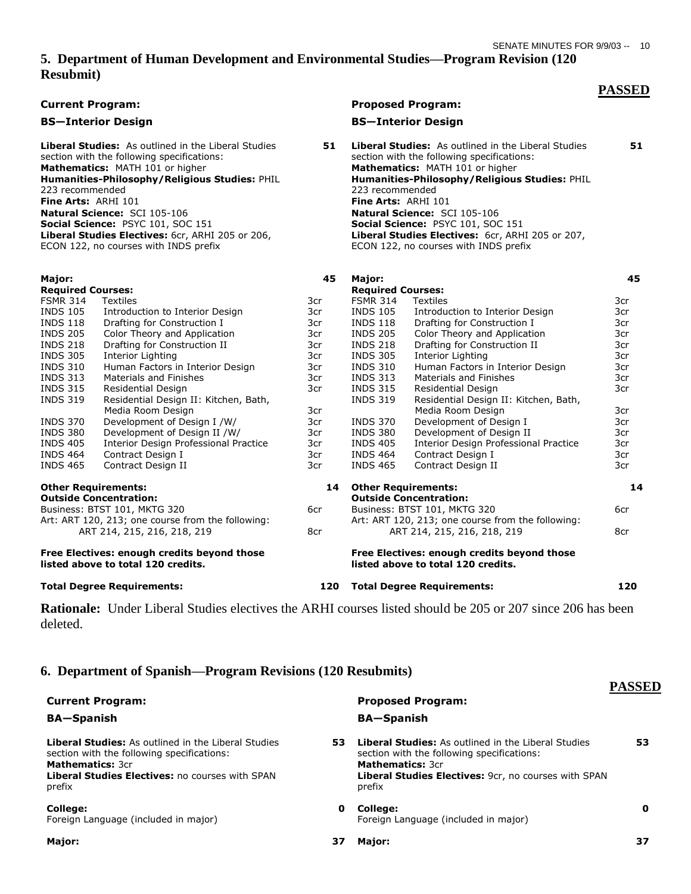## 5. Department of Human Development and Environmental Studies—Program Revision (120 Resubmit)

**PASSED**

**Current Program:**

**BS—Interior Design**

**Liberal Studies:** As outlined in the Liberal Studies section with the following specifications: **51**
**Mathematics:** MATH 101 or higher
**Humanities-Philosophy/Religious Studies:** PHIL 223 recommended
**Fine Arts:** ARHI 101
**Natural Science:** SCI 105-106
**Social Science:** PSYC 101, SOC 151
**Liberal Studies Electives:** 6cr, ARHI 205 or 206, ECON 122, no courses with INDS prefix

**Major:** **45**
**Required Courses:**

| | | |
|---|---|---|
| FSMR 314 | Textiles | 3cr |
| INDS 105 | Introduction to Interior Design | 3cr |
| INDS 118 | Drafting for Construction I | 3cr |
| INDS 205 | Color Theory and Application | 3cr |
| INDS 218 | Drafting for Construction II | 3cr |
| INDS 305 | Interior Lighting | 3cr |
| INDS 310 | Human Factors in Interior Design | 3cr |
| INDS 313 | Materials and Finishes | 3cr |
| INDS 315 | Residential Design | 3cr |
| INDS 319 | Residential Design II: Kitchen, Bath, Media Room Design | 3cr |
| INDS 370 | Development of Design I /W/ | 3cr |
| INDS 380 | Development of Design II /W/ | 3cr |
| INDS 405 | Interior Design Professional Practice | 3cr |
| INDS 464 | Contract Design I | 3cr |
| INDS 465 | Contract Design II | 3cr |

**Other Requirements:** **14**
**Outside Concentration:**
Business: BTST 101, MKTG 320 — 6cr
Art: ART 120, 213; one course from the following: ART 214, 215, 216, 218, 219 — 8cr

**Free Electives: enough credits beyond those listed above to total 120 credits.**

**Total Degree Requirements:** **120**

**Proposed Program:**

**BS—Interior Design**

**Liberal Studies:** As outlined in the Liberal Studies section with the following specifications: **51**
**Mathematics:** MATH 101 or higher
**Humanities-Philosophy/Religious Studies:** PHIL 223 recommended
**Fine Arts:** ARHI 101
**Natural Science:** SCI 105-106
**Social Science:** PSYC 101, SOC 151
**Liberal Studies Electives:** 6cr, ARHI 205 or 207, ECON 122, no courses with INDS prefix

**Major:** **45**
**Required Courses:**

| | | |
|---|---|---|
| FSMR 314 | Textiles | 3cr |
| INDS 105 | Introduction to Interior Design | 3cr |
| INDS 118 | Drafting for Construction I | 3cr |
| INDS 205 | Color Theory and Application | 3cr |
| INDS 218 | Drafting for Construction II | 3cr |
| INDS 305 | Interior Lighting | 3cr |
| INDS 310 | Human Factors in Interior Design | 3cr |
| INDS 313 | Materials and Finishes | 3cr |
| INDS 315 | Residential Design | 3cr |
| INDS 319 | Residential Design II: Kitchen, Bath, Media Room Design | 3cr |
| INDS 370 | Development of Design I | 3cr |
| INDS 380 | Development of Design II | 3cr |
| INDS 405 | Interior Design Professional Practice | 3cr |
| INDS 464 | Contract Design I | 3cr |
| INDS 465 | Contract Design II | 3cr |

**Other Requirements:** **14**
**Outside Concentration:**
Business: BTST 101, MKTG 320 — 6cr
Art: ART 120, 213; one course from the following: ART 214, 215, 216, 218, 219 — 8cr

**Free Electives: enough credits beyond those listed above to total 120 credits.**

**Total Degree Requirements:** **120**

**Rationale:** Under Liberal Studies electives the ARHI courses listed should be 205 or 207 since 206 has been deleted.

## 6. Department of Spanish—Program Revisions (120 Resubmits)

**PASSED**

**Current Program:**

**BA—Spanish**

**Liberal Studies:** As outlined in the Liberal Studies section with the following specifications: **53**
**Mathematics:** 3cr
**Liberal Studies Electives:** no courses with SPAN prefix

**College:** **0**
Foreign Language (included in major)

**Major:** **37**

**Proposed Program:**

**BA—Spanish**

**Liberal Studies:** As outlined in the Liberal Studies section with the following specifications: **53**
**Mathematics:** 3cr
**Liberal Studies Electives:** 9cr, no courses with SPAN prefix

**College:** **0**
Foreign Language (included in major)

**Major:** **37**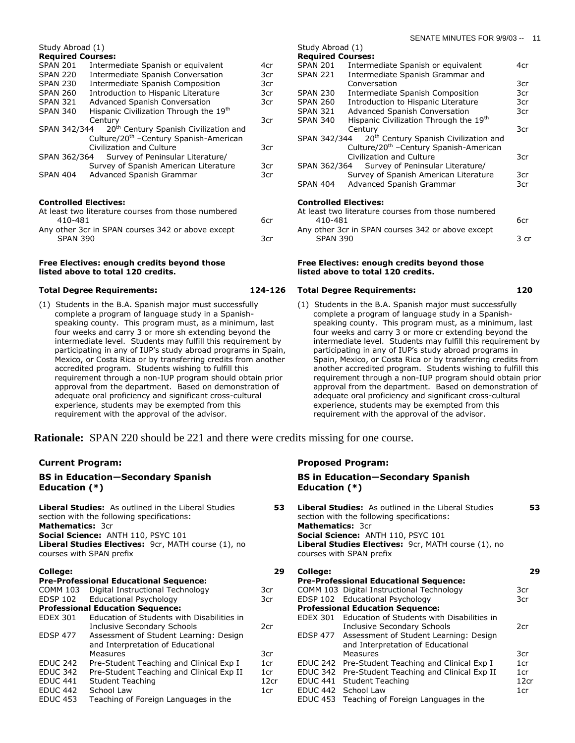Study Abroad (1)

**Required Courses:**

| | | |
|---|---|---|
| SPAN 201 | Intermediate Spanish or equivalent | 4cr |
| SPAN 220 | Intermediate Spanish Conversation | 3cr |
| SPAN 230 | Intermediate Spanish Composition | 3cr |
| SPAN 260 | Introduction to Hispanic Literature | 3cr |
| SPAN 321 | Advanced Spanish Conversation | 3cr |
| SPAN 340 | Hispanic Civilization Through the 19th Century | 3cr |
| SPAN 342/344 | 20th Century Spanish Civilization and Culture/20th –Century Spanish-American Civilization and Culture | 3cr |
| SPAN 362/364 | Survey of Peninsular Literature/ Survey of Spanish American Literature | 3cr |
| SPAN 404 | Advanced Spanish Grammar | 3cr |

**Controlled Electives:**

| | |
|---|---|
| At least two literature courses from those numbered 410-481 | 6cr |
| Any other 3cr in SPAN courses 342 or above except SPAN 390 | 3cr |

**Free Electives: enough credits beyond those listed above to total 120 credits.**

**Total Degree Requirements: 124-126**

(1) Students in the B.A. Spanish major must successfully complete a program of language study in a Spanish-speaking county. This program must, as a minimum, last four weeks and carry 3 or more sh extending beyond the intermediate level. Students may fulfill this requirement by participating in any of IUP's study abroad programs in Spain, Mexico, or Costa Rica or by transferring credits from another accredited program. Students wishing to fulfill this requirement through a non-IUP program should obtain prior approval from the department. Based on demonstration of adequate oral proficiency and significant cross-cultural experience, students may be exempted from this requirement with the approval of the advisor.

Study Abroad (1)

**Required Courses:**

| | | |
|---|---|---|
| SPAN 201 | Intermediate Spanish or equivalent | 4cr |
| SPAN 221 | Intermediate Spanish Grammar and Conversation | 3cr |
| SPAN 230 | Intermediate Spanish Composition | 3cr |
| SPAN 260 | Introduction to Hispanic Literature | 3cr |
| SPAN 321 | Advanced Spanish Conversation | 3cr |
| SPAN 340 | Hispanic Civilization Through the 19th Century | 3cr |
| SPAN 342/344 | 20th Century Spanish Civilization and Culture/20th –Century Spanish-American Civilization and Culture | 3cr |
| SPAN 362/364 | Survey of Peninsular Literature/ Survey of Spanish American Literature | 3cr |
| SPAN 404 | Advanced Spanish Grammar | 3cr |

**Controlled Electives:**

| | |
|---|---|
| At least two literature courses from those numbered 410-481 | 6cr |
| Any other 3cr in SPAN courses 342 or above except SPAN 390 | 3 cr |

**Free Electives: enough credits beyond those listed above to total 120 credits.**

**Total Degree Requirements: 120**

(1) Students in the B.A. Spanish major must successfully complete a program of language study in a Spanish-speaking county. This program must, as a minimum, last four weeks and carry 3 or more cr extending beyond the intermediate level. Students may fulfill this requirement by participating in any of IUP's study abroad programs in Spain, Mexico, or Costa Rica or by transferring credits from another accredited program. Students wishing to fulfill this requirement through a non-IUP program should obtain prior approval from the department. Based on demonstration of adequate oral proficiency and significant cross-cultural experience, students may be exempted from this requirement with the approval of the advisor.

**Rationale:** SPAN 220 should be 221 and there were credits missing for one course.

**Current Program:**

**BS in Education—Secondary Spanish Education (\*)**

**Liberal Studies:** As outlined in the Liberal Studies section with the following specifications: **53**
**Mathematics:** 3cr
**Social Science:** ANTH 110, PSYC 101
**Liberal Studies Electives:** 9cr, MATH course (1), no courses with SPAN prefix

**College: 29**

**Pre-Professional Educational Sequence:**

| | | |
|---|---|---|
| COMM 103 | Digital Instructional Technology | 3cr |
| EDSP 102 | Educational Psychology | 3cr |

**Professional Education Sequence:**

| | | |
|---|---|---|
| EDEX 301 | Education of Students with Disabilities in Inclusive Secondary Schools | 2cr |
| EDSP 477 | Assessment of Student Learning: Design and Interpretation of Educational Measures | 3cr |
| EDUC 242 | Pre-Student Teaching and Clinical Exp I | 1cr |
| EDUC 342 | Pre-Student Teaching and Clinical Exp II | 1cr |
| EDUC 441 | Student Teaching | 12cr |
| EDUC 442 | School Law | 1cr |
| EDUC 453 | Teaching of Foreign Languages in the | |

**Proposed Program:**

**BS in Education—Secondary Spanish Education (\*)**

**Liberal Studies:** As outlined in the Liberal Studies section with the following specifications: **53**
**Mathematics:** 3cr
**Social Science:** ANTH 110, PSYC 101
**Liberal Studies Electives:** 9cr, MATH course (1), no courses with SPAN prefix

**College: 29**

**Pre-Professional Educational Sequence:**

| | | |
|---|---|---|
| COMM 103 | Digital Instructional Technology | 3cr |
| EDSP 102 | Educational Psychology | 3cr |

**Professional Education Sequence:**

| | | |
|---|---|---|
| EDEX 301 | Education of Students with Disabilities in Inclusive Secondary Schools | 2cr |
| EDSP 477 | Assessment of Student Learning: Design and Interpretation of Educational Measures | 3cr |
| EDUC 242 | Pre-Student Teaching and Clinical Exp I | 1cr |
| EDUC 342 | Pre-Student Teaching and Clinical Exp II | 1cr |
| EDUC 441 | Student Teaching | 12cr |
| EDUC 442 | School Law | 1cr |
| EDUC 453 | Teaching of Foreign Languages in the | |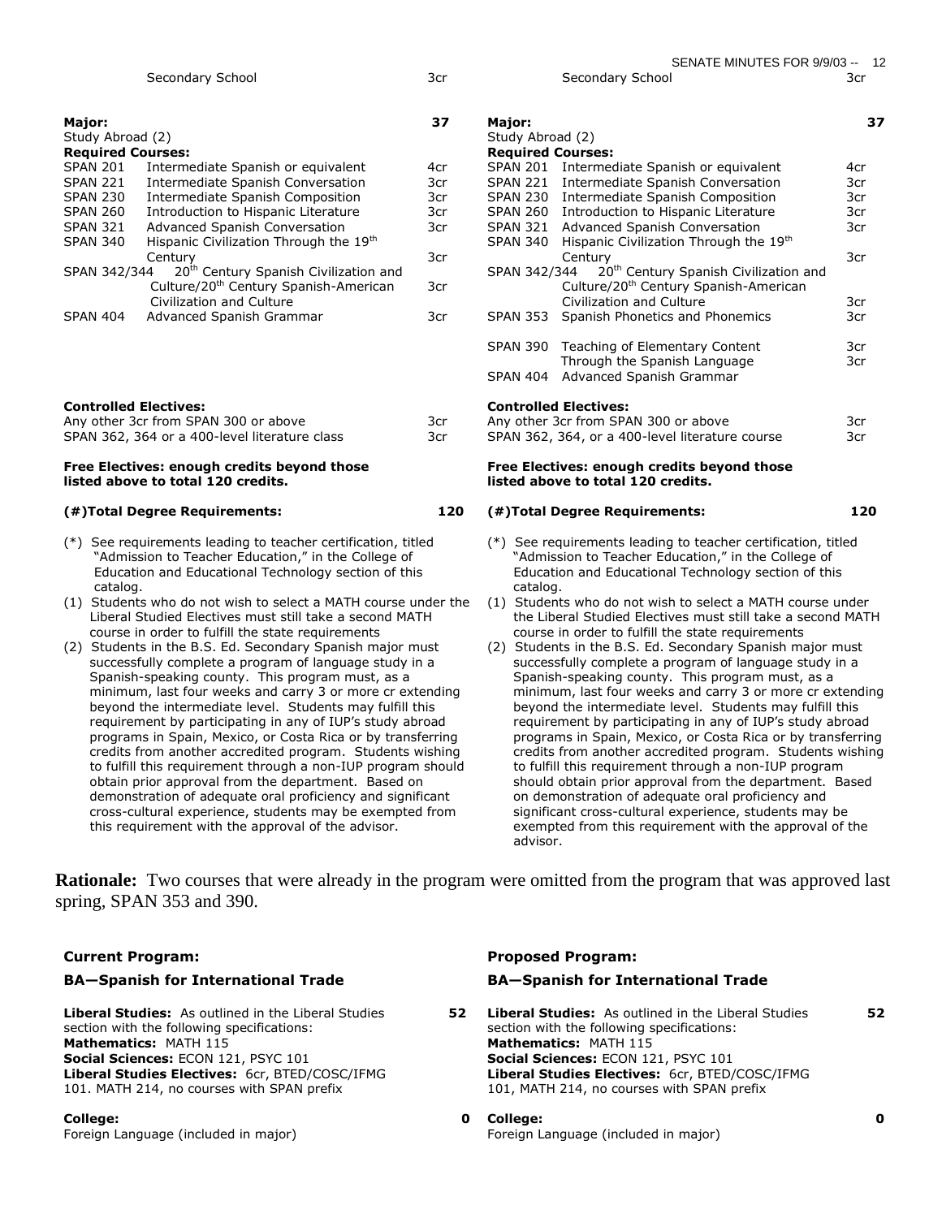| | | |
|---|---|---|
| | Secondary School | 3cr |

**Major:** 37
Study Abroad (2)

**Required Courses:**

| | | |
|---|---|---|
| SPAN 201 | Intermediate Spanish or equivalent | 4cr |
| SPAN 221 | Intermediate Spanish Conversation | 3cr |
| SPAN 230 | Intermediate Spanish Composition | 3cr |
| SPAN 260 | Introduction to Hispanic Literature | 3cr |
| SPAN 321 | Advanced Spanish Conversation | 3cr |
| SPAN 340 | Hispanic Civilization Through the 19th Century | 3cr |
| SPAN 342/344 | 20th Century Spanish Civilization and Culture/20th Century Spanish-American Civilization and Culture | 3cr |
| SPAN 404 | Advanced Spanish Grammar | 3cr |

**Controlled Electives:**

| | |
|---|---|
| Any other 3cr from SPAN 300 or above | 3cr |
| SPAN 362, 364 or a 400-level literature class | 3cr |

**Free Electives: enough credits beyond those listed above to total 120 credits.**

**(#)Total Degree Requirements:** 120

(*) See requirements leading to teacher certification, titled "Admission to Teacher Education," in the College of Education and Educational Technology section of this catalog.

(1) Students who do not wish to select a MATH course under the Liberal Studied Electives must still take a second MATH course in order to fulfill the state requirements

(2) Students in the B.S. Ed. Secondary Spanish major must successfully complete a program of language study in a Spanish-speaking county. This program must, as a minimum, last four weeks and carry 3 or more cr extending beyond the intermediate level. Students may fulfill this requirement by participating in any of IUP's study abroad programs in Spain, Mexico, or Costa Rica or by transferring credits from another accredited program. Students wishing to fulfill this requirement through a non-IUP program should obtain prior approval from the department. Based on demonstration of adequate oral proficiency and significant cross-cultural experience, students may be exempted from this requirement with the approval of the advisor.

| | | |
|---|---|---|
| | Secondary School | 3cr |

**Major:** 37
Study Abroad (2)

**Required Courses:**

| | | |
|---|---|---|
| SPAN 201 | Intermediate Spanish or equivalent | 4cr |
| SPAN 221 | Intermediate Spanish Conversation | 3cr |
| SPAN 230 | Intermediate Spanish Composition | 3cr |
| SPAN 260 | Introduction to Hispanic Literature | 3cr |
| SPAN 321 | Advanced Spanish Conversation | 3cr |
| SPAN 340 | Hispanic Civilization Through the 19th Century | 3cr |
| SPAN 342/344 | 20th Century Spanish Civilization and Culture/20th Century Spanish-American Civilization and Culture | 3cr |
| SPAN 353 | Spanish Phonetics and Phonemics | 3cr |
| SPAN 390 | Teaching of Elementary Content Through the Spanish Language | 3cr |
| SPAN 404 | Advanced Spanish Grammar | 3cr |

**Controlled Electives:**

| | |
|---|---|
| Any other 3cr from SPAN 300 or above | 3cr |
| SPAN 362, 364, or a 400-level literature course | 3cr |

**Free Electives: enough credits beyond those listed above to total 120 credits.**

**(#)Total Degree Requirements:** 120

(*) See requirements leading to teacher certification, titled "Admission to Teacher Education," in the College of Education and Educational Technology section of this catalog.

(1) Students who do not wish to select a MATH course under the Liberal Studied Electives must still take a second MATH course in order to fulfill the state requirements

(2) Students in the B.S. Ed. Secondary Spanish major must successfully complete a program of language study in a Spanish-speaking county. This program must, as a minimum, last four weeks and carry 3 or more cr extending beyond the intermediate level. Students may fulfill this requirement by participating in any of IUP's study abroad programs in Spain, Mexico, or Costa Rica or by transferring credits from another accredited program. Students wishing to fulfill this requirement through a non-IUP program should obtain prior approval from the department. Based on demonstration of adequate oral proficiency and significant cross-cultural experience, students may be exempted from this requirement with the approval of the advisor.

**Rationale:** Two courses that were already in the program were omitted from the program that was approved last spring, SPAN 353 and 390.

### Current Program:

### BA—Spanish for International Trade

**Liberal Studies:** As outlined in the Liberal Studies section with the following specifications: 52
**Mathematics:** MATH 115
**Social Sciences:** ECON 121, PSYC 101
**Liberal Studies Electives:** 6cr, BTED/COSC/IFMG 101. MATH 214, no courses with SPAN prefix

**College:** 0
Foreign Language (included in major)

### Proposed Program:

### BA—Spanish for International Trade

**Liberal Studies:** As outlined in the Liberal Studies section with the following specifications: 52
**Mathematics:** MATH 115
**Social Sciences:** ECON 121, PSYC 101
**Liberal Studies Electives:** 6cr, BTED/COSC/IFMG 101, MATH 214, no courses with SPAN prefix

**College:** 0
Foreign Language (included in major)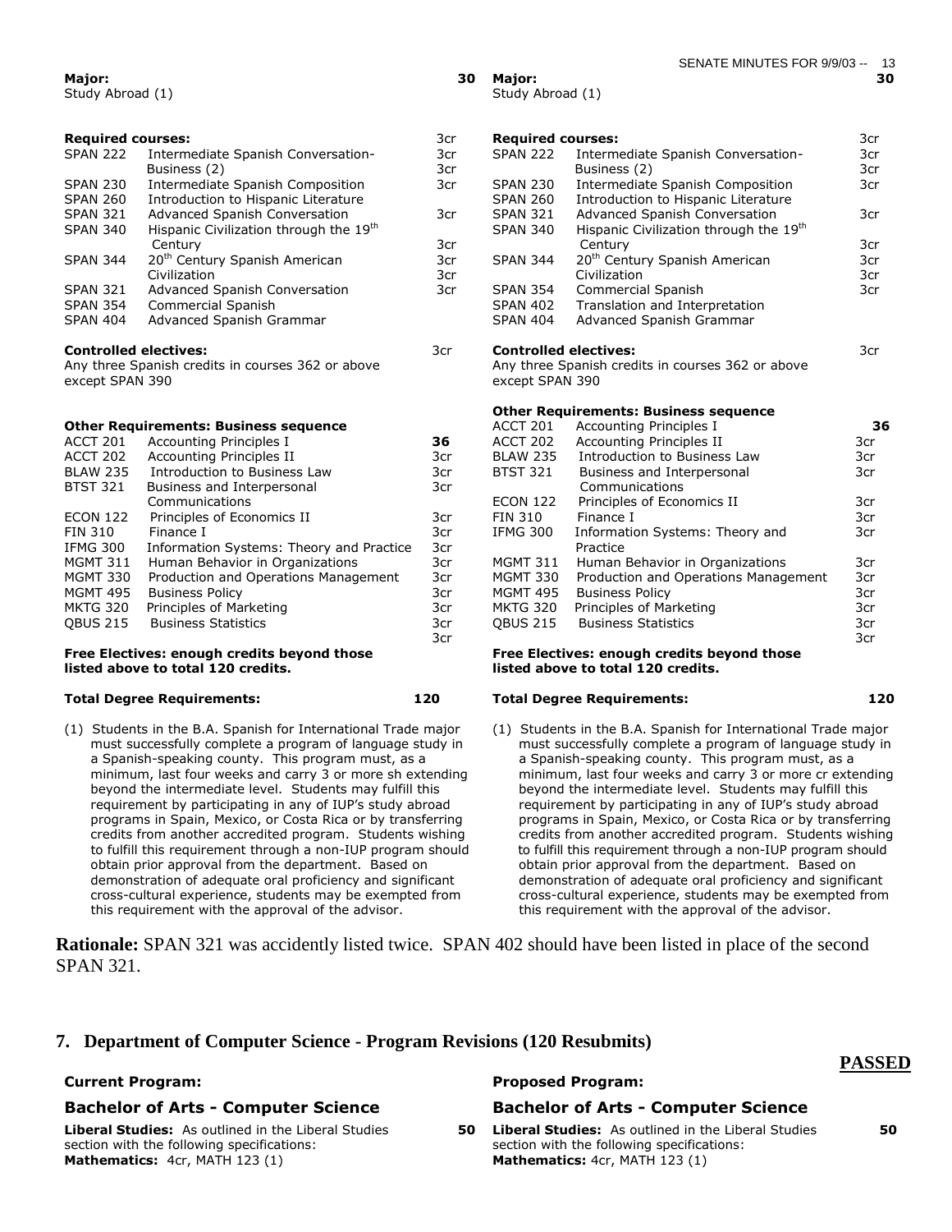**Major:** 30

Study Abroad (1)

**Required courses:**

| | | |
|---|---|---|
| | | 3cr |
| SPAN 222 | Intermediate Spanish Conversation-Business (2) | 3cr |
| SPAN 230 | Intermediate Spanish Composition | 3cr |
| SPAN 260 | Introduction to Hispanic Literature | 3cr |
| SPAN 321 | Advanced Spanish Conversation | 3cr |
| SPAN 340 | Hispanic Civilization through the 19th Century | 3cr |
| SPAN 344 | 20th Century Spanish American Civilization | 3cr |
| SPAN 321 | Advanced Spanish Conversation | 3cr |
| SPAN 354 | Commercial Spanish | 3cr |
| SPAN 404 | Advanced Spanish Grammar | |

**Controlled electives:** 3cr

Any three Spanish credits in courses 362 or above except SPAN 390

**Other Requirements: Business sequence**

| | | |
|---|---|---|
| ACCT 201 | Accounting Principles I | **36** |
| ACCT 202 | Accounting Principles II | 3cr |
| BLAW 235 | Introduction to Business Law | 3cr |
| BTST 321 | Business and Interpersonal Communications | 3cr |
| ECON 122 | Principles of Economics II | 3cr |
| FIN 310 | Finance I | 3cr |
| IFMG 300 | Information Systems: Theory and Practice | 3cr |
| MGMT 311 | Human Behavior in Organizations | 3cr |
| MGMT 330 | Production and Operations Management | 3cr |
| MGMT 495 | Business Policy | 3cr |
| MKTG 320 | Principles of Marketing | 3cr |
| QBUS 215 | Business Statistics | 3cr |
| | | 3cr |

**Free Electives: enough credits beyond those listed above to total 120 credits.**

**Total Degree Requirements:** **120**

(1) Students in the B.A. Spanish for International Trade major must successfully complete a program of language study in a Spanish-speaking county. This program must, as a minimum, last four weeks and carry 3 or more sh extending beyond the intermediate level. Students may fulfill this requirement by participating in any of IUP's study abroad programs in Spain, Mexico, or Costa Rica or by transferring credits from another accredited program. Students wishing to fulfill this requirement through a non-IUP program should obtain prior approval from the department. Based on demonstration of adequate oral proficiency and significant cross-cultural experience, students may be exempted from this requirement with the approval of the advisor.

**Major:** 30

Study Abroad (1)

**Required courses:**

| | | |
|---|---|---|
| | | 3cr |
| SPAN 222 | Intermediate Spanish Conversation-Business (2) | 3cr |
| SPAN 230 | Intermediate Spanish Composition | 3cr |
| SPAN 260 | Introduction to Hispanic Literature | 3cr |
| SPAN 321 | Advanced Spanish Conversation | 3cr |
| SPAN 340 | Hispanic Civilization through the 19th Century | 3cr |
| SPAN 344 | 20th Century Spanish American Civilization | 3cr |
| SPAN 354 | Commercial Spanish | 3cr |
| SPAN 402 | Translation and Interpretation | 3cr |
| SPAN 404 | Advanced Spanish Grammar | |

**Controlled electives:** 3cr

Any three Spanish credits in courses 362 or above except SPAN 390

**Other Requirements: Business sequence**

| | | |
|---|---|---|
| ACCT 201 | Accounting Principles I | **36** |
| ACCT 202 | Accounting Principles II | 3cr |
| BLAW 235 | Introduction to Business Law | 3cr |
| BTST 321 | Business and Interpersonal Communications | 3cr |
| ECON 122 | Principles of Economics II | 3cr |
| FIN 310 | Finance I | 3cr |
| IFMG 300 | Information Systems: Theory and Practice | 3cr |
| MGMT 311 | Human Behavior in Organizations | 3cr |
| MGMT 330 | Production and Operations Management | 3cr |
| MGMT 495 | Business Policy | 3cr |
| MKTG 320 | Principles of Marketing | 3cr |
| QBUS 215 | Business Statistics | 3cr |
| | | 3cr |

**Free Electives: enough credits beyond those listed above to total 120 credits.**

**Total Degree Requirements:** **120**

(1) Students in the B.A. Spanish for International Trade major must successfully complete a program of language study in a Spanish-speaking county. This program must, as a minimum, last four weeks and carry 3 or more cr extending beyond the intermediate level. Students may fulfill this requirement by participating in any of IUP's study abroad programs in Spain, Mexico, or Costa Rica or by transferring credits from another accredited program. Students wishing to fulfill this requirement through a non-IUP program should obtain prior approval from the department. Based on demonstration of adequate oral proficiency and significant cross-cultural experience, students may be exempted from this requirement with the approval of the advisor.

**Rationale:** SPAN 321 was accidently listed twice. SPAN 402 should have been listed in place of the second SPAN 321.

## 7. Department of Computer Science - Program Revisions (120 Resubmits)

**PASSED**

### Current Program:

### Bachelor of Arts - Computer Science

**Liberal Studies:** As outlined in the Liberal Studies section with the following specifications: 50

**Mathematics:** 4cr, MATH 123 (1)

### Proposed Program:

### Bachelor of Arts - Computer Science

**Liberal Studies:** As outlined in the Liberal Studies section with the following specifications: 50

**Mathematics:** 4cr, MATH 123 (1)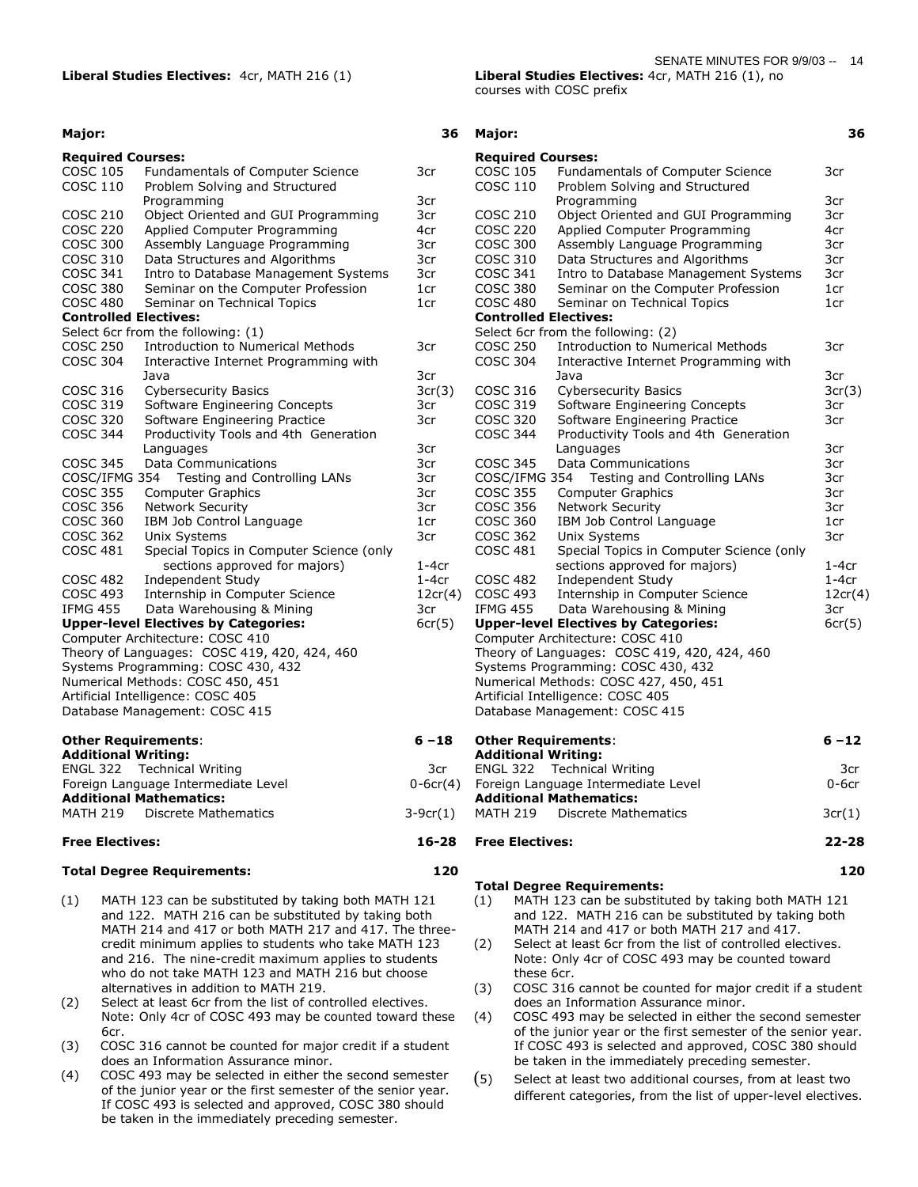**Liberal Studies Electives:** 4cr, MATH 216 (1)

**Major:** 36

**Required Courses:**

| | | |
|---|---|---|
| COSC 105 | Fundamentals of Computer Science | 3cr |
| COSC 110 | Problem Solving and Structured Programming | 3cr |
| COSC 210 | Object Oriented and GUI Programming | 3cr |
| COSC 220 | Applied Computer Programming | 4cr |
| COSC 300 | Assembly Language Programming | 3cr |
| COSC 310 | Data Structures and Algorithms | 3cr |
| COSC 341 | Intro to Database Management Systems | 3cr |
| COSC 380 | Seminar on the Computer Profession | 1cr |
| COSC 480 | Seminar on Technical Topics | 1cr |

**Controlled Electives:**

Select 6cr from the following: (1)

| | | |
|---|---|---|
| COSC 250 | Introduction to Numerical Methods | 3cr |
| COSC 304 | Interactive Internet Programming with Java | 3cr |
| COSC 316 | Cybersecurity Basics | 3cr(3) |
| COSC 319 | Software Engineering Concepts | 3cr |
| COSC 320 | Software Engineering Practice | 3cr |
| COSC 344 | Productivity Tools and 4th Generation Languages | 3cr |
| COSC 345 | Data Communications | 3cr |
| COSC/IFMG 354 | Testing and Controlling LANs | 3cr |
| COSC 355 | Computer Graphics | 3cr |
| COSC 356 | Network Security | 3cr |
| COSC 360 | IBM Job Control Language | 1cr |
| COSC 362 | Unix Systems | 3cr |
| COSC 481 | Special Topics in Computer Science (only sections approved for majors) | 1-4cr |
| COSC 482 | Independent Study | 1-4cr |
| COSC 493 | Internship in Computer Science | 12cr(4) |
| IFMG 455 | Data Warehousing & Mining | 3cr |

**Upper-level Electives by Categories:** 6cr(5)

Computer Architecture: COSC 410
Theory of Languages: COSC 419, 420, 424, 460
Systems Programming: COSC 430, 432
Numerical Methods: COSC 450, 451
Artificial Intelligence: COSC 405
Database Management: COSC 415

**Other Requirements**: 6 –18

**Additional Writing:**

| | | |
|---|---|---|
| ENGL 322 | Technical Writing | 3cr |
| Foreign Language Intermediate Level | | 0-6cr(4) |

**Additional Mathematics:**

| | | |
|---|---|---|
| MATH 219 | Discrete Mathematics | 3-9cr(1) |

**Free Electives:** 16-28

**Total Degree Requirements:** 120

(1) MATH 123 can be substituted by taking both MATH 121 and 122. MATH 216 can be substituted by taking both MATH 214 and 417 or both MATH 217 and 417. The three-credit minimum applies to students who take MATH 123 and 216. The nine-credit maximum applies to students who do not take MATH 123 and MATH 216 but choose alternatives in addition to MATH 219.
(2) Select at least 6cr from the list of controlled electives. Note: Only 4cr of COSC 493 may be counted toward these 6cr.
(3) COSC 316 cannot be counted for major credit if a student does an Information Assurance minor.
(4) COSC 493 may be selected in either the second semester of the junior year or the first semester of the senior year. If COSC 493 is selected and approved, COSC 380 should be taken in the immediately preceding semester.

**Liberal Studies Electives:** 4cr, MATH 216 (1), no courses with COSC prefix

**Major:** 36

**Required Courses:**

| | | |
|---|---|---|
| COSC 105 | Fundamentals of Computer Science | 3cr |
| COSC 110 | Problem Solving and Structured Programming | 3cr |
| COSC 210 | Object Oriented and GUI Programming | 3cr |
| COSC 220 | Applied Computer Programming | 4cr |
| COSC 300 | Assembly Language Programming | 3cr |
| COSC 310 | Data Structures and Algorithms | 3cr |
| COSC 341 | Intro to Database Management Systems | 3cr |
| COSC 380 | Seminar on the Computer Profession | 1cr |
| COSC 480 | Seminar on Technical Topics | 1cr |

**Controlled Electives:**

Select 6cr from the following: (2)

| | | |
|---|---|---|
| COSC 250 | Introduction to Numerical Methods | 3cr |
| COSC 304 | Interactive Internet Programming with Java | 3cr |
| COSC 316 | Cybersecurity Basics | 3cr(3) |
| COSC 319 | Software Engineering Concepts | 3cr |
| COSC 320 | Software Engineering Practice | 3cr |
| COSC 344 | Productivity Tools and 4th Generation Languages | 3cr |
| COSC 345 | Data Communications | 3cr |
| COSC/IFMG 354 | Testing and Controlling LANs | 3cr |
| COSC 355 | Computer Graphics | 3cr |
| COSC 356 | Network Security | 3cr |
| COSC 360 | IBM Job Control Language | 1cr |
| COSC 362 | Unix Systems | 3cr |
| COSC 481 | Special Topics in Computer Science (only sections approved for majors) | 1-4cr |
| COSC 482 | Independent Study | 1-4cr |
| COSC 493 | Internship in Computer Science | 12cr(4) |
| IFMG 455 | Data Warehousing & Mining | 3cr |

**Upper-level Electives by Categories:** 6cr(5)

Computer Architecture: COSC 410
Theory of Languages: COSC 419, 420, 424, 460
Systems Programming: COSC 430, 432
Numerical Methods: COSC 427, 450, 451
Artificial Intelligence: COSC 405
Database Management: COSC 415

**Other Requirements**: 6 –12

**Additional Writing:**

| | | |
|---|---|---|
| ENGL 322 | Technical Writing | 3cr |
| Foreign Language Intermediate Level | | 0-6cr |

**Additional Mathematics:**

| | | |
|---|---|---|
| MATH 219 | Discrete Mathematics | 3cr(1) |

**Free Electives:** 22-28

**Total Degree Requirements:** 120

(1) MATH 123 can be substituted by taking both MATH 121 and 122. MATH 216 can be substituted by taking both MATH 214 and 417 or both MATH 217 and 417.
(2) Select at least 6cr from the list of controlled electives. Note: Only 4cr of COSC 493 may be counted toward these 6cr.
(3) COSC 316 cannot be counted for major credit if a student does an Information Assurance minor.
(4) COSC 493 may be selected in either the second semester of the junior year or the first semester of the senior year. If COSC 493 is selected and approved, COSC 380 should be taken in the immediately preceding semester.
(5) Select at least two additional courses, from at least two different categories, from the list of upper-level electives.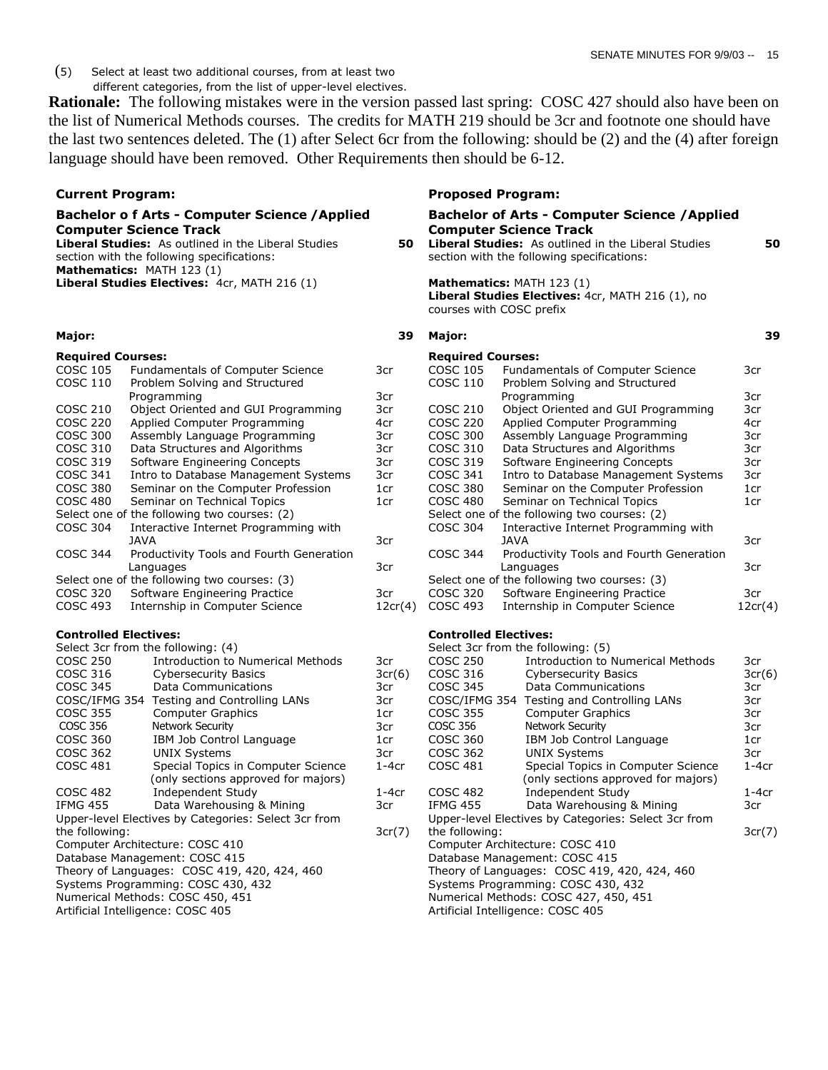(5) Select at least two additional courses, from at least two different categories, from the list of upper-level electives.

**Rationale:** The following mistakes were in the version passed last spring: COSC 427 should also have been on the list of Numerical Methods courses. The credits for MATH 219 should be 3cr and footnote one should have the last two sentences deleted. The (1) after Select 6cr from the following: should be (2) and the (4) after foreign language should have been removed. Other Requirements then should be 6-12.

## Current Program:

**Bachelor o f Arts - Computer Science /Applied Computer Science Track**

**Liberal Studies:** As outlined in the Liberal Studies section with the following specifications: **50**

**Mathematics:** MATH 123 (1)

**Liberal Studies Electives:** 4cr, MATH 216 (1)

**Major:** **39**

**Required Courses:**

| | | |
|---|---|---|
| COSC 105 | Fundamentals of Computer Science | 3cr |
| COSC 110 | Problem Solving and Structured Programming | 3cr |
| COSC 210 | Object Oriented and GUI Programming | 3cr |
| COSC 220 | Applied Computer Programming | 4cr |
| COSC 300 | Assembly Language Programming | 3cr |
| COSC 310 | Data Structures and Algorithms | 3cr |
| COSC 319 | Software Engineering Concepts | 3cr |
| COSC 341 | Intro to Database Management Systems | 3cr |
| COSC 380 | Seminar on the Computer Profession | 1cr |
| COSC 480 | Seminar on Technical Topics | 1cr |
| Select one of the following two courses: (2) | | |
| COSC 304 | Interactive Internet Programming with JAVA | 3cr |
| COSC 344 | Productivity Tools and Fourth Generation Languages | 3cr |
| Select one of the following two courses: (3) | | |
| COSC 320 | Software Engineering Practice | 3cr |
| COSC 493 | Internship in Computer Science | 12cr(4) |

**Controlled Electives:**

Select 3cr from the following: (4)

| | | |
|---|---|---|
| COSC 250 | Introduction to Numerical Methods | 3cr |
| COSC 316 | Cybersecurity Basics | 3cr(6) |
| COSC 345 | Data Communications | 3cr |
| COSC/IFMG 354 | Testing and Controlling LANs | 3cr |
| COSC 355 | Computer Graphics | 1cr |
| COSC 356 | Network Security | 3cr |
| COSC 360 | IBM Job Control Language | 1cr |
| COSC 362 | UNIX Systems | 3cr |
| COSC 481 | Special Topics in Computer Science (only sections approved for majors) | 1-4cr |
| COSC 482 | Independent Study | 1-4cr |
| IFMG 455 | Data Warehousing & Mining | 3cr |

Upper-level Electives by Categories: Select 3cr from the following: 3cr(7)

Computer Architecture: COSC 410
Database Management: COSC 415
Theory of Languages: COSC 419, 420, 424, 460
Systems Programming: COSC 430, 432
Numerical Methods: COSC 450, 451
Artificial Intelligence: COSC 405

## Proposed Program:

**Bachelor of Arts - Computer Science /Applied Computer Science Track**

**Liberal Studies:** As outlined in the Liberal Studies section with the following specifications: **50**

**Mathematics:** MATH 123 (1)

**Liberal Studies Electives:** 4cr, MATH 216 (1), no courses with COSC prefix

**Major:** **39**

**Required Courses:**

| | | |
|---|---|---|
| COSC 105 | Fundamentals of Computer Science | 3cr |
| COSC 110 | Problem Solving and Structured Programming | 3cr |
| COSC 210 | Object Oriented and GUI Programming | 3cr |
| COSC 220 | Applied Computer Programming | 4cr |
| COSC 300 | Assembly Language Programming | 3cr |
| COSC 310 | Data Structures and Algorithms | 3cr |
| COSC 319 | Software Engineering Concepts | 3cr |
| COSC 341 | Intro to Database Management Systems | 3cr |
| COSC 380 | Seminar on the Computer Profession | 1cr |
| COSC 480 | Seminar on Technical Topics | 1cr |
| Select one of the following two courses: (2) | | |
| COSC 304 | Interactive Internet Programming with JAVA | 3cr |
| COSC 344 | Productivity Tools and Fourth Generation Languages | 3cr |
| Select one of the following two courses: (3) | | |
| COSC 320 | Software Engineering Practice | 3cr |
| COSC 493 | Internship in Computer Science | 12cr(4) |

**Controlled Electives:**

Select 3cr from the following: (5)

| | | |
|---|---|---|
| COSC 250 | Introduction to Numerical Methods | 3cr |
| COSC 316 | Cybersecurity Basics | 3cr(6) |
| COSC 345 | Data Communications | 3cr |
| COSC/IFMG 354 | Testing and Controlling LANs | 3cr |
| COSC 355 | Computer Graphics | 3cr |
| COSC 356 | Network Security | 3cr |
| COSC 360 | IBM Job Control Language | 1cr |
| COSC 362 | UNIX Systems | 3cr |
| COSC 481 | Special Topics in Computer Science (only sections approved for majors) | 1-4cr |
| COSC 482 | Independent Study | 1-4cr |
| IFMG 455 | Data Warehousing & Mining | 3cr |

Upper-level Electives by Categories: Select 3cr from the following: 3cr(7)

Computer Architecture: COSC 410
Database Management: COSC 415
Theory of Languages: COSC 419, 420, 424, 460
Systems Programming: COSC 430, 432
Numerical Methods: COSC 427, 450, 451
Artificial Intelligence: COSC 405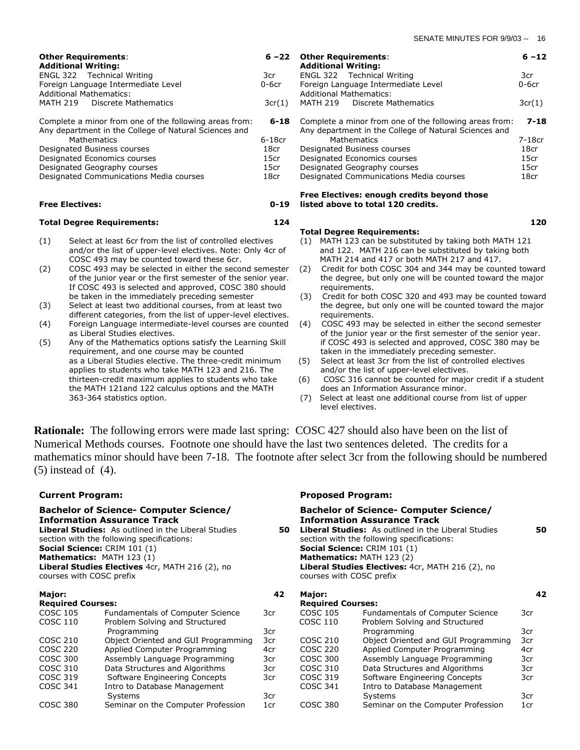**Other Requirements**: **6 –22**
**Additional Writing:**

| | | |
|---|---|---|
| ENGL 322 | Technical Writing | 3cr |
| Foreign Language Intermediate Level | | 0-6cr |
| Additional Mathematics: | | |
| MATH 219 | Discrete Mathematics | 3cr(1) |

Complete a minor from one of the following areas from: **6-18**
Any department in the College of Natural Sciences and

| | |
|---|---|
| Mathematics | 6-18cr |
| Designated Business courses | 18cr |
| Designated Economics courses | 15cr |
| Designated Geography courses | 15cr |
| Designated Communications Media courses | 18cr |

**Free Electives:** **0-19**

**Total Degree Requirements:** **124**

(1) Select at least 6cr from the list of controlled electives and/or the list of upper-level electives. Note: Only 4cr of COSC 493 may be counted toward these 6cr.
(2) COSC 493 may be selected in either the second semester of the junior year or the first semester of the senior year. If COSC 493 is selected and approved, COSC 380 should be taken in the immediately preceding semester
(3) Select at least two additional courses, from at least two different categories, from the list of upper-level electives.
(4) Foreign Language intermediate-level courses are counted as Liberal Studies electives.
(5) Any of the Mathematics options satisfy the Learning Skill requirement, and one course may be counted as a Liberal Studies elective. The three-credit minimum applies to students who take MATH 123 and 216. The thirteen-credit maximum applies to students who take the MATH 121and 122 calculus options and the MATH 363-364 statistics option.

**Other Requirements**: **6 –12**
**Additional Writing:**

| | | |
|---|---|---|
| ENGL 322 | Technical Writing | 3cr |
| Foreign Language Intermediate Level | | 0-6cr |
| Additional Mathematics: | | |
| MATH 219 | Discrete Mathematics | 3cr(1) |

Complete a minor from one of the following areas from: **7-18**
Any department in the College of Natural Sciences and

| | |
|---|---|
| Mathematics | 7-18cr |
| Designated Business courses | 18cr |
| Designated Economics courses | 15cr |
| Designated Geography courses | 15cr |
| Designated Communications Media courses | 18cr |

**Free Electives: enough credits beyond those listed above to total 120 credits.**

**Total Degree Requirements:** **120**

(1) MATH 123 can be substituted by taking both MATH 121 and 122. MATH 216 can be substituted by taking both MATH 214 and 417 or both MATH 217 and 417.
(2) Credit for both COSC 304 and 344 may be counted toward the degree, but only one will be counted toward the major requirements.
(3) Credit for both COSC 320 and 493 may be counted toward the degree, but only one will be counted toward the major requirements.
(4) COSC 493 may be selected in either the second semester of the junior year or the first semester of the senior year. if COSC 493 is selected and approved, COSC 380 may be taken in the immediately preceding semester.
(5) Select at least 3cr from the list of controlled electives and/or the list of upper-level electives.
(6) COSC 316 cannot be counted for major credit if a student does an Information Assurance minor.
(7) Select at least one additional course from list of upper level electives.

**Rationale:** The following errors were made last spring: COSC 427 should also have been on the list of Numerical Methods courses. Footnote one should have the last two sentences deleted. The credits for a mathematics minor should have been 7-18. The footnote after select 3cr from the following should be numbered (5) instead of (4).

**Current Program:**

**Bachelor of Science- Computer Science/ Information Assurance Track**

**Liberal Studies:** As outlined in the Liberal Studies section with the following specifications: **50**
**Social Science:** CRIM 101 (1)
**Mathematics:** MATH 123 (1)
**Liberal Studies Electives** 4cr, MATH 216 (2), no courses with COSC prefix

**Major:** **42**
**Required Courses:**

| | | |
|---|---|---|
| COSC 105 | Fundamentals of Computer Science | 3cr |
| COSC 110 | Problem Solving and Structured Programming | 3cr |
| COSC 210 | Object Oriented and GUI Programming | 3cr |
| COSC 220 | Applied Computer Programming | 4cr |
| COSC 300 | Assembly Language Programming | 3cr |
| COSC 310 | Data Structures and Algorithms | 3cr |
| COSC 319 | Software Engineering Concepts | 3cr |
| COSC 341 | Intro to Database Management Systems | 3cr |
| COSC 380 | Seminar on the Computer Profession | 1cr |

**Proposed Program:**

**Bachelor of Science- Computer Science/ Information Assurance Track**

**Liberal Studies:** As outlined in the Liberal Studies section with the following specifications: **50**
**Social Science:** CRIM 101 (1)
**Mathematics:** MATH 123 (2)
**Liberal Studies Electives:** 4cr, MATH 216 (2), no courses with COSC prefix

**Major:** **42**
**Required Courses:**

| | | |
|---|---|---|
| COSC 105 | Fundamentals of Computer Science | 3cr |
| COSC 110 | Problem Solving and Structured Programming | 3cr |
| COSC 210 | Object Oriented and GUI Programming | 3cr |
| COSC 220 | Applied Computer Programming | 4cr |
| COSC 300 | Assembly Language Programming | 3cr |
| COSC 310 | Data Structures and Algorithms | 3cr |
| COSC 319 | Software Engineering Concepts | 3cr |
| COSC 341 | Intro to Database Management Systems | 3cr |
| COSC 380 | Seminar on the Computer Profession | 1cr |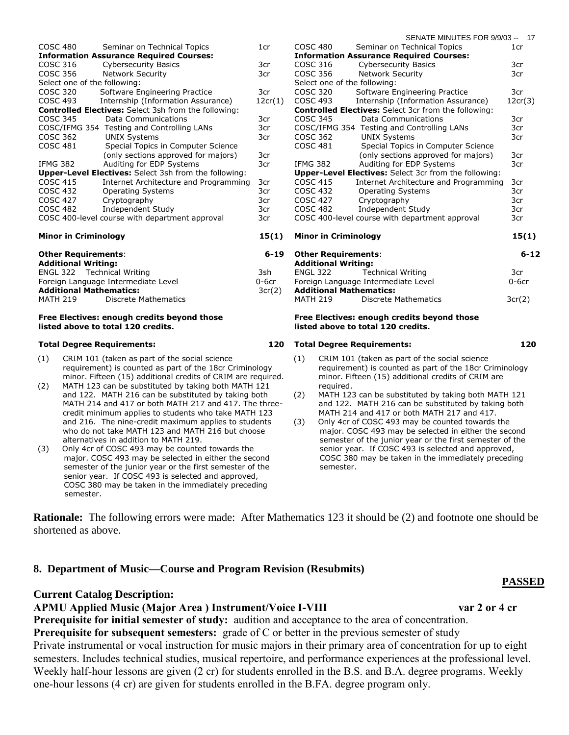| | | |
|---|---|---|
| COSC 480 | Seminar on Technical Topics | 1cr |
| **Information Assurance Required Courses:** | | |
| COSC 316 | Cybersecurity Basics | 3cr |
| COSC 356 | Network Security | 3cr |
| Select one of the following: | | |
| COSC 320 | Software Engineering Practice | 3cr |
| COSC 493 | Internship (Information Assurance) | 12cr(1) |
| **Controlled Electives:** Select 3sh from the following: | | |
| COSC 345 | Data Communications | 3cr |
| COSC/IFMG 354 | Testing and Controlling LANs | 3cr |
| COSC 362 | UNIX Systems | 3cr |
| COSC 481 | Special Topics in Computer Science (only sections approved for majors) | 3cr |
| IFMG 382 | Auditing for EDP Systems | 3cr |
| **Upper-Level Electives:** Select 3sh from the following: | | |
| COSC 415 | Internet Architecture and Programming | 3cr |
| COSC 432 | Operating Systems | 3cr |
| COSC 427 | Cryptography | 3cr |
| COSC 482 | Independent Study | 3cr |
| COSC 400-level course with department approval | | 3cr |
| **Minor in Criminology** | | **15(1)** |
| **Other Requirements**: | | **6-19** |
| **Additional Writing:** | | |
| ENGL 322 | Technical Writing | 3sh |
| Foreign Language Intermediate Level | | 0-6cr |
| **Additional Mathematics:** | | 3cr(2) |
| MATH 219 | Discrete Mathematics | |

**Free Electives: enough credits beyond those listed above to total 120 credits.**

**Total Degree Requirements: 120**

(1) CRIM 101 (taken as part of the social science requirement) is counted as part of the 18cr Criminology minor. Fifteen (15) additional credits of CRIM are required.
(2) MATH 123 can be substituted by taking both MATH 121 and 122. MATH 216 can be substituted by taking both MATH 214 and 417 or both MATH 217 and 417. The three-credit minimum applies to students who take MATH 123 and 216. The nine-credit maximum applies to students who do not take MATH 123 and MATH 216 but choose alternatives in addition to MATH 219.
(3) Only 4cr of COSC 493 may be counted towards the major. COSC 493 may be selected in either the second semester of the junior year or the first semester of the senior year. If COSC 493 is selected and approved, COSC 380 may be taken in the immediately preceding semester.

| | | |
|---|---|---|
| COSC 480 | Seminar on Technical Topics | 1cr |
| **Information Assurance Required Courses:** | | |
| COSC 316 | Cybersecurity Basics | 3cr |
| COSC 356 | Network Security | 3cr |
| Select one of the following: | | |
| COSC 320 | Software Engineering Practice | 3cr |
| COSC 493 | Internship (Information Assurance) | 12cr(3) |
| **Controlled Electives:** Select 3cr from the following: | | |
| COSC 345 | Data Communications | 3cr |
| COSC/IFMG 354 | Testing and Controlling LANs | 3cr |
| COSC 362 | UNIX Systems | 3cr |
| COSC 481 | Special Topics in Computer Science (only sections approved for majors) | 3cr |
| IFMG 382 | Auditing for EDP Systems | 3cr |
| **Upper-Level Electives:** Select 3cr from the following: | | |
| COSC 415 | Internet Architecture and Programming | 3cr |
| COSC 432 | Operating Systems | 3cr |
| COSC 427 | Cryptography | 3cr |
| COSC 482 | Independent Study | 3cr |
| COSC 400-level course with department approval | | 3cr |
| **Minor in Criminology** | | **15(1)** |
| **Other Requirements**: | | **6-12** |
| **Additional Writing:** | | |
| ENGL 322 | Technical Writing | 3cr |
| Foreign Language Intermediate Level | | 0-6cr |
| **Additional Mathematics:** | | |
| MATH 219 | Discrete Mathematics | 3cr(2) |

**Free Electives: enough credits beyond those listed above to total 120 credits.**

**Total Degree Requirements: 120**

(1) CRIM 101 (taken as part of the social science requirement) is counted as part of the 18cr Criminology minor. Fifteen (15) additional credits of CRIM are required.
(2) MATH 123 can be substituted by taking both MATH 121 and 122. MATH 216 can be substituted by taking both MATH 214 and 417 or both MATH 217 and 417.
(3) Only 4cr of COSC 493 may be counted towards the major. COSC 493 may be selected in either the second semester of the junior year or the first semester of the senior year. If COSC 493 is selected and approved, COSC 380 may be taken in the immediately preceding semester.

**Rationale:** The following errors were made: After Mathematics 123 it should be (2) and footnote one should be shortened as above.

## 8. Department of Music—Course and Program Revision (Resubmits)

**PASSED**

**Current Catalog Description:**

**APMU Applied Music (Major Area ) Instrument/Voice I-VIII var 2 or 4 cr**

**Prerequisite for initial semester of study:** audition and acceptance to the area of concentration.

**Prerequisite for subsequent semesters:** grade of C or better in the previous semester of study

Private instrumental or vocal instruction for music majors in their primary area of concentration for up to eight semesters. Includes technical studies, musical repertoire, and performance experiences at the professional level. Weekly half-hour lessons are given (2 cr) for students enrolled in the B.S. and B.A. degree programs. Weekly one-hour lessons (4 cr) are given for students enrolled in the B.FA. degree program only.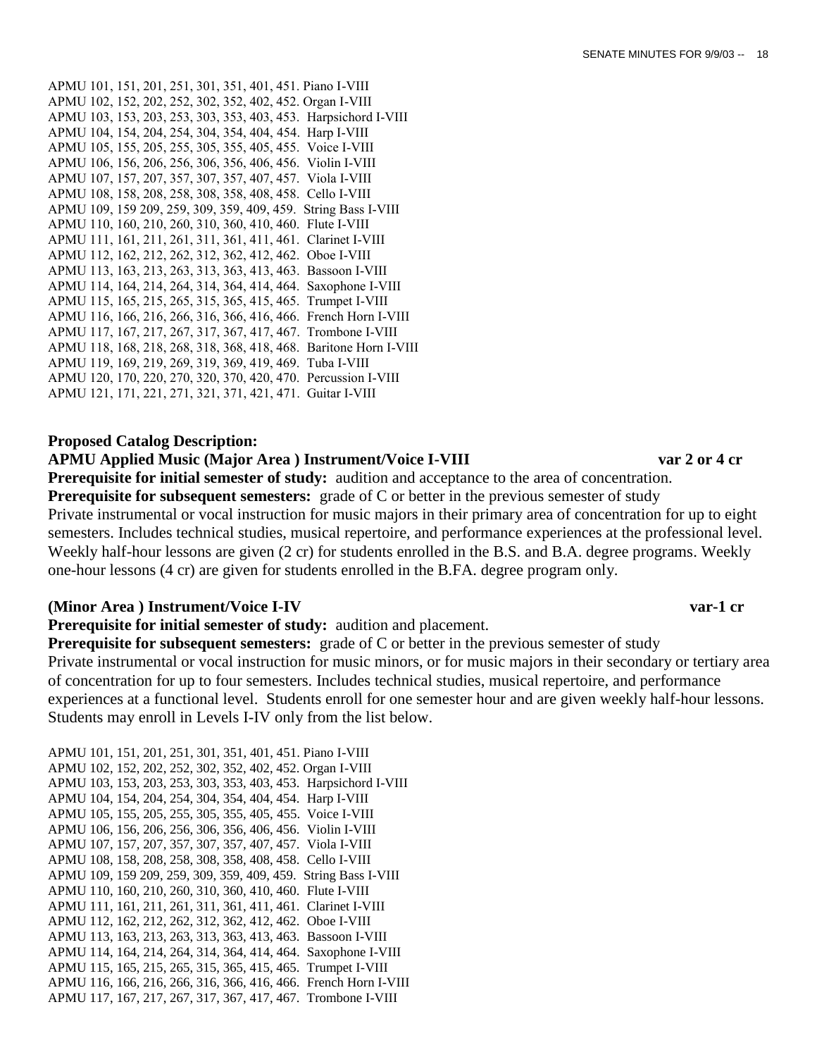APMU 101, 151, 201, 251, 301, 351, 401, 451. Piano I-VIII
APMU 102, 152, 202, 252, 302, 352, 402, 452. Organ I-VIII
APMU 103, 153, 203, 253, 303, 353, 403, 453. Harpsichord I-VIII
APMU 104, 154, 204, 254, 304, 354, 404, 454. Harp I-VIII
APMU 105, 155, 205, 255, 305, 355, 405, 455. Voice I-VIII
APMU 106, 156, 206, 256, 306, 356, 406, 456. Violin I-VIII
APMU 107, 157, 207, 357, 307, 357, 407, 457. Viola I-VIII
APMU 108, 158, 208, 258, 308, 358, 408, 458. Cello I-VIII
APMU 109, 159 209, 259, 309, 359, 409, 459. String Bass I-VIII
APMU 110, 160, 210, 260, 310, 360, 410, 460. Flute I-VIII
APMU 111, 161, 211, 261, 311, 361, 411, 461. Clarinet I-VIII
APMU 112, 162, 212, 262, 312, 362, 412, 462. Oboe I-VIII
APMU 113, 163, 213, 263, 313, 363, 413, 463. Bassoon I-VIII
APMU 114, 164, 214, 264, 314, 364, 414, 464. Saxophone I-VIII
APMU 115, 165, 215, 265, 315, 365, 415, 465. Trumpet I-VIII
APMU 116, 166, 216, 266, 316, 366, 416, 466. French Horn I-VIII
APMU 117, 167, 217, 267, 317, 367, 417, 467. Trombone I-VIII
APMU 118, 168, 218, 268, 318, 368, 418, 468. Baritone Horn I-VIII
APMU 119, 169, 219, 269, 319, 369, 419, 469. Tuba I-VIII
APMU 120, 170, 220, 270, 320, 370, 420, 470. Percussion I-VIII
APMU 121, 171, 221, 271, 321, 371, 421, 471. Guitar I-VIII

**Proposed Catalog Description:**

**APMU Applied Music (Major Area ) Instrument/Voice I-VIII** **var 2 or 4 cr**

**Prerequisite for initial semester of study:** audition and acceptance to the area of concentration.

**Prerequisite for subsequent semesters:** grade of C or better in the previous semester of study

Private instrumental or vocal instruction for music majors in their primary area of concentration for up to eight semesters. Includes technical studies, musical repertoire, and performance experiences at the professional level. Weekly half-hour lessons are given (2 cr) for students enrolled in the B.S. and B.A. degree programs. Weekly one-hour lessons (4 cr) are given for students enrolled in the B.FA. degree program only.

**(Minor Area ) Instrument/Voice I-IV** **var-1 cr**

**Prerequisite for initial semester of study:** audition and placement.

**Prerequisite for subsequent semesters:** grade of C or better in the previous semester of study

Private instrumental or vocal instruction for music minors, or for music majors in their secondary or tertiary area of concentration for up to four semesters. Includes technical studies, musical repertoire, and performance experiences at a functional level. Students enroll for one semester hour and are given weekly half-hour lessons. Students may enroll in Levels I-IV only from the list below.

APMU 101, 151, 201, 251, 301, 351, 401, 451. Piano I-VIII
APMU 102, 152, 202, 252, 302, 352, 402, 452. Organ I-VIII
APMU 103, 153, 203, 253, 303, 353, 403, 453. Harpsichord I-VIII
APMU 104, 154, 204, 254, 304, 354, 404, 454. Harp I-VIII
APMU 105, 155, 205, 255, 305, 355, 405, 455. Voice I-VIII
APMU 106, 156, 206, 256, 306, 356, 406, 456. Violin I-VIII
APMU 107, 157, 207, 357, 307, 357, 407, 457. Viola I-VIII
APMU 108, 158, 208, 258, 308, 358, 408, 458. Cello I-VIII
APMU 109, 159 209, 259, 309, 359, 409, 459. String Bass I-VIII
APMU 110, 160, 210, 260, 310, 360, 410, 460. Flute I-VIII
APMU 111, 161, 211, 261, 311, 361, 411, 461. Clarinet I-VIII
APMU 112, 162, 212, 262, 312, 362, 412, 462. Oboe I-VIII
APMU 113, 163, 213, 263, 313, 363, 413, 463. Bassoon I-VIII
APMU 114, 164, 214, 264, 314, 364, 414, 464. Saxophone I-VIII
APMU 115, 165, 215, 265, 315, 365, 415, 465. Trumpet I-VIII
APMU 116, 166, 216, 266, 316, 366, 416, 466. French Horn I-VIII
APMU 117, 167, 217, 267, 317, 367, 417, 467. Trombone I-VIII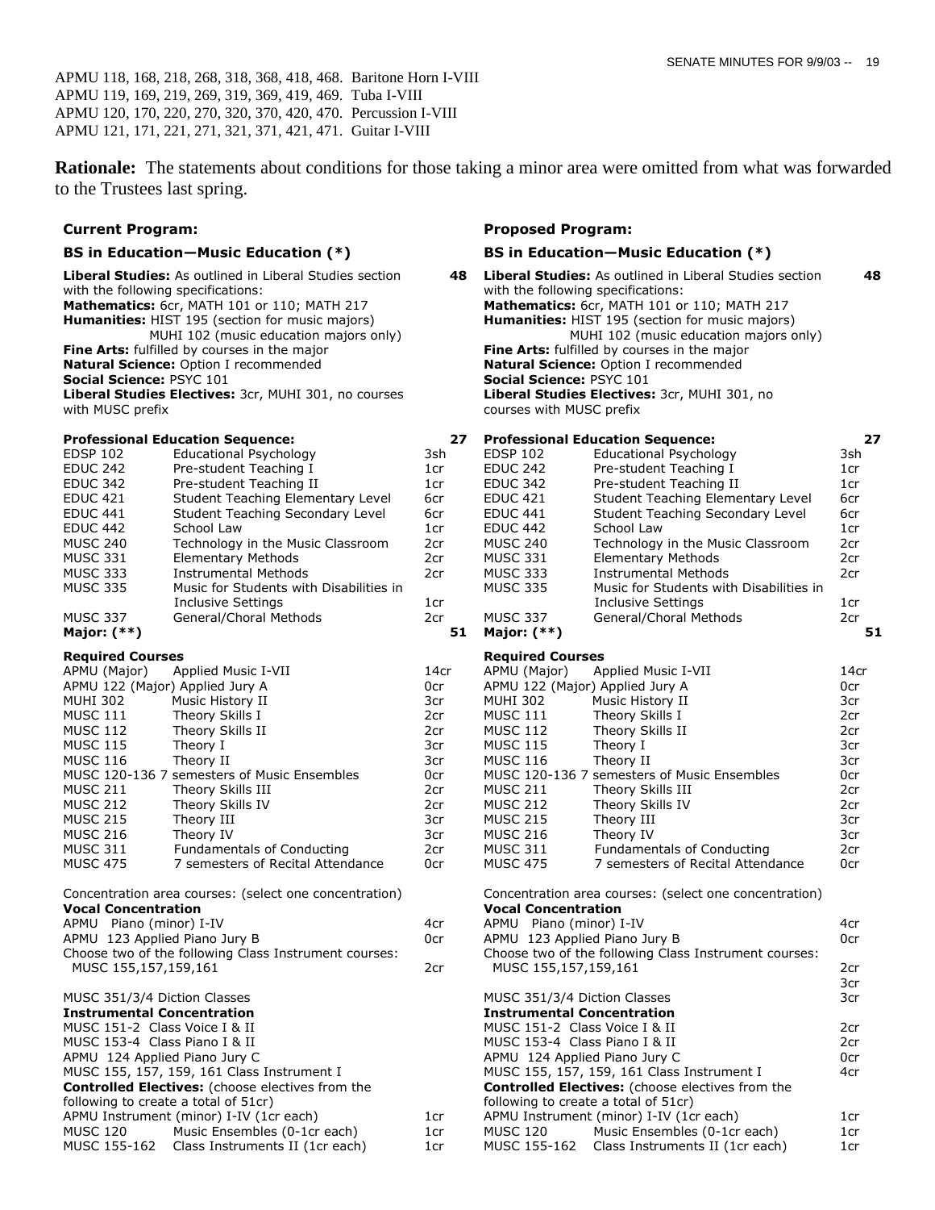APMU 118, 168, 218, 268, 318, 368, 418, 468. Baritone Horn I-VIII
APMU 119, 169, 219, 269, 319, 369, 419, 469. Tuba I-VIII
APMU 120, 170, 220, 270, 320, 370, 420, 470. Percussion I-VIII
APMU 121, 171, 221, 271, 321, 371, 421, 471. Guitar I-VIII

**Rationale:** The statements about conditions for those taking a minor area were omitted from what was forwarded to the Trustees last spring.

## Current Program:

### BS in Education—Music Education (*)

**Liberal Studies:** As outlined in Liberal Studies section with the following specifications: **48**
**Mathematics:** 6cr, MATH 101 or 110; MATH 217
**Humanities:** HIST 195 (section for music majors)
MUHI 102 (music education majors only)
**Fine Arts:** fulfilled by courses in the major
**Natural Science:** Option I recommended
**Social Science:** PSYC 101
**Liberal Studies Electives:** 3cr, MUHI 301, no courses with MUSC prefix

| **Professional Education Sequence:** | | **27** |
|---|---|---|
| EDSP 102 | Educational Psychology | 3sh |
| EDUC 242 | Pre-student Teaching I | 1cr |
| EDUC 342 | Pre-student Teaching II | 1cr |
| EDUC 421 | Student Teaching Elementary Level | 6cr |
| EDUC 441 | Student Teaching Secondary Level | 6cr |
| EDUC 442 | School Law | 1cr |
| MUSC 240 | Technology in the Music Classroom | 2cr |
| MUSC 331 | Elementary Methods | 2cr |
| MUSC 333 | Instrumental Methods | 2cr |
| MUSC 335 | Music for Students with Disabilities in Inclusive Settings | 1cr |
| MUSC 337 | General/Choral Methods | 2cr |
| **Major: (**)** | | **51** |

**Required Courses**

| | | |
|---|---|---|
| APMU (Major) | Applied Music I-VII | 14cr |
| APMU 122 (Major) | Applied Jury A | 0cr |
| MUHI 302 | Music History II | 3cr |
| MUSC 111 | Theory Skills I | 2cr |
| MUSC 112 | Theory Skills II | 2cr |
| MUSC 115 | Theory I | 3cr |
| MUSC 116 | Theory II | 3cr |
| MUSC 120-136 | 7 semesters of Music Ensembles | 0cr |
| MUSC 211 | Theory Skills III | 2cr |
| MUSC 212 | Theory Skills IV | 2cr |
| MUSC 215 | Theory III | 3cr |
| MUSC 216 | Theory IV | 3cr |
| MUSC 311 | Fundamentals of Conducting | 2cr |
| MUSC 475 | 7 semesters of Recital Attendance | 0cr |

Concentration area courses: (select one concentration)

**Vocal Concentration**
APMU Piano (minor) I-IV — 4cr
APMU 123 Applied Piano Jury B — 0cr
Choose two of the following Class Instrument courses: MUSC 155,157,159,161 — 2cr

MUSC 351/3/4 Diction Classes

**Instrumental Concentration**
MUSC 151-2 Class Voice I & II
MUSC 153-4 Class Piano I & II
APMU 124 Applied Piano Jury C
MUSC 155, 157, 159, 161 Class Instrument I

**Controlled Electives:** (choose electives from the following to create a total of 51cr)

| | | |
|---|---|---|
| APMU Instrument (minor) I-IV (1cr each) | | 1cr |
| MUSC 120 | Music Ensembles (0-1cr each) | 1cr |
| MUSC 155-162 | Class Instruments II (1cr each) | 1cr |

## Proposed Program:

### BS in Education—Music Education (*)

**Liberal Studies:** As outlined in Liberal Studies section with the following specifications: **48**
**Mathematics:** 6cr, MATH 101 or 110; MATH 217
**Humanities:** HIST 195 (section for music majors)
MUHI 102 (music education majors only)
**Fine Arts:** fulfilled by courses in the major
**Natural Science:** Option I recommended
**Social Science:** PSYC 101
**Liberal Studies Electives:** 3cr, MUHI 301, no courses with MUSC prefix

| **Professional Education Sequence:** | | **27** |
|---|---|---|
| EDSP 102 | Educational Psychology | 3sh |
| EDUC 242 | Pre-student Teaching I | 1cr |
| EDUC 342 | Pre-student Teaching II | 1cr |
| EDUC 421 | Student Teaching Elementary Level | 6cr |
| EDUC 441 | Student Teaching Secondary Level | 6cr |
| EDUC 442 | School Law | 1cr |
| MUSC 240 | Technology in the Music Classroom | 2cr |
| MUSC 331 | Elementary Methods | 2cr |
| MUSC 333 | Instrumental Methods | 2cr |
| MUSC 335 | Music for Students with Disabilities in Inclusive Settings | 1cr |
| MUSC 337 | General/Choral Methods | 2cr |
| **Major: (**)** | | **51** |

**Required Courses**

| | | |
|---|---|---|
| APMU (Major) | Applied Music I-VII | 14cr |
| APMU 122 (Major) | Applied Jury A | 0cr |
| MUHI 302 | Music History II | 3cr |
| MUSC 111 | Theory Skills I | 2cr |
| MUSC 112 | Theory Skills II | 2cr |
| MUSC 115 | Theory I | 3cr |
| MUSC 116 | Theory II | 3cr |
| MUSC 120-136 | 7 semesters of Music Ensembles | 0cr |
| MUSC 211 | Theory Skills III | 2cr |
| MUSC 212 | Theory Skills IV | 2cr |
| MUSC 215 | Theory III | 3cr |
| MUSC 216 | Theory IV | 3cr |
| MUSC 311 | Fundamentals of Conducting | 2cr |
| MUSC 475 | 7 semesters of Recital Attendance | 0cr |

Concentration area courses: (select one concentration)

**Vocal Concentration**
APMU Piano (minor) I-IV — 4cr
APMU 123 Applied Piano Jury B — 0cr
Choose two of the following Class Instrument courses: MUSC 155,157,159,161 — 2cr
3cr

MUSC 351/3/4 Diction Classes — 3cr

**Instrumental Concentration**
MUSC 151-2 Class Voice I & II — 2cr
MUSC 153-4 Class Piano I & II — 2cr
APMU 124 Applied Piano Jury C — 0cr
MUSC 155, 157, 159, 161 Class Instrument I — 4cr

**Controlled Electives:** (choose electives from the following to create a total of 51cr)

| | | |
|---|---|---|
| APMU Instrument (minor) I-IV (1cr each) | | 1cr |
| MUSC 120 | Music Ensembles (0-1cr each) | 1cr |
| MUSC 155-162 | Class Instruments II (1cr each) | 1cr |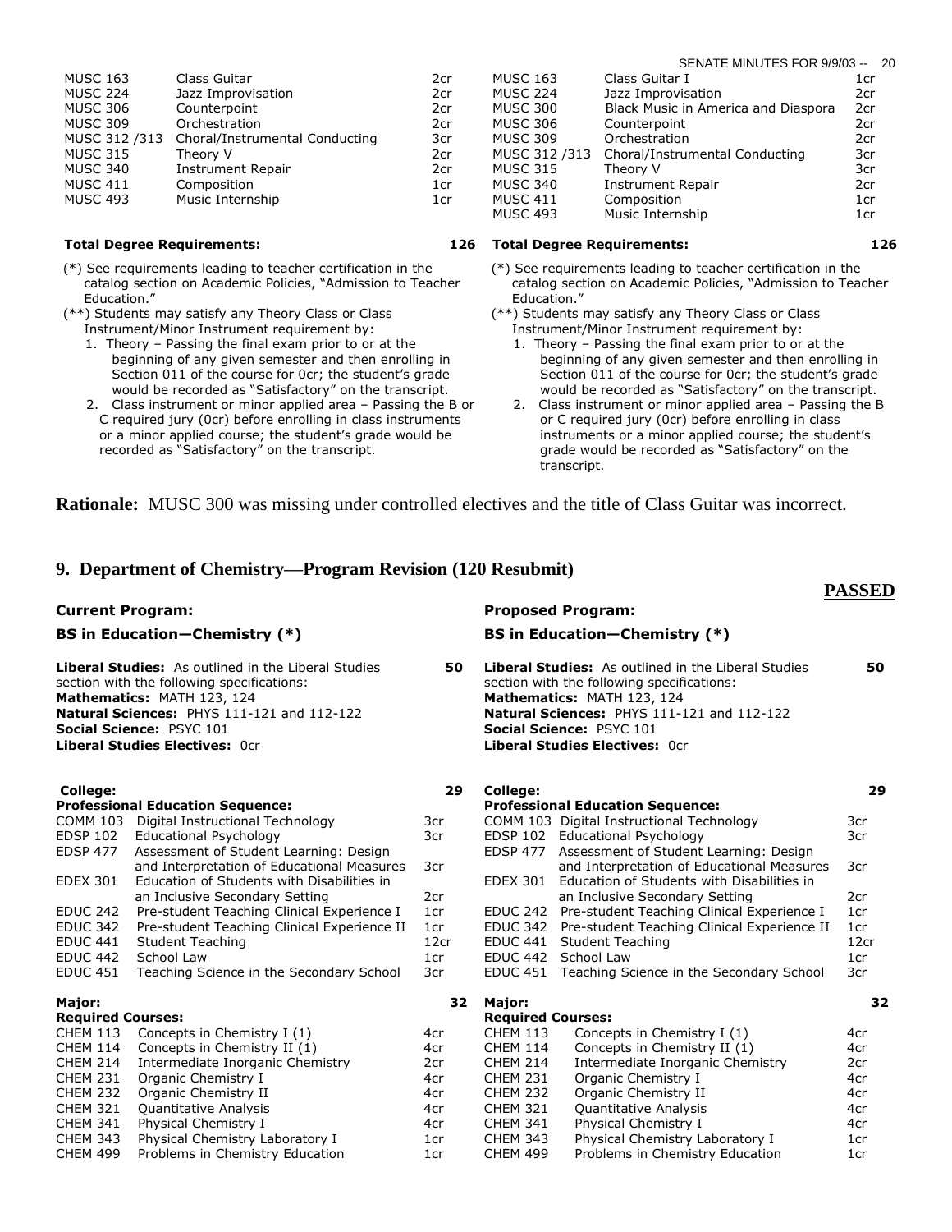**Current:**

| | | |
|---|---|---|
| MUSC 163 | Class Guitar | 2cr |
| MUSC 224 | Jazz Improvisation | 2cr |
| MUSC 306 | Counterpoint | 2cr |
| MUSC 309 | Orchestration | 2cr |
| MUSC 312 /313 | Choral/Instrumental Conducting | 3cr |
| MUSC 315 | Theory V | 2cr |
| MUSC 340 | Instrument Repair | 2cr |
| MUSC 411 | Composition | 1cr |
| MUSC 493 | Music Internship | 1cr |

**Total Degree Requirements: 126**

(*) See requirements leading to teacher certification in the catalog section on Academic Policies, "Admission to Teacher Education."

(**) Students may satisfy any Theory Class or Class Instrument/Minor Instrument requirement by:

1. Theory – Passing the final exam prior to or at the beginning of any given semester and then enrolling in Section 011 of the course for 0cr; the student's grade would be recorded as "Satisfactory" on the transcript.
2. Class instrument or minor applied area – Passing the B or C required jury (0cr) before enrolling in class instruments or a minor applied course; the student's grade would be recorded as "Satisfactory" on the transcript.

**Proposed:**

| | | |
|---|---|---|
| MUSC 163 | Class Guitar I | 1cr |
| MUSC 224 | Jazz Improvisation | 2cr |
| MUSC 300 | Black Music in America and Diaspora | 2cr |
| MUSC 306 | Counterpoint | 2cr |
| MUSC 309 | Orchestration | 2cr |
| MUSC 312 /313 | Choral/Instrumental Conducting | 3cr |
| MUSC 315 | Theory V | 3cr |
| MUSC 340 | Instrument Repair | 2cr |
| MUSC 411 | Composition | 1cr |
| MUSC 493 | Music Internship | 1cr |

**Total Degree Requirements: 126**

(*) See requirements leading to teacher certification in the catalog section on Academic Policies, "Admission to Teacher Education."

(**) Students may satisfy any Theory Class or Class Instrument/Minor Instrument requirement by:

1. Theory – Passing the final exam prior to or at the beginning of any given semester and then enrolling in Section 011 of the course for 0cr; the student's grade would be recorded as "Satisfactory" on the transcript.
2. Class instrument or minor applied area – Passing the B or C required jury (0cr) before enrolling in class instruments or a minor applied course; the student's grade would be recorded as "Satisfactory" on the transcript.

**Rationale:** MUSC 300 was missing under controlled electives and the title of Class Guitar was incorrect.

## 9. Department of Chemistry—Program Revision (120 Resubmit)

**PASSED**

### Current Program:

**BS in Education—Chemistry (*)**

**Liberal Studies:** As outlined in the Liberal Studies section with the following specifications: **50**
**Mathematics:** MATH 123, 124
**Natural Sciences:** PHYS 111-121 and 112-122
**Social Science:** PSYC 101
**Liberal Studies Electives:** 0cr

**College: 29**
**Professional Education Sequence:**

| | | |
|---|---|---|
| COMM 103 | Digital Instructional Technology | 3cr |
| EDSP 102 | Educational Psychology | 3cr |
| EDSP 477 | Assessment of Student Learning: Design and Interpretation of Educational Measures | 3cr |
| EDEX 301 | Education of Students with Disabilities in an Inclusive Secondary Setting | 2cr |
| EDUC 242 | Pre-student Teaching Clinical Experience I | 1cr |
| EDUC 342 | Pre-student Teaching Clinical Experience II | 1cr |
| EDUC 441 | Student Teaching | 12cr |
| EDUC 442 | School Law | 1cr |
| EDUC 451 | Teaching Science in the Secondary School | 3cr |

**Major: 32**
**Required Courses:**

| | | |
|---|---|---|
| CHEM 113 | Concepts in Chemistry I (1) | 4cr |
| CHEM 114 | Concepts in Chemistry II (1) | 4cr |
| CHEM 214 | Intermediate Inorganic Chemistry | 2cr |
| CHEM 231 | Organic Chemistry I | 4cr |
| CHEM 232 | Organic Chemistry II | 4cr |
| CHEM 321 | Quantitative Analysis | 4cr |
| CHEM 341 | Physical Chemistry I | 4cr |
| CHEM 343 | Physical Chemistry Laboratory I | 1cr |
| CHEM 499 | Problems in Chemistry Education | 1cr |

### Proposed Program:

**BS in Education—Chemistry (*)**

**Liberal Studies:** As outlined in the Liberal Studies section with the following specifications: **50**
**Mathematics:** MATH 123, 124
**Natural Sciences:** PHYS 111-121 and 112-122
**Social Science:** PSYC 101
**Liberal Studies Electives:** 0cr

**College: 29**
**Professional Education Sequence:**

| | | |
|---|---|---|
| COMM 103 | Digital Instructional Technology | 3cr |
| EDSP 102 | Educational Psychology | 3cr |
| EDSP 477 | Assessment of Student Learning: Design and Interpretation of Educational Measures | 3cr |
| EDEX 301 | Education of Students with Disabilities in an Inclusive Secondary Setting | 2cr |
| EDUC 242 | Pre-student Teaching Clinical Experience I | 1cr |
| EDUC 342 | Pre-student Teaching Clinical Experience II | 1cr |
| EDUC 441 | Student Teaching | 12cr |
| EDUC 442 | School Law | 1cr |
| EDUC 451 | Teaching Science in the Secondary School | 3cr |

**Major: 32**
**Required Courses:**

| | | |
|---|---|---|
| CHEM 113 | Concepts in Chemistry I (1) | 4cr |
| CHEM 114 | Concepts in Chemistry II (1) | 4cr |
| CHEM 214 | Intermediate Inorganic Chemistry | 2cr |
| CHEM 231 | Organic Chemistry I | 4cr |
| CHEM 232 | Organic Chemistry II | 4cr |
| CHEM 321 | Quantitative Analysis | 4cr |
| CHEM 341 | Physical Chemistry I | 4cr |
| CHEM 343 | Physical Chemistry Laboratory I | 1cr |
| CHEM 499 | Problems in Chemistry Education | 1cr |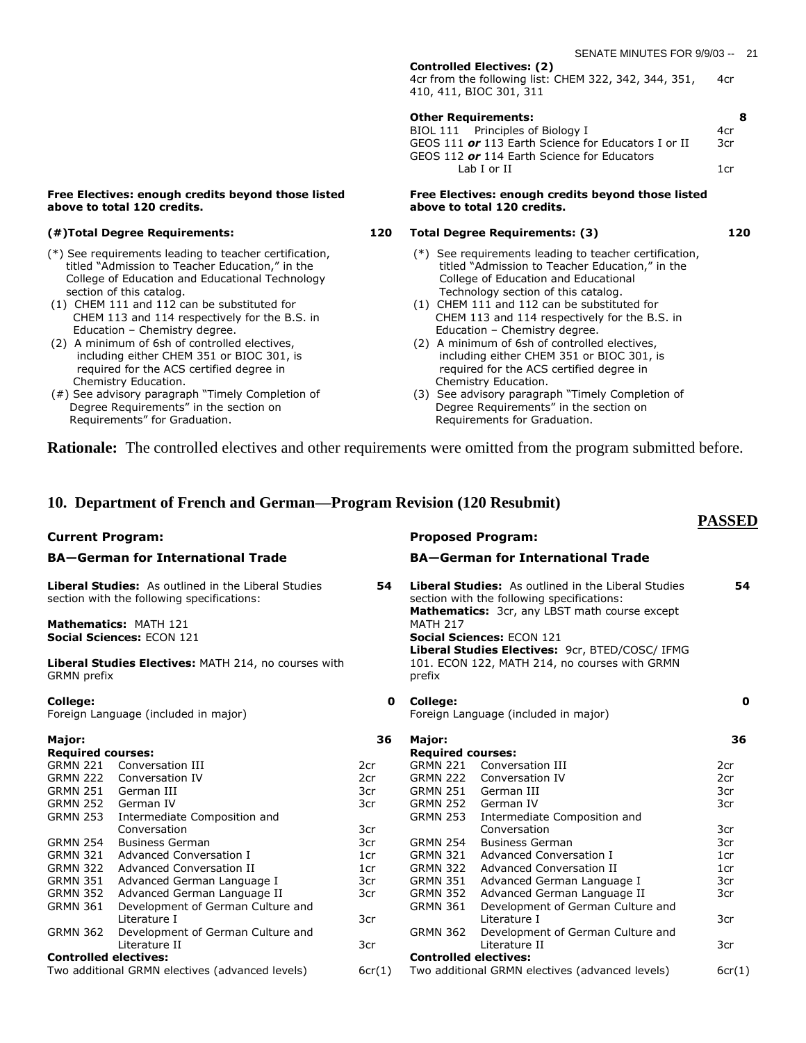**Controlled Electives: (2)**
4cr from the following list: CHEM 322, 342, 344, 351, 410, 411, BIOC 301, 311 — 4cr

**Other Requirements:** — 8

| | | |
|---|---|---|
| BIOL 111 | Principles of Biology I | 4cr |
| GEOS 111 ***or*** 113 | Earth Science for Educators I or II | 3cr |
| GEOS 112 ***or*** 114 | Earth Science for Educators Lab I or II | 1cr |

**Free Electives: enough credits beyond those listed above to total 120 credits.** (current program)

**(#)Total Degree Requirements:** 120 (current program)

- (*) See requirements leading to teacher certification, titled "Admission to Teacher Education," in the College of Education and Educational Technology section of this catalog.
- (1) CHEM 111 and 112 can be substituted for CHEM 113 and 114 respectively for the B.S. in Education – Chemistry degree.
- (2) A minimum of 6sh of controlled electives, including either CHEM 351 or BIOC 301, is required for the ACS certified degree in Chemistry Education.
- (#) See advisory paragraph "Timely Completion of Degree Requirements" in the section on Requirements" for Graduation.

**Free Electives: enough credits beyond those listed above to total 120 credits.** (proposed program)

**Total Degree Requirements: (3)** 120 (proposed program)

- (*) See requirements leading to teacher certification, titled "Admission to Teacher Education," in the College of Education and Educational Technology section of this catalog.
- (1) CHEM 111 and 112 can be substituted for CHEM 113 and 114 respectively for the B.S. in Education – Chemistry degree.
- (2) A minimum of 6sh of controlled electives, including either CHEM 351 or BIOC 301, is required for the ACS certified degree in Chemistry Education.
- (3) See advisory paragraph "Timely Completion of Degree Requirements" in the section on Requirements for Graduation.

**Rationale:** The controlled electives and other requirements were omitted from the program submitted before.

## 10. Department of French and German—Program Revision (120 Resubmit)

**PASSED**

### Current Program:

**BA—German for International Trade**

**Liberal Studies:** As outlined in the Liberal Studies section with the following specifications: — 54

**Mathematics:** MATH 121
**Social Sciences:** ECON 121

**Liberal Studies Electives:** MATH 214, no courses with GRMN prefix

**College:** — 0
Foreign Language (included in major)

**Major:** — 36

**Required courses:**

| | | |
|---|---|---|
| GRMN 221 | Conversation III | 2cr |
| GRMN 222 | Conversation IV | 2cr |
| GRMN 251 | German III | 3cr |
| GRMN 252 | German IV | 3cr |
| GRMN 253 | Intermediate Composition and Conversation | 3cr |
| GRMN 254 | Business German | 3cr |
| GRMN 321 | Advanced Conversation I | 1cr |
| GRMN 322 | Advanced Conversation II | 1cr |
| GRMN 351 | Advanced German Language I | 3cr |
| GRMN 352 | Advanced German Language II | 3cr |
| GRMN 361 | Development of German Culture and Literature I | 3cr |
| GRMN 362 | Development of German Culture and Literature II | 3cr |

**Controlled electives:**
Two additional GRMN electives (advanced levels) — 6cr(1)

### Proposed Program:

**BA—German for International Trade**

**Liberal Studies:** As outlined in the Liberal Studies section with the following specifications: — 54
**Mathematics:** 3cr, any LBST math course except MATH 217
**Social Sciences:** ECON 121
**Liberal Studies Electives:** 9cr, BTED/COSC/ IFMG 101. ECON 122, MATH 214, no courses with GRMN prefix

**College:** — 0
Foreign Language (included in major)

**Major:** — 36

**Required courses:**

| | | |
|---|---|---|
| GRMN 221 | Conversation III | 2cr |
| GRMN 222 | Conversation IV | 2cr |
| GRMN 251 | German III | 3cr |
| GRMN 252 | German IV | 3cr |
| GRMN 253 | Intermediate Composition and Conversation | 3cr |
| GRMN 254 | Business German | 3cr |
| GRMN 321 | Advanced Conversation I | 1cr |
| GRMN 322 | Advanced Conversation II | 1cr |
| GRMN 351 | Advanced German Language I | 3cr |
| GRMN 352 | Advanced German Language II | 3cr |
| GRMN 361 | Development of German Culture and Literature I | 3cr |
| GRMN 362 | Development of German Culture and Literature II | 3cr |

**Controlled electives:**
Two additional GRMN electives (advanced levels) — 6cr(1)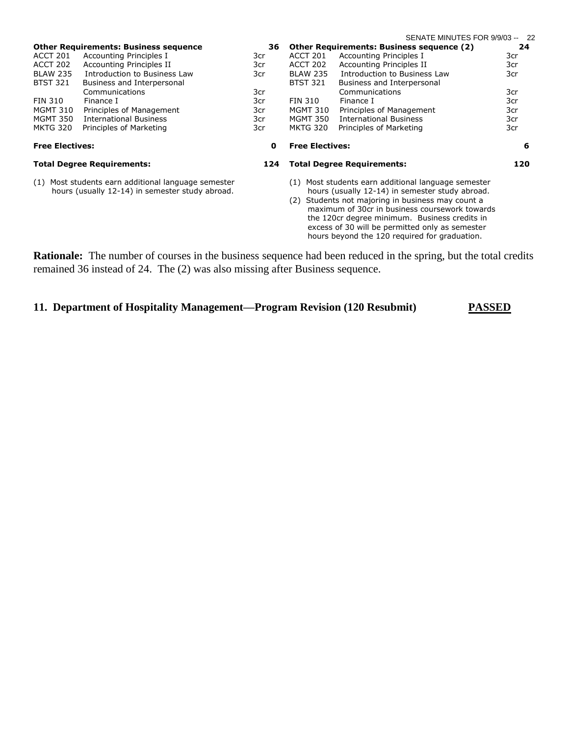**Other Requirements: Business sequence** **36**

| | | |
|---|---|---|
| ACCT 201 | Accounting Principles I | 3cr |
| ACCT 202 | Accounting Principles II | 3cr |
| BLAW 235 | Introduction to Business Law | 3cr |
| BTST 321 | Business and Interpersonal Communications | 3cr |
| FIN 310 | Finance I | 3cr |
| MGMT 310 | Principles of Management | 3cr |
| MGMT 350 | International Business | 3cr |
| MKTG 320 | Principles of Marketing | 3cr |

**Free Electives:** **0**

**Total Degree Requirements:** **124**

(1) Most students earn additional language semester hours (usually 12-14) in semester study abroad.

**Other Requirements: Business sequence (2)** **24**

| | | |
|---|---|---|
| ACCT 201 | Accounting Principles I | 3cr |
| ACCT 202 | Accounting Principles II | 3cr |
| BLAW 235 | Introduction to Business Law | 3cr |
| BTST 321 | Business and Interpersonal Communications | 3cr |
| FIN 310 | Finance I | 3cr |
| MGMT 310 | Principles of Management | 3cr |
| MGMT 350 | International Business | 3cr |
| MKTG 320 | Principles of Marketing | 3cr |

**Free Electives:** **6**

**Total Degree Requirements:** **120**

(1) Most students earn additional language semester hours (usually 12-14) in semester study abroad.
(2) Students not majoring in business may count a maximum of 30cr in business coursework towards the 120cr degree minimum. Business credits in excess of 30 will be permitted only as semester hours beyond the 120 required for graduation.

**Rationale:** The number of courses in the business sequence had been reduced in the spring, but the total credits remained 36 instead of 24. The (2) was also missing after Business sequence.

**11. Department of Hospitality Management—Program Revision (120 Resubmit)** **PASSED**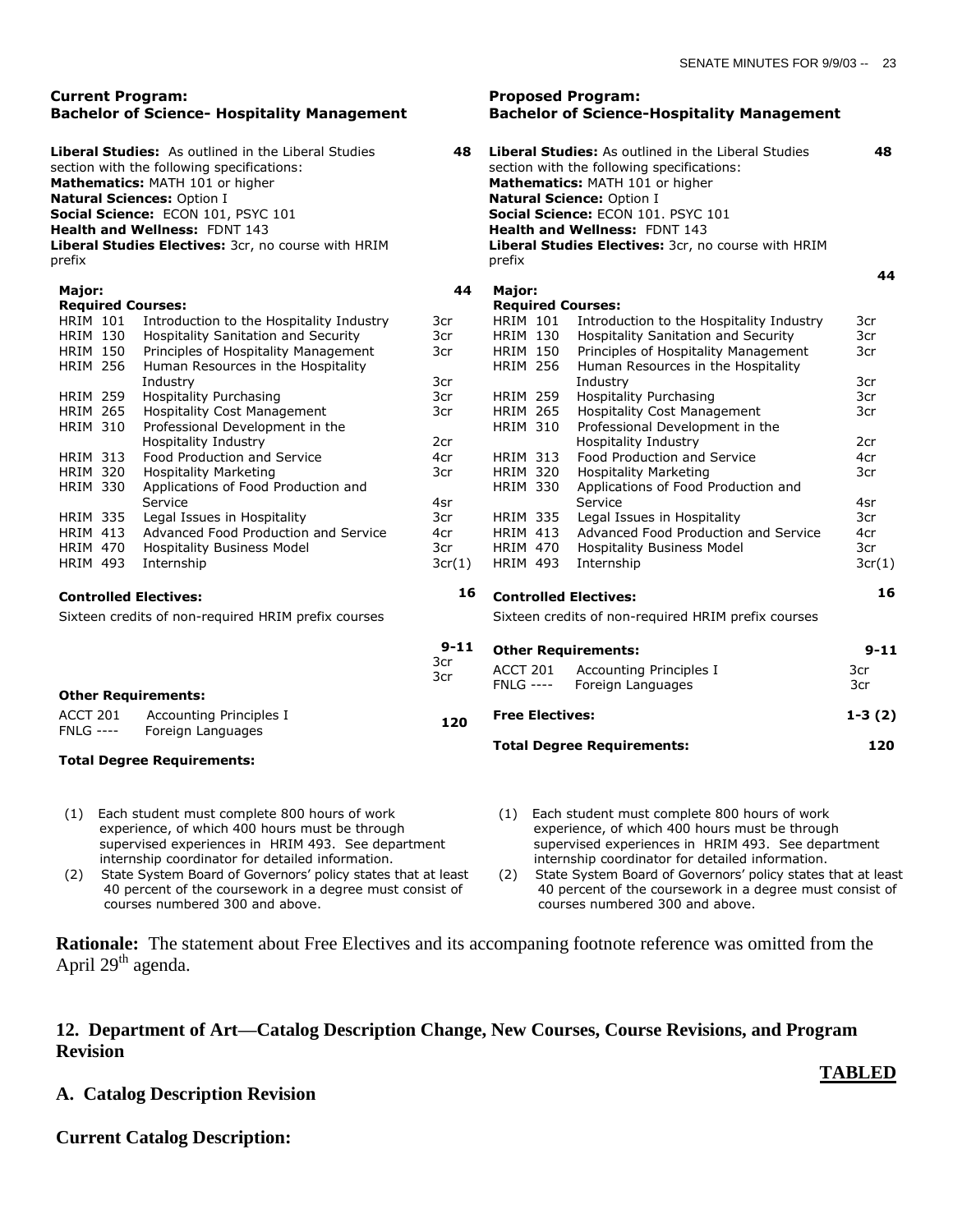**Current Program:**
**Bachelor of Science- Hospitality Management**

**Liberal Studies:** As outlined in the Liberal Studies section with the following specifications: **48**
**Mathematics:** MATH 101 or higher
**Natural Sciences:** Option I
**Social Science:** ECON 101, PSYC 101
**Health and Wellness:** FDNT 143
**Liberal Studies Electives:** 3cr, no course with HRIM prefix

**Major:** **44**

**Required Courses:**

| | | |
|---|---|---|
| HRIM 101 | Introduction to the Hospitality Industry | 3cr |
| HRIM 130 | Hospitality Sanitation and Security | 3cr |
| HRIM 150 | Principles of Hospitality Management | 3cr |
| HRIM 256 | Human Resources in the Hospitality Industry | 3cr |
| HRIM 259 | Hospitality Purchasing | 3cr |
| HRIM 265 | Hospitality Cost Management | 3cr |
| HRIM 310 | Professional Development in the Hospitality Industry | 2cr |
| HRIM 313 | Food Production and Service | 4cr |
| HRIM 320 | Hospitality Marketing | 3cr |
| HRIM 330 | Applications of Food Production and Service | 4sr |
| HRIM 335 | Legal Issues in Hospitality | 3cr |
| HRIM 413 | Advanced Food Production and Service | 4cr |
| HRIM 470 | Hospitality Business Model | 3cr |
| HRIM 493 | Internship | 3cr(1) |

**Controlled Electives:** **16**

Sixteen credits of non-required HRIM prefix courses

**Other Requirements:** **9-11**

| | | |
|---|---|---|
| ACCT 201 | Accounting Principles I | 3cr |
| FNLG ---- | Foreign Languages | 3cr |

**Total Degree Requirements:** **120**

(1) Each student must complete 800 hours of work experience, of which 400 hours must be through supervised experiences in HRIM 493. See department internship coordinator for detailed information.
(2) State System Board of Governors' policy states that at least 40 percent of the coursework in a degree must consist of courses numbered 300 and above.

**Proposed Program:**
**Bachelor of Science-Hospitality Management**

**Liberal Studies:** As outlined in the Liberal Studies section with the following specifications: **48**
**Mathematics:** MATH 101 or higher
**Natural Science:** Option I
**Social Science:** ECON 101. PSYC 101
**Health and Wellness:** FDNT 143
**Liberal Studies Electives:** 3cr, no course with HRIM prefix

**Major:** **44**

**Required Courses:**

| | | |
|---|---|---|
| HRIM 101 | Introduction to the Hospitality Industry | 3cr |
| HRIM 130 | Hospitality Sanitation and Security | 3cr |
| HRIM 150 | Principles of Hospitality Management | 3cr |
| HRIM 256 | Human Resources in the Hospitality Industry | 3cr |
| HRIM 259 | Hospitality Purchasing | 3cr |
| HRIM 265 | Hospitality Cost Management | 3cr |
| HRIM 310 | Professional Development in the Hospitality Industry | 2cr |
| HRIM 313 | Food Production and Service | 4cr |
| HRIM 320 | Hospitality Marketing | 3cr |
| HRIM 330 | Applications of Food Production and Service | 4sr |
| HRIM 335 | Legal Issues in Hospitality | 3cr |
| HRIM 413 | Advanced Food Production and Service | 4cr |
| HRIM 470 | Hospitality Business Model | 3cr |
| HRIM 493 | Internship | 3cr(1) |

**Controlled Electives:** **16**

Sixteen credits of non-required HRIM prefix courses

**Other Requirements:** **9-11**

| | | |
|---|---|---|
| ACCT 201 | Accounting Principles I | 3cr |
| FNLG ---- | Foreign Languages | 3cr |

**Free Electives:** **1-3 (2)**

**Total Degree Requirements:** **120**

(1) Each student must complete 800 hours of work experience, of which 400 hours must be through supervised experiences in HRIM 493. See department internship coordinator for detailed information.
(2) State System Board of Governors' policy states that at least 40 percent of the coursework in a degree must consist of courses numbered 300 and above.

**Rationale:** The statement about Free Electives and its accompaning footnote reference was omitted from the April 29th agenda.

## 12. Department of Art—Catalog Description Change, New Courses, Course Revisions, and Program Revision

**TABLED**

### A. Catalog Description Revision

### Current Catalog Description: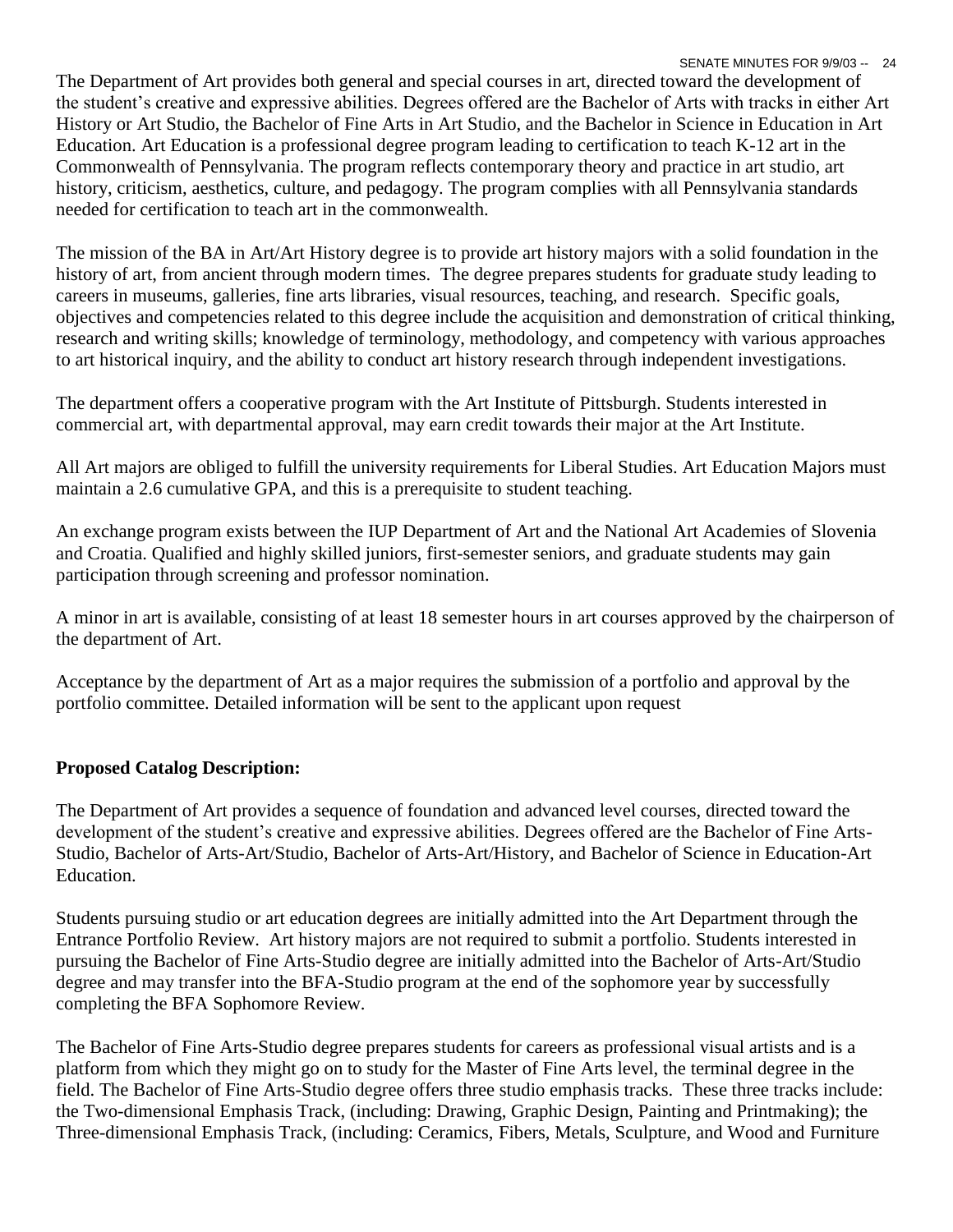The Department of Art provides both general and special courses in art, directed toward the development of the student's creative and expressive abilities. Degrees offered are the Bachelor of Arts with tracks in either Art History or Art Studio, the Bachelor of Fine Arts in Art Studio, and the Bachelor in Science in Education in Art Education. Art Education is a professional degree program leading to certification to teach K-12 art in the Commonwealth of Pennsylvania. The program reflects contemporary theory and practice in art studio, art history, criticism, aesthetics, culture, and pedagogy. The program complies with all Pennsylvania standards needed for certification to teach art in the commonwealth.

The mission of the BA in Art/Art History degree is to provide art history majors with a solid foundation in the history of art, from ancient through modern times. The degree prepares students for graduate study leading to careers in museums, galleries, fine arts libraries, visual resources, teaching, and research. Specific goals, objectives and competencies related to this degree include the acquisition and demonstration of critical thinking, research and writing skills; knowledge of terminology, methodology, and competency with various approaches to art historical inquiry, and the ability to conduct art history research through independent investigations.

The department offers a cooperative program with the Art Institute of Pittsburgh. Students interested in commercial art, with departmental approval, may earn credit towards their major at the Art Institute.

All Art majors are obliged to fulfill the university requirements for Liberal Studies. Art Education Majors must maintain a 2.6 cumulative GPA, and this is a prerequisite to student teaching.

An exchange program exists between the IUP Department of Art and the National Art Academies of Slovenia and Croatia. Qualified and highly skilled juniors, first-semester seniors, and graduate students may gain participation through screening and professor nomination.

A minor in art is available, consisting of at least 18 semester hours in art courses approved by the chairperson of the department of Art.

Acceptance by the department of Art as a major requires the submission of a portfolio and approval by the portfolio committee. Detailed information will be sent to the applicant upon request

**Proposed Catalog Description:**

The Department of Art provides a sequence of foundation and advanced level courses, directed toward the development of the student's creative and expressive abilities. Degrees offered are the Bachelor of Fine Arts-Studio, Bachelor of Arts-Art/Studio, Bachelor of Arts-Art/History, and Bachelor of Science in Education-Art Education.

Students pursuing studio or art education degrees are initially admitted into the Art Department through the Entrance Portfolio Review. Art history majors are not required to submit a portfolio. Students interested in pursuing the Bachelor of Fine Arts-Studio degree are initially admitted into the Bachelor of Arts-Art/Studio degree and may transfer into the BFA-Studio program at the end of the sophomore year by successfully completing the BFA Sophomore Review.

The Bachelor of Fine Arts-Studio degree prepares students for careers as professional visual artists and is a platform from which they might go on to study for the Master of Fine Arts level, the terminal degree in the field. The Bachelor of Fine Arts-Studio degree offers three studio emphasis tracks. These three tracks include: the Two-dimensional Emphasis Track, (including: Drawing, Graphic Design, Painting and Printmaking); the Three-dimensional Emphasis Track, (including: Ceramics, Fibers, Metals, Sculpture, and Wood and Furniture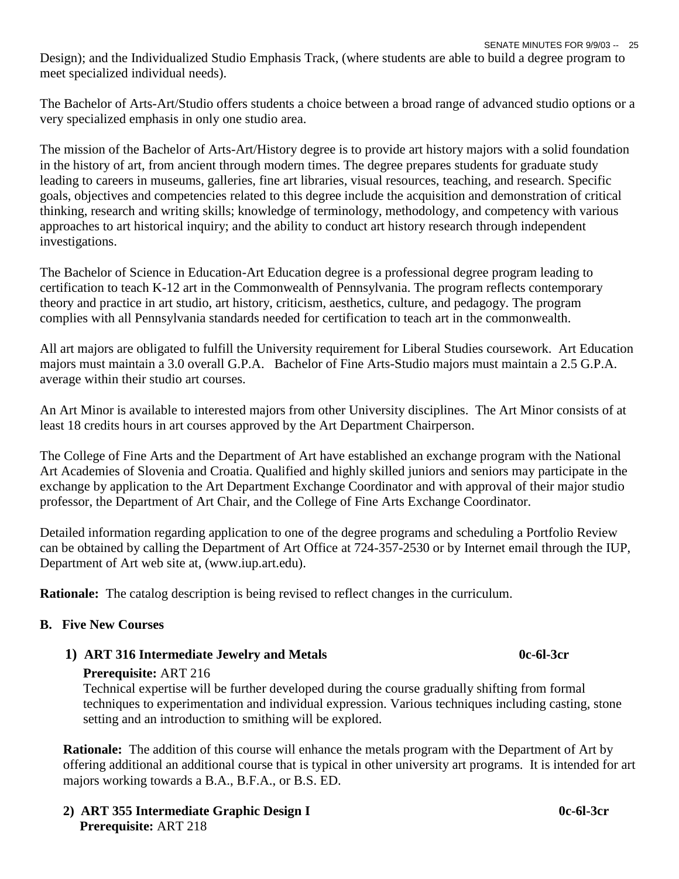Design); and the Individualized Studio Emphasis Track, (where students are able to build a degree program to meet specialized individual needs).

The Bachelor of Arts-Art/Studio offers students a choice between a broad range of advanced studio options or a very specialized emphasis in only one studio area.

The mission of the Bachelor of Arts-Art/History degree is to provide art history majors with a solid foundation in the history of art, from ancient through modern times. The degree prepares students for graduate study leading to careers in museums, galleries, fine art libraries, visual resources, teaching, and research. Specific goals, objectives and competencies related to this degree include the acquisition and demonstration of critical thinking, research and writing skills; knowledge of terminology, methodology, and competency with various approaches to art historical inquiry; and the ability to conduct art history research through independent investigations.

The Bachelor of Science in Education-Art Education degree is a professional degree program leading to certification to teach K-12 art in the Commonwealth of Pennsylvania. The program reflects contemporary theory and practice in art studio, art history, criticism, aesthetics, culture, and pedagogy. The program complies with all Pennsylvania standards needed for certification to teach art in the commonwealth.

All art majors are obligated to fulfill the University requirement for Liberal Studies coursework. Art Education majors must maintain a 3.0 overall G.P.A. Bachelor of Fine Arts-Studio majors must maintain a 2.5 G.P.A. average within their studio art courses.

An Art Minor is available to interested majors from other University disciplines. The Art Minor consists of at least 18 credits hours in art courses approved by the Art Department Chairperson.

The College of Fine Arts and the Department of Art have established an exchange program with the National Art Academies of Slovenia and Croatia. Qualified and highly skilled juniors and seniors may participate in the exchange by application to the Art Department Exchange Coordinator and with approval of their major studio professor, the Department of Art Chair, and the College of Fine Arts Exchange Coordinator.

Detailed information regarding application to one of the degree programs and scheduling a Portfolio Review can be obtained by calling the Department of Art Office at 724-357-2530 or by Internet email through the IUP, Department of Art web site at, (www.iup.art.edu).

**Rationale:** The catalog description is being revised to reflect changes in the curriculum.

**B. Five New Courses**

**1) ART 316 Intermediate Jewelry and Metals** **0c-6l-3cr**

**Prerequisite:** ART 216

Technical expertise will be further developed during the course gradually shifting from formal techniques to experimentation and individual expression. Various techniques including casting, stone setting and an introduction to smithing will be explored.

**Rationale:** The addition of this course will enhance the metals program with the Department of Art by offering additional an additional course that is typical in other university art programs. It is intended for art majors working towards a B.A., B.F.A., or B.S. ED.

**2) ART 355 Intermediate Graphic Design I** **0c-6l-3cr**

**Prerequisite:** ART 218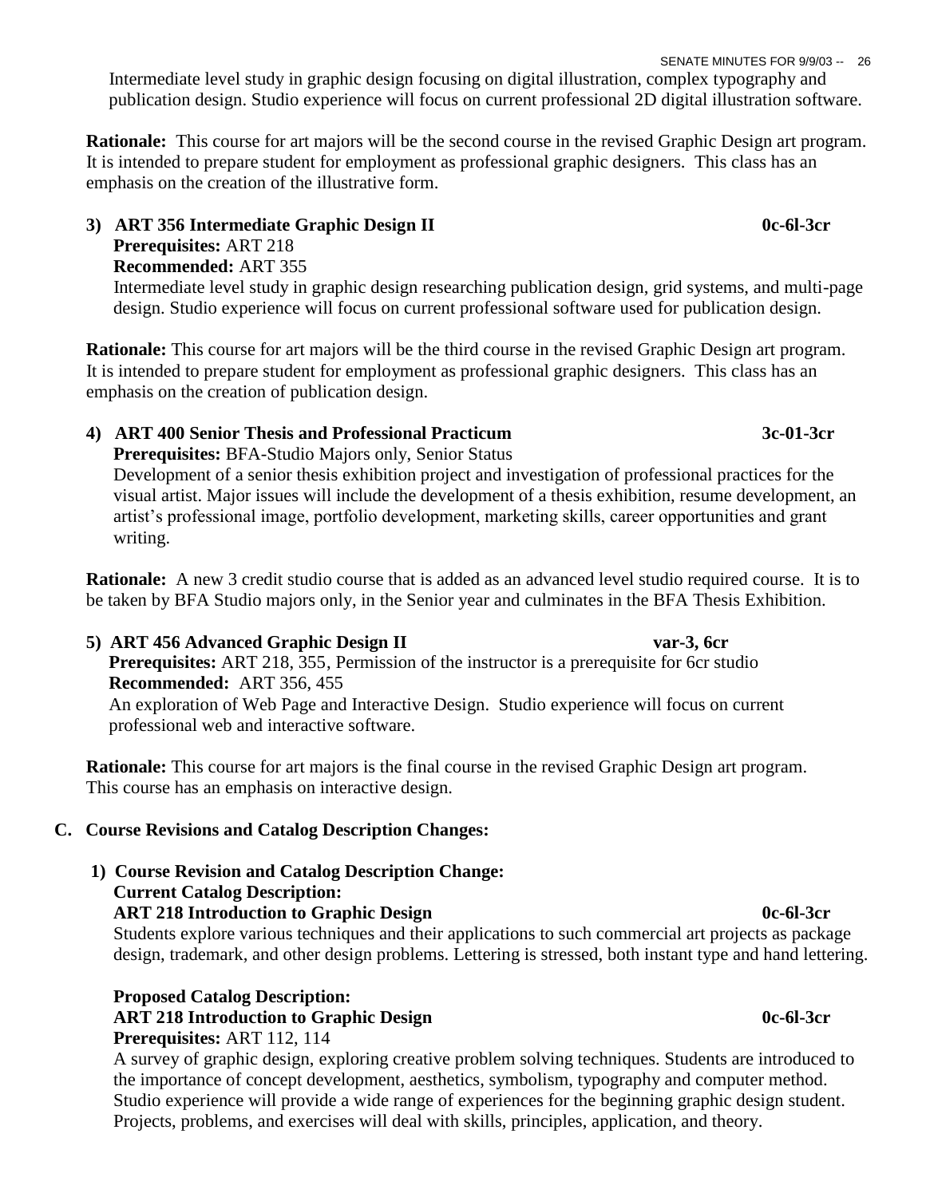Intermediate level study in graphic design focusing on digital illustration, complex typography and publication design. Studio experience will focus on current professional 2D digital illustration software.

**Rationale:** This course for art majors will be the second course in the revised Graphic Design art program. It is intended to prepare student for employment as professional graphic designers. This class has an emphasis on the creation of the illustrative form.

**3) ART 356 Intermediate Graphic Design II 0c-6l-3cr**
**Prerequisites:** ART 218
**Recommended:** ART 355
Intermediate level study in graphic design researching publication design, grid systems, and multi-page design. Studio experience will focus on current professional software used for publication design.

**Rationale:** This course for art majors will be the third course in the revised Graphic Design art program. It is intended to prepare student for employment as professional graphic designers. This class has an emphasis on the creation of publication design.

**4) ART 400 Senior Thesis and Professional Practicum 3c-01-3cr**
**Prerequisites:** BFA-Studio Majors only, Senior Status
Development of a senior thesis exhibition project and investigation of professional practices for the visual artist. Major issues will include the development of a thesis exhibition, resume development, an artist's professional image, portfolio development, marketing skills, career opportunities and grant writing.

**Rationale:** A new 3 credit studio course that is added as an advanced level studio required course. It is to be taken by BFA Studio majors only, in the Senior year and culminates in the BFA Thesis Exhibition.

**5) ART 456 Advanced Graphic Design II var-3, 6cr**
**Prerequisites:** ART 218, 355, Permission of the instructor is a prerequisite for 6cr studio
**Recommended:** ART 356, 455
An exploration of Web Page and Interactive Design. Studio experience will focus on current professional web and interactive software.

**Rationale:** This course for art majors is the final course in the revised Graphic Design art program. This course has an emphasis on interactive design.

## C. Course Revisions and Catalog Description Changes:

**1) Course Revision and Catalog Description Change:**
**Current Catalog Description:**
**ART 218 Introduction to Graphic Design 0c-6l-3cr**
Students explore various techniques and their applications to such commercial art projects as package design, trademark, and other design problems. Lettering is stressed, both instant type and hand lettering.

**Proposed Catalog Description:**
**ART 218 Introduction to Graphic Design 0c-6l-3cr**
**Prerequisites:** ART 112, 114
A survey of graphic design, exploring creative problem solving techniques. Students are introduced to the importance of concept development, aesthetics, symbolism, typography and computer method. Studio experience will provide a wide range of experiences for the beginning graphic design student. Projects, problems, and exercises will deal with skills, principles, application, and theory.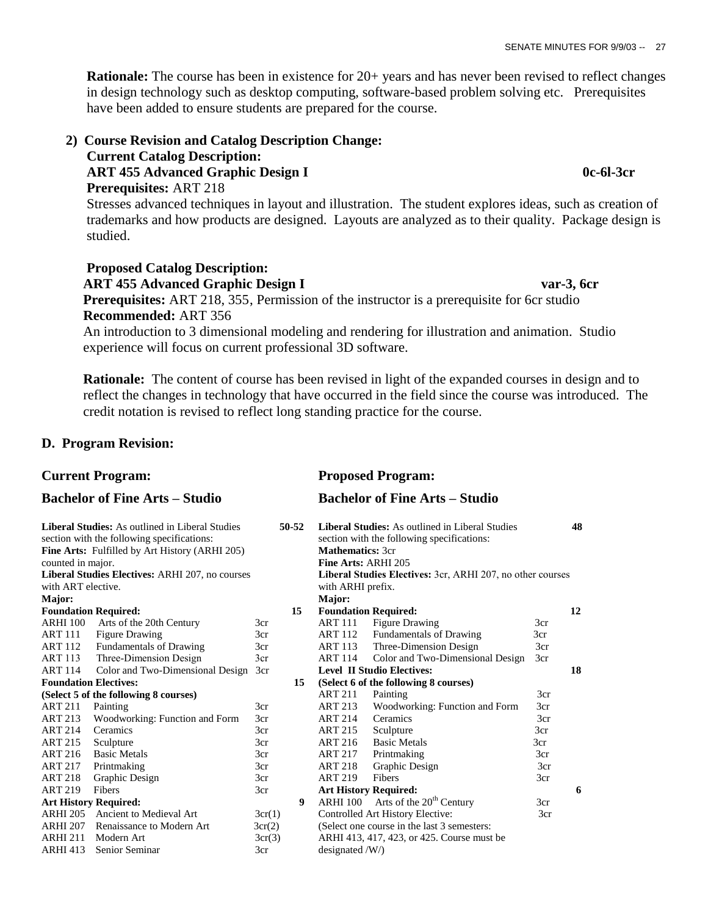**Rationale:** The course has been in existence for 20+ years and has never been revised to reflect changes in design technology such as desktop computing, software-based problem solving etc. Prerequisites have been added to ensure students are prepared for the course.

**2) Course Revision and Catalog Description Change:**

**Current Catalog Description:**

**ART 455 Advanced Graphic Design I** **0c-6l-3cr**

**Prerequisites:** ART 218

Stresses advanced techniques in layout and illustration. The student explores ideas, such as creation of trademarks and how products are designed. Layouts are analyzed as to their quality. Package design is studied.

**Proposed Catalog Description:**

**ART 455 Advanced Graphic Design I** **var-3, 6cr**

**Prerequisites:** ART 218, 355, Permission of the instructor is a prerequisite for 6cr studio

**Recommended:** ART 356

An introduction to 3 dimensional modeling and rendering for illustration and animation. Studio experience will focus on current professional 3D software.

**Rationale:** The content of course has been revised in light of the expanded courses in design and to reflect the changes in technology that have occurred in the field since the course was introduced. The credit notation is revised to reflect long standing practice for the course.

## D. Program Revision:

### Current Program:

### Bachelor of Fine Arts – Studio

| | | | |
|---|---|---|---|
| **Liberal Studies:** As outlined in Liberal Studies section with the following specifications: | | | 50-52 |
| **Fine Arts:** Fulfilled by Art History (ARHI 205) counted in major. | | | |
| **Liberal Studies Electives:** ARHI 207, no courses with ART elective. | | | |
| **Major:** | | | |
| **Foundation Required:** | | | 15 |
| ARHI 100 | Arts of the 20th Century | 3cr | |
| ART 111 | Figure Drawing | 3cr | |
| ART 112 | Fundamentals of Drawing | 3cr | |
| ART 113 | Three-Dimension Design | 3cr | |
| ART 114 | Color and Two-Dimensional Design | 3cr | |
| **Foundation Electives:** | | | 15 |
| **(Select 5 of the following 8 courses)** | | | |
| ART 211 | Painting | 3cr | |
| ART 213 | Woodworking: Function and Form | 3cr | |
| ART 214 | Ceramics | 3cr | |
| ART 215 | Sculpture | 3cr | |
| ART 216 | Basic Metals | 3cr | |
| ART 217 | Printmaking | 3cr | |
| ART 218 | Graphic Design | 3cr | |
| ART 219 | Fibers | 3cr | |
| **Art History Required:** | | | 9 |
| ARHI 205 | Ancient to Medieval Art | 3cr(1) | |
| ARHI 207 | Renaissance to Modern Art | 3cr(2) | |
| ARHI 211 | Modern Art | 3cr(3) | |
| ARHI 413 | Senior Seminar | 3cr | |

### Proposed Program:

### Bachelor of Fine Arts – Studio

| | | | |
|---|---|---|---|
| **Liberal Studies:** As outlined in Liberal Studies section with the following specifications: | | | 48 |
| **Mathematics:** 3cr | | | |
| **Fine Arts:** ARHI 205 | | | |
| **Liberal Studies Electives:** 3cr, ARHI 207, no other courses with ARHI prefix. | | | |
| **Major:** | | | |
| **Foundation Required:** | | | 12 |
| ART 111 | Figure Drawing | 3cr | |
| ART 112 | Fundamentals of Drawing | 3cr | |
| ART 113 | Three-Dimension Design | 3cr | |
| ART 114 | Color and Two-Dimensional Design | 3cr | |
| **Level II Studio Electives:** | | | 18 |
| **(Select 6 of the following 8 courses)** | | | |
| ART 211 | Painting | 3cr | |
| ART 213 | Woodworking: Function and Form | 3cr | |
| ART 214 | Ceramics | 3cr | |
| ART 215 | Sculpture | 3cr | |
| ART 216 | Basic Metals | 3cr | |
| ART 217 | Printmaking | 3cr | |
| ART 218 | Graphic Design | 3cr | |
| ART 219 | Fibers | 3cr | |
| **Art History Required:** | | | 6 |
| ARHI 100 | Arts of the 20th Century | 3cr | |
| Controlled Art History Elective: | | 3cr | |
| (Select one course in the last 3 semesters: ARHI 413, 417, 423, or 425. Course must be designated /W/) | | | |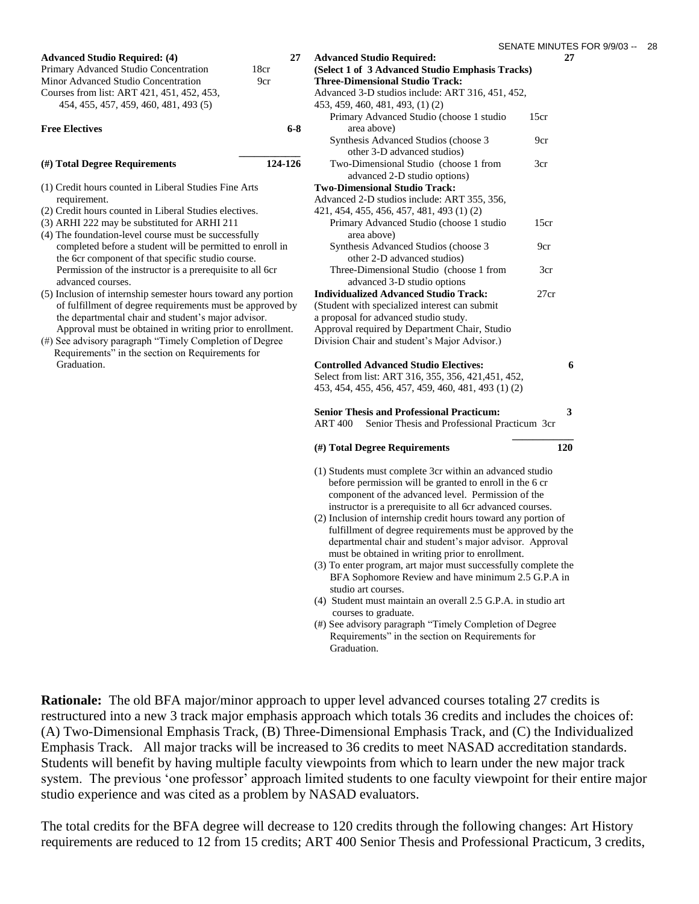| | | |
|---|---|---|
| **Advanced Studio Required: (4)** | | **27** |
| Primary Advanced Studio Concentration | 18cr | |
| Minor Advanced Studio Concentration | 9cr | |
| Courses from list: ART 421, 451, 452, 453, 454, 455, 457, 459, 460, 481, 493 (5) | | |
| **Free Electives** | | **6-8** |
| **(#) Total Degree Requirements** | | **124-126** |

(1) Credit hours counted in Liberal Studies Fine Arts requirement.
(2) Credit hours counted in Liberal Studies electives.
(3) ARHI 222 may be substituted for ARHI 211
(4) The foundation-level course must be successfully completed before a student will be permitted to enroll in the 6cr component of that specific studio course. Permission of the instructor is a prerequisite to all 6cr advanced courses.
(5) Inclusion of internship semester hours toward any portion of fulfillment of degree requirements must be approved by the departmental chair and student's major advisor. Approval must be obtained in writing prior to enrollment.
(#) See advisory paragraph "Timely Completion of Degree Requirements" in the section on Requirements for Graduation.

| | | |
|---|---|---|
| **Advanced Studio Required:** | | **27** |
| **(Select 1 of 3 Advanced Studio Emphasis Tracks)** | | |
| **Three-Dimensional Studio Track:** | | |
| Advanced 3-D studios include: ART 316, 451, 452, 453, 459, 460, 481, 493, (1) (2) | | |
| Primary Advanced Studio (choose 1 studio area above) | 15cr | |
| Synthesis Advanced Studios (choose 3 other 3-D advanced studios) | 9cr | |
| Two-Dimensional Studio (choose 1 from advanced 2-D studio options) | 3cr | |
| **Two-Dimensional Studio Track:** | | |
| Advanced 2-D studios include: ART 355, 356, 421, 454, 455, 456, 457, 481, 493 (1) (2) | | |
| Primary Advanced Studio (choose 1 studio area above) | 15cr | |
| Synthesis Advanced Studios (choose 3 other 2-D advanced studios) | 9cr | |
| Three-Dimensional Studio (choose 1 from advanced 3-D studio options | 3cr | |
| **Individualized Advanced Studio Track:** | 27cr | |
| (Student with specialized interest can submit a proposal for advanced studio study. Approval required by Department Chair, Studio Division Chair and student's Major Advisor.) | | |
| **Controlled Advanced Studio Electives:** | | **6** |
| Select from list: ART 316, 355, 356, 421,451, 452, 453, 454, 455, 456, 457, 459, 460, 481, 493 (1) (2) | | |
| **Senior Thesis and Professional Practicum:** | | **3** |
| ART 400 Senior Thesis and Professional Practicum | 3cr | |
| **(#) Total Degree Requirements** | | **120** |

(1) Students must complete 3cr within an advanced studio before permission will be granted to enroll in the 6 cr component of the advanced level. Permission of the instructor is a prerequisite to all 6cr advanced courses.
(2) Inclusion of internship credit hours toward any portion of fulfillment of degree requirements must be approved by the departmental chair and student's major advisor. Approval must be obtained in writing prior to enrollment.
(3) To enter program, art major must successfully complete the BFA Sophomore Review and have minimum 2.5 G.P.A in studio art courses.
(4) Student must maintain an overall 2.5 G.P.A. in studio art courses to graduate.
(#) See advisory paragraph "Timely Completion of Degree Requirements" in the section on Requirements for Graduation.

**Rationale:** The old BFA major/minor approach to upper level advanced courses totaling 27 credits is restructured into a new 3 track major emphasis approach which totals 36 credits and includes the choices of: (A) Two-Dimensional Emphasis Track, (B) Three-Dimensional Emphasis Track, and (C) the Individualized Emphasis Track. All major tracks will be increased to 36 credits to meet NASAD accreditation standards. Students will benefit by having multiple faculty viewpoints from which to learn under the new major track system. The previous 'one professor' approach limited students to one faculty viewpoint for their entire major studio experience and was cited as a problem by NASAD evaluators.

The total credits for the BFA degree will decrease to 120 credits through the following changes: Art History requirements are reduced to 12 from 15 credits; ART 400 Senior Thesis and Professional Practicum, 3 credits,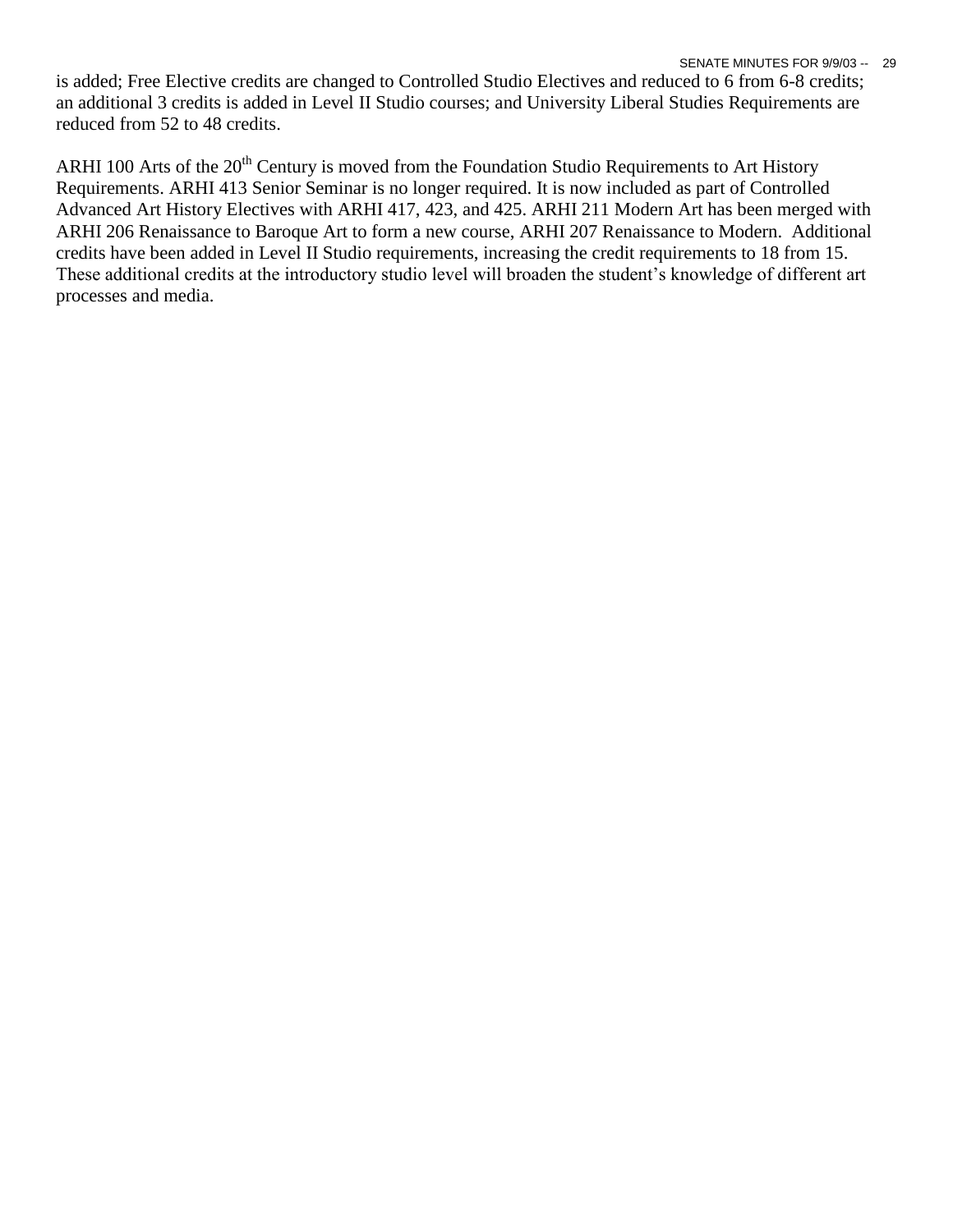is added; Free Elective credits are changed to Controlled Studio Electives and reduced to 6 from 6-8 credits; an additional 3 credits is added in Level II Studio courses; and University Liberal Studies Requirements are reduced from 52 to 48 credits.

ARHI 100 Arts of the 20th Century is moved from the Foundation Studio Requirements to Art History Requirements. ARHI 413 Senior Seminar is no longer required. It is now included as part of Controlled Advanced Art History Electives with ARHI 417, 423, and 425. ARHI 211 Modern Art has been merged with ARHI 206 Renaissance to Baroque Art to form a new course, ARHI 207 Renaissance to Modern. Additional credits have been added in Level II Studio requirements, increasing the credit requirements to 18 from 15. These additional credits at the introductory studio level will broaden the student's knowledge of different art processes and media.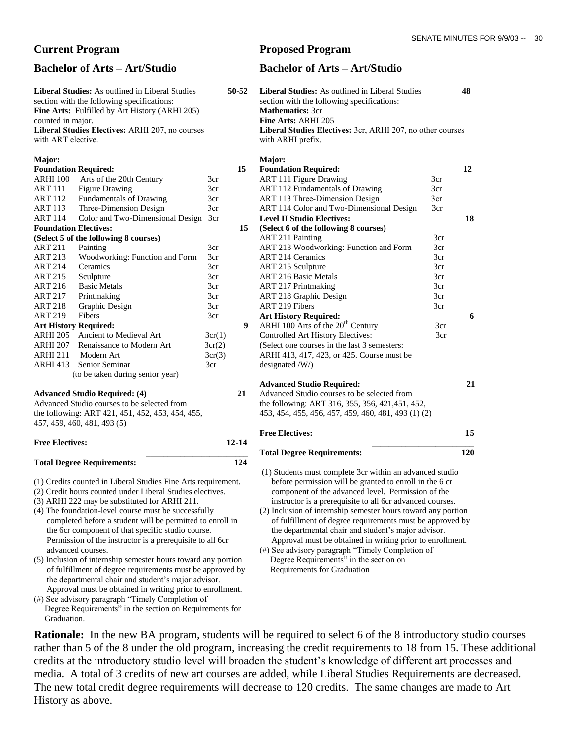## Current Program

## Bachelor of Arts – Art/Studio

**Liberal Studies:** As outlined in Liberal Studies section with the following specifications: **50-52**
**Fine Arts:** Fulfilled by Art History (ARHI 205) counted in major.
**Liberal Studies Electives:** ARHI 207, no courses with ART elective.

**Major:**

| | | | |
|---|---|---|---|
| **Foundation Required:** | | | **15** |
| ARHI 100 | Arts of the 20th Century | 3cr | |
| ART 111 | Figure Drawing | 3cr | |
| ART 112 | Fundamentals of Drawing | 3cr | |
| ART 113 | Three-Dimension Design | 3cr | |
| ART 114 | Color and Two-Dimensional Design | 3cr | |
| **Foundation Electives:** | | | **15** |
| **(Select 5 of the following 8 courses)** | | | |
| ART 211 | Painting | 3cr | |
| ART 213 | Woodworking: Function and Form | 3cr | |
| ART 214 | Ceramics | 3cr | |
| ART 215 | Sculpture | 3cr | |
| ART 216 | Basic Metals | 3cr | |
| ART 217 | Printmaking | 3cr | |
| ART 218 | Graphic Design | 3cr | |
| ART 219 | Fibers | 3cr | |
| **Art History Required:** | | | **9** |
| ARHI 205 | Ancient to Medieval Art | 3cr(1) | |
| ARHI 207 | Renaissance to Modern Art | 3cr(2) | |
| ARHI 211 | Modern Art | 3cr(3) | |
| ARHI 413 | Senior Seminar (to be taken during senior year) | 3cr | |

**Advanced Studio Required: (4)** **21**
Advanced Studio courses to be selected from the following: ART 421, 451, 452, 453, 454, 455, 457, 459, 460, 481, 493 (5)

**Free Electives:** **12-14**

**Total Degree Requirements:** **124**

(1) Credits counted in Liberal Studies Fine Arts requirement.
(2) Credit hours counted under Liberal Studies electives.
(3) ARHI 222 may be substituted for ARHI 211.
(4) The foundation-level course must be successfully completed before a student will be permitted to enroll in the 6cr component of that specific studio course. Permission of the instructor is a prerequisite to all 6cr advanced courses.
(5) Inclusion of internship semester hours toward any portion of fulfillment of degree requirements must be approved by the departmental chair and student's major advisor. Approval must be obtained in writing prior to enrollment.
(#) See advisory paragraph "Timely Completion of Degree Requirements" in the section on Requirements for Graduation.

## Proposed Program

## Bachelor of Arts – Art/Studio

**Liberal Studies:** As outlined in Liberal Studies section with the following specifications: **48**
**Mathematics:** 3cr
**Fine Arts:** ARHI 205
**Liberal Studies Electives:** 3cr, ARHI 207, no other courses with ARHI prefix.

**Major:**

| | | |
|---|---|---|
| **Foundation Required:** | | **12** |
| ART 111 Figure Drawing | 3cr | |
| ART 112 Fundamentals of Drawing | 3cr | |
| ART 113 Three-Dimension Design | 3cr | |
| ART 114 Color and Two-Dimensional Design | 3cr | |
| **Level II Studio Electives:** | | **18** |
| **(Select 6 of the following 8 courses)** | | |
| ART 211 Painting | 3cr | |
| ART 213 Woodworking: Function and Form | 3cr | |
| ART 214 Ceramics | 3cr | |
| ART 215 Sculpture | 3cr | |
| ART 216 Basic Metals | 3cr | |
| ART 217 Printmaking | 3cr | |
| ART 218 Graphic Design | 3cr | |
| ART 219 Fibers | 3cr | |
| **Art History Required:** | | **6** |
| ARHI 100 Arts of the 20th Century | 3cr | |
| Controlled Art History Electives: (Select one courses in the last 3 semesters: ARHI 413, 417, 423, or 425. Course must be designated /W/) | 3cr | |

**Advanced Studio Required:** **21**
Advanced Studio courses to be selected from the following: ART 316, 355, 356, 421,451, 452, 453, 454, 455, 456, 457, 459, 460, 481, 493 (1) (2)

**Free Electives:** **15**

**Total Degree Requirements:** **120**

(1) Students must complete 3cr within an advanced studio before permission will be granted to enroll in the 6 cr component of the advanced level. Permission of the instructor is a prerequisite to all 6cr advanced courses.
(2) Inclusion of internship semester hours toward any portion of fulfillment of degree requirements must be approved by the departmental chair and student's major advisor. Approval must be obtained in writing prior to enrollment.
(#) See advisory paragraph "Timely Completion of Degree Requirements" in the section on Requirements for Graduation

**Rationale:** In the new BA program, students will be required to select 6 of the 8 introductory studio courses rather than 5 of the 8 under the old program, increasing the credit requirements to 18 from 15. These additional credits at the introductory studio level will broaden the student's knowledge of different art processes and media. A total of 3 credits of new art courses are added, while Liberal Studies Requirements are decreased. The new total credit degree requirements will decrease to 120 credits. The same changes are made to Art History as above.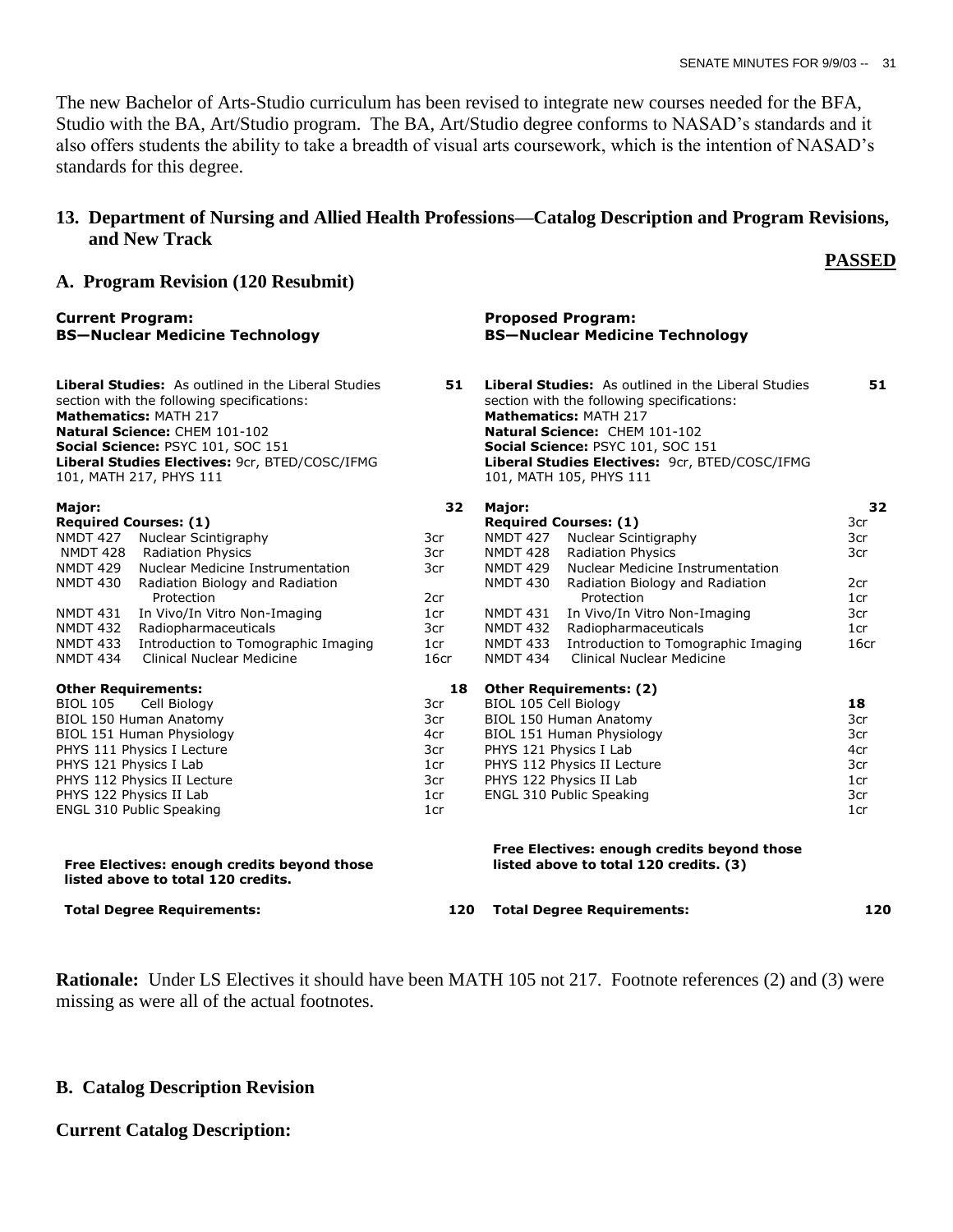The new Bachelor of Arts-Studio curriculum has been revised to integrate new courses needed for the BFA, Studio with the BA, Art/Studio program. The BA, Art/Studio degree conforms to NASAD's standards and it also offers students the ability to take a breadth of visual arts coursework, which is the intention of NASAD's standards for this degree.

## 13. Department of Nursing and Allied Health Professions—Catalog Description and Program Revisions, and New Track

**PASSED**

### A. Program Revision (120 Resubmit)

| Current Program: BS—Nuclear Medicine Technology | | Proposed Program: BS—Nuclear Medicine Technology | |
|---|---|---|---|
| **Liberal Studies:** As outlined in the Liberal Studies section with the following specifications: | **51** | **Liberal Studies:** As outlined in the Liberal Studies section with the following specifications: | **51** |
| **Mathematics:** MATH 217 | | **Mathematics:** MATH 217 | |
| **Natural Science:** CHEM 101-102 | | **Natural Science:** CHEM 101-102 | |
| **Social Science:** PSYC 101, SOC 151 | | **Social Science:** PSYC 101, SOC 151 | |
| **Liberal Studies Electives:** 9cr, BTED/COSC/IFMG 101, MATH 217, PHYS 111 | | **Liberal Studies Electives:** 9cr, BTED/COSC/IFMG 101, MATH 105, PHYS 111 | |
| **Major:** | **32** | **Major:** | **32** |
| **Required Courses: (1)** | | **Required Courses: (1)** | 3cr |
| NMDT 427 Nuclear Scintigraphy | 3cr | NMDT 427 Nuclear Scintigraphy | 3cr |
| NMDT 428 Radiation Physics | 3cr | NMDT 428 Radiation Physics | 3cr |
| NMDT 429 Nuclear Medicine Instrumentation | 3cr | NMDT 429 Nuclear Medicine Instrumentation | |
| NMDT 430 Radiation Biology and Radiation Protection | 2cr | NMDT 430 Radiation Biology and Radiation Protection | 2cr |
| NMDT 431 In Vivo/In Vitro Non-Imaging | 1cr | NMDT 431 In Vivo/In Vitro Non-Imaging | 1cr |
| NMDT 432 Radiopharmaceuticals | 3cr | NMDT 432 Radiopharmaceuticals | 3cr |
| NMDT 433 Introduction to Tomographic Imaging | 1cr | NMDT 433 Introduction to Tomographic Imaging | 1cr |
| NMDT 434 Clinical Nuclear Medicine | 16cr | NMDT 434 Clinical Nuclear Medicine | 16cr |
| **Other Requirements:** | **18** | **Other Requirements: (2)** | |
| BIOL 105 Cell Biology | 3cr | BIOL 105 Cell Biology | **18** |
| BIOL 150 Human Anatomy | 3cr | BIOL 150 Human Anatomy | 3cr |
| BIOL 151 Human Physiology | 4cr | BIOL 151 Human Physiology | 3cr |
| PHYS 111 Physics I Lecture | 3cr | PHYS 121 Physics I Lab | 4cr |
| PHYS 121 Physics I Lab | 1cr | PHYS 112 Physics II Lecture | 3cr |
| PHYS 112 Physics II Lecture | 3cr | PHYS 122 Physics II Lab | 1cr |
| PHYS 122 Physics II Lab | 1cr | ENGL 310 Public Speaking | 3cr |
| ENGL 310 Public Speaking | 1cr | | 1cr |
| **Free Electives: enough credits beyond those listed above to total 120 credits.** | | **Free Electives: enough credits beyond those listed above to total 120 credits. (3)** | |
| **Total Degree Requirements:** | **120** | **Total Degree Requirements:** | **120** |

**Rationale:** Under LS Electives it should have been MATH 105 not 217. Footnote references (2) and (3) were missing as were all of the actual footnotes.

### B. Catalog Description Revision

**Current Catalog Description:**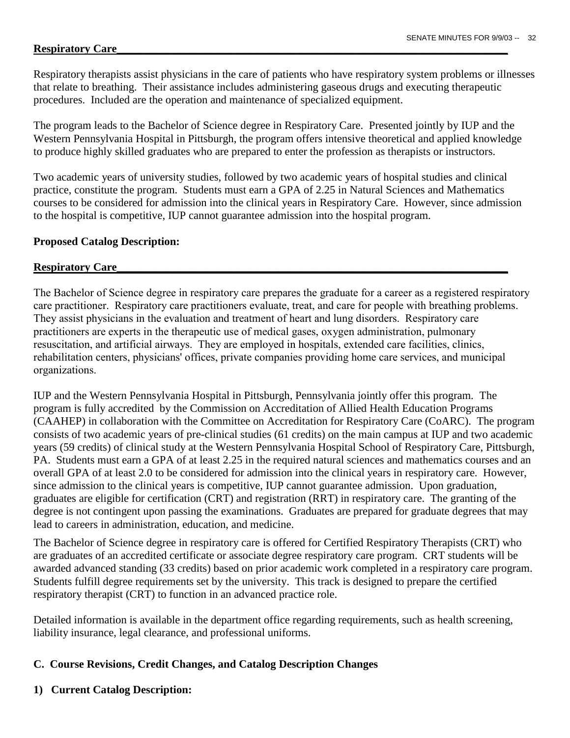**Respiratory Care**

Respiratory therapists assist physicians in the care of patients who have respiratory system problems or illnesses that relate to breathing. Their assistance includes administering gaseous drugs and executing therapeutic procedures. Included are the operation and maintenance of specialized equipment.

The program leads to the Bachelor of Science degree in Respiratory Care. Presented jointly by IUP and the Western Pennsylvania Hospital in Pittsburgh, the program offers intensive theoretical and applied knowledge to produce highly skilled graduates who are prepared to enter the profession as therapists or instructors.

Two academic years of university studies, followed by two academic years of hospital studies and clinical practice, constitute the program. Students must earn a GPA of 2.25 in Natural Sciences and Mathematics courses to be considered for admission into the clinical years in Respiratory Care. However, since admission to the hospital is competitive, IUP cannot guarantee admission into the hospital program.

**Proposed Catalog Description:**

**Respiratory Care**

The Bachelor of Science degree in respiratory care prepares the graduate for a career as a registered respiratory care practitioner. Respiratory care practitioners evaluate, treat, and care for people with breathing problems. They assist physicians in the evaluation and treatment of heart and lung disorders. Respiratory care practitioners are experts in the therapeutic use of medical gases, oxygen administration, pulmonary resuscitation, and artificial airways. They are employed in hospitals, extended care facilities, clinics, rehabilitation centers, physicians' offices, private companies providing home care services, and municipal organizations.

IUP and the Western Pennsylvania Hospital in Pittsburgh, Pennsylvania jointly offer this program. The program is fully accredited by the Commission on Accreditation of Allied Health Education Programs (CAAHEP) in collaboration with the Committee on Accreditation for Respiratory Care (CoARC). The program consists of two academic years of pre-clinical studies (61 credits) on the main campus at IUP and two academic years (59 credits) of clinical study at the Western Pennsylvania Hospital School of Respiratory Care, Pittsburgh, PA. Students must earn a GPA of at least 2.25 in the required natural sciences and mathematics courses and an overall GPA of at least 2.0 to be considered for admission into the clinical years in respiratory care. However, since admission to the clinical years is competitive, IUP cannot guarantee admission. Upon graduation, graduates are eligible for certification (CRT) and registration (RRT) in respiratory care. The granting of the degree is not contingent upon passing the examinations. Graduates are prepared for graduate degrees that may lead to careers in administration, education, and medicine.

The Bachelor of Science degree in respiratory care is offered for Certified Respiratory Therapists (CRT) who are graduates of an accredited certificate or associate degree respiratory care program. CRT students will be awarded advanced standing (33 credits) based on prior academic work completed in a respiratory care program. Students fulfill degree requirements set by the university. This track is designed to prepare the certified respiratory therapist (CRT) to function in an advanced practice role.

Detailed information is available in the department office regarding requirements, such as health screening, liability insurance, legal clearance, and professional uniforms.

**C. Course Revisions, Credit Changes, and Catalog Description Changes**

**1) Current Catalog Description:**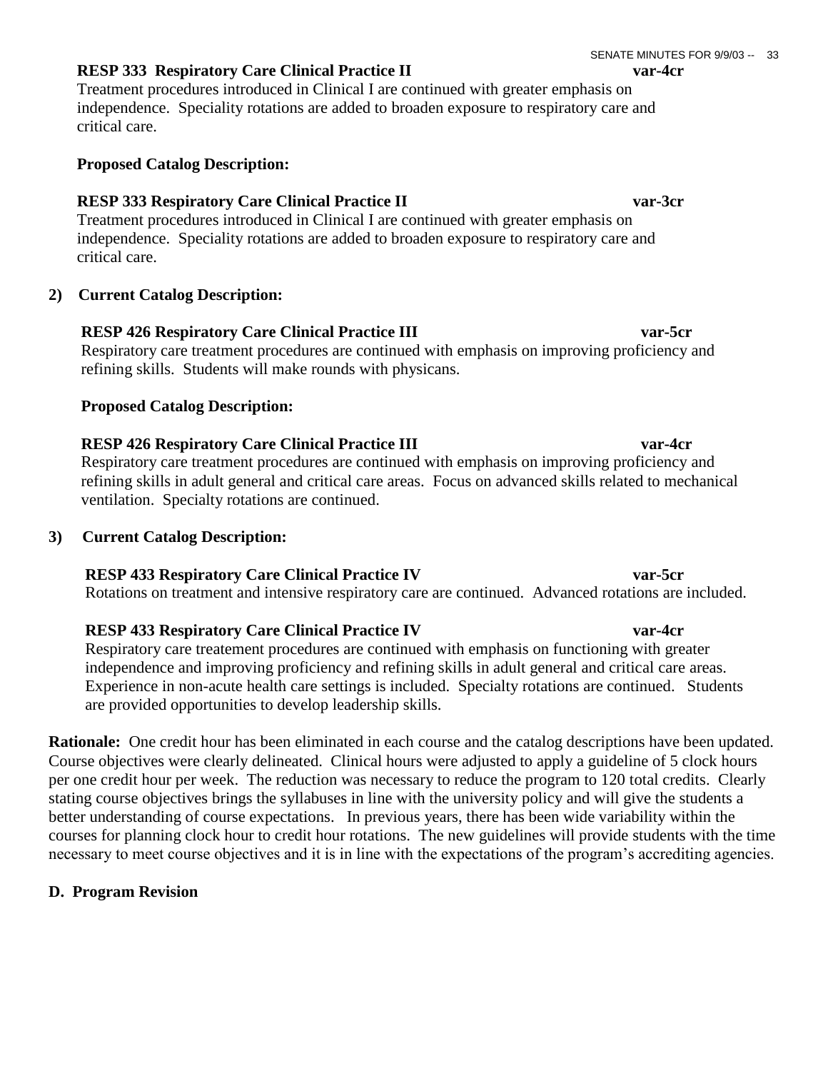**RESP 333 Respiratory Care Clinical Practice II** **var-4cr**
Treatment procedures introduced in Clinical I are continued with greater emphasis on independence. Speciality rotations are added to broaden exposure to respiratory care and critical care.

**Proposed Catalog Description:**

**RESP 333 Respiratory Care Clinical Practice II** **var-3cr**
Treatment procedures introduced in Clinical I are continued with greater emphasis on independence. Speciality rotations are added to broaden exposure to respiratory care and critical care.

**2) Current Catalog Description:**

**RESP 426 Respiratory Care Clinical Practice III** **var-5cr**
Respiratory care treatment procedures are continued with emphasis on improving proficiency and refining skills. Students will make rounds with physicans.

**Proposed Catalog Description:**

**RESP 426 Respiratory Care Clinical Practice III** **var-4cr**
Respiratory care treatment procedures are continued with emphasis on improving proficiency and refining skills in adult general and critical care areas. Focus on advanced skills related to mechanical ventilation. Specialty rotations are continued.

**3) Current Catalog Description:**

**RESP 433 Respiratory Care Clinical Practice IV** **var-5cr**
Rotations on treatment and intensive respiratory care are continued. Advanced rotations are included.

**RESP 433 Respiratory Care Clinical Practice IV** **var-4cr**
Respiratory care treatement procedures are continued with emphasis on functioning with greater independence and improving proficiency and refining skills in adult general and critical care areas. Experience in non-acute health care settings is included. Specialty rotations are continued. Students are provided opportunities to develop leadership skills.

**Rationale:** One credit hour has been eliminated in each course and the catalog descriptions have been updated. Course objectives were clearly delineated. Clinical hours were adjusted to apply a guideline of 5 clock hours per one credit hour per week. The reduction was necessary to reduce the program to 120 total credits. Clearly stating course objectives brings the syllabuses in line with the university policy and will give the students a better understanding of course expectations. In previous years, there has been wide variability within the courses for planning clock hour to credit hour rotations. The new guidelines will provide students with the time necessary to meet course objectives and it is in line with the expectations of the program's accrediting agencies.

**D. Program Revision**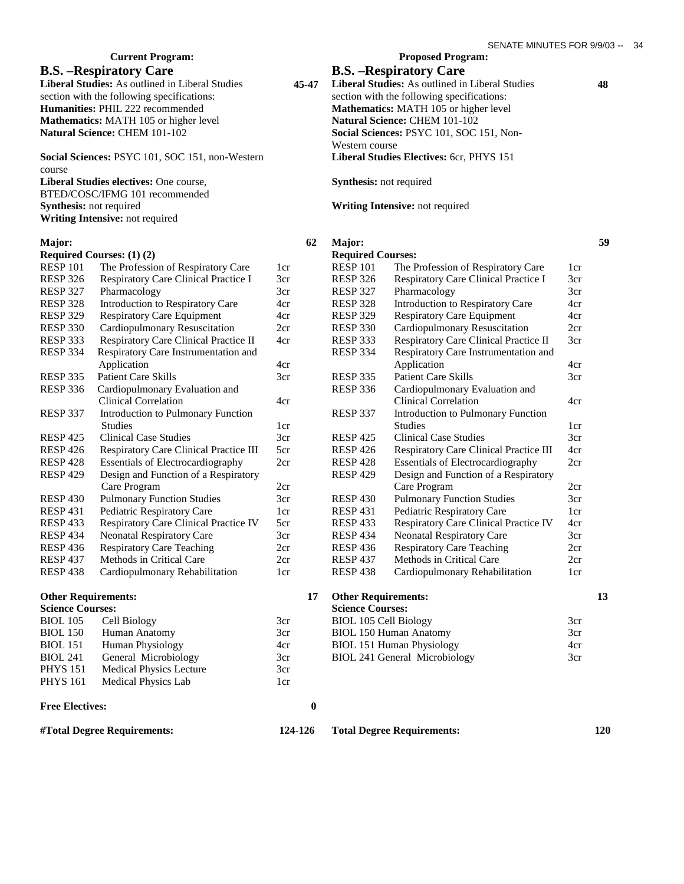**Current Program:**

## B.S. –Respiratory Care

**Liberal Studies:** As outlined in Liberal Studies section with the following specifications: **45-47**

**Humanities:** PHIL 222 recommended
**Mathematics:** MATH 105 or higher level
**Natural Science:** CHEM 101-102

**Social Sciences:** PSYC 101, SOC 151, non-Western course
**Liberal Studies electives:** One course, BTED/COSC/IFMG 101 recommended
**Synthesis:** not required
**Writing Intensive:** not required

**Major:** **62**

**Required Courses: (1) (2)**

| | | |
|---|---|---|
| RESP 101 | The Profession of Respiratory Care | 1cr |
| RESP 326 | Respiratory Care Clinical Practice I | 3cr |
| RESP 327 | Pharmacology | 3cr |
| RESP 328 | Introduction to Respiratory Care | 4cr |
| RESP 329 | Respiratory Care Equipment | 4cr |
| RESP 330 | Cardiopulmonary Resuscitation | 2cr |
| RESP 333 | Respiratory Care Clinical Practice II | 4cr |
| RESP 334 | Respiratory Care Instrumentation and Application | 4cr |
| RESP 335 | Patient Care Skills | 3cr |
| RESP 336 | Cardiopulmonary Evaluation and Clinical Correlation | 4cr |
| RESP 337 | Introduction to Pulmonary Function Studies | 1cr |
| RESP 425 | Clinical Case Studies | 3cr |
| RESP 426 | Respiratory Care Clinical Practice III | 5cr |
| RESP 428 | Essentials of Electrocardiography | 2cr |
| RESP 429 | Design and Function of a Respiratory Care Program | 2cr |
| RESP 430 | Pulmonary Function Studies | 3cr |
| RESP 431 | Pediatric Respiratory Care | 1cr |
| RESP 433 | Respiratory Care Clinical Practice IV | 5cr |
| RESP 434 | Neonatal Respiratory Care | 3cr |
| RESP 436 | Respiratory Care Teaching | 2cr |
| RESP 437 | Methods in Critical Care | 2cr |
| RESP 438 | Cardiopulmonary Rehabilitation | 1cr |

**Other Requirements:** **17**

**Science Courses:**

| | | |
|---|---|---|
| BIOL 105 | Cell Biology | 3cr |
| BIOL 150 | Human Anatomy | 3cr |
| BIOL 151 | Human Physiology | 4cr |
| BIOL 241 | General Microbiology | 3cr |
| PHYS 151 | Medical Physics Lecture | 3cr |
| PHYS 161 | Medical Physics Lab | 1cr |

**Free Electives:** **0**

**#Total Degree Requirements:** **124-126**

**Proposed Program:**

## B.S. –Respiratory Care

**Liberal Studies:** As outlined in Liberal Studies section with the following specifications: **48**

**Mathematics:** MATH 105 or higher level
**Natural Science:** CHEM 101-102
**Social Sciences:** PSYC 101, SOC 151, Non-Western course
**Liberal Studies Electives:** 6cr, PHYS 151

**Synthesis:** not required

**Writing Intensive:** not required

**Major:** **59**

**Required Courses:**

| | | |
|---|---|---|
| RESP 101 | The Profession of Respiratory Care | 1cr |
| RESP 326 | Respiratory Care Clinical Practice I | 3cr |
| RESP 327 | Pharmacology | 3cr |
| RESP 328 | Introduction to Respiratory Care | 4cr |
| RESP 329 | Respiratory Care Equipment | 4cr |
| RESP 330 | Cardiopulmonary Resuscitation | 2cr |
| RESP 333 | Respiratory Care Clinical Practice II | 3cr |
| RESP 334 | Respiratory Care Instrumentation and Application | 4cr |
| RESP 335 | Patient Care Skills | 3cr |
| RESP 336 | Cardiopulmonary Evaluation and Clinical Correlation | 4cr |
| RESP 337 | Introduction to Pulmonary Function Studies | 1cr |
| RESP 425 | Clinical Case Studies | 3cr |
| RESP 426 | Respiratory Care Clinical Practice III | 4cr |
| RESP 428 | Essentials of Electrocardiography | 2cr |
| RESP 429 | Design and Function of a Respiratory Care Program | 2cr |
| RESP 430 | Pulmonary Function Studies | 3cr |
| RESP 431 | Pediatric Respiratory Care | 1cr |
| RESP 433 | Respiratory Care Clinical Practice IV | 4cr |
| RESP 434 | Neonatal Respiratory Care | 3cr |
| RESP 436 | Respiratory Care Teaching | 2cr |
| RESP 437 | Methods in Critical Care | 2cr |
| RESP 438 | Cardiopulmonary Rehabilitation | 1cr |

**Other Requirements:** **13**

**Science Courses:**

| | |
|---|---|
| BIOL 105 Cell Biology | 3cr |
| BIOL 150 Human Anatomy | 3cr |
| BIOL 151 Human Physiology | 4cr |
| BIOL 241 General Microbiology | 3cr |

**Total Degree Requirements:** **120**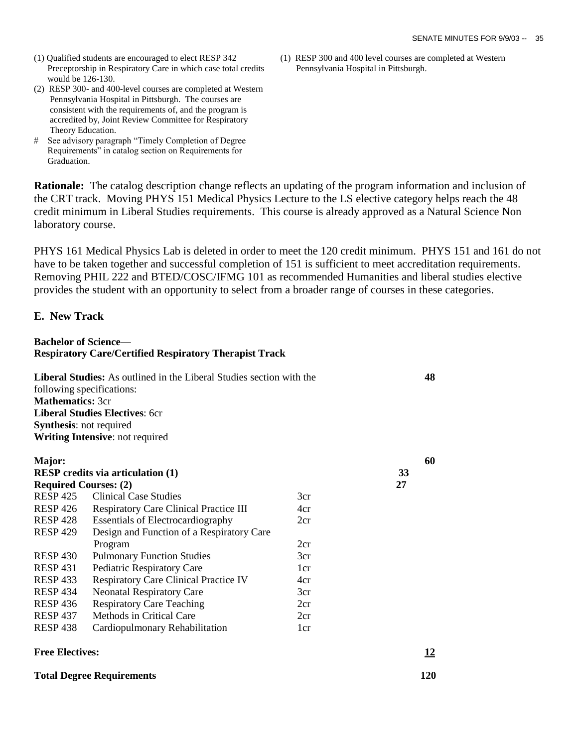(1) Qualified students are encouraged to elect RESP 342 Preceptorship in Respiratory Care in which case total credits would be 126-130.

(2) RESP 300- and 400-level courses are completed at Western Pennsylvania Hospital in Pittsburgh. The courses are consistent with the requirements of, and the program is accredited by, Joint Review Committee for Respiratory Theory Education.

\# See advisory paragraph "Timely Completion of Degree Requirements" in catalog section on Requirements for Graduation.

(1) RESP 300 and 400 level courses are completed at Western Pennsylvania Hospital in Pittsburgh.

**Rationale:** The catalog description change reflects an updating of the program information and inclusion of the CRT track. Moving PHYS 151 Medical Physics Lecture to the LS elective category helps reach the 48 credit minimum in Liberal Studies requirements. This course is already approved as a Natural Science Non laboratory course.

PHYS 161 Medical Physics Lab is deleted in order to meet the 120 credit minimum. PHYS 151 and 161 do not have to be taken together and successful completion of 151 is sufficient to meet accreditation requirements. Removing PHIL 222 and BTED/COSC/IFMG 101 as recommended Humanities and liberal studies elective provides the student with an opportunity to select from a broader range of courses in these categories.

## E. New Track

**Bachelor of Science—**
**Respiratory Care/Certified Respiratory Therapist Track**

| | | | | |
|---|---|---|---|---|
| **Liberal Studies:** As outlined in the Liberal Studies section with the following specifications: | | | | **48** |
| **Mathematics:** 3cr | | | | |
| **Liberal Studies Electives**: 6cr | | | | |
| **Synthesis**: not required | | | | |
| **Writing Intensive**: not required | | | | |
| **Major:** | | | | **60** |
| **RESP credits via articulation (1)** | | | **33** | |
| **Required Courses: (2)** | | | **27** | |
| RESP 425 | Clinical Case Studies | 3cr | | |
| RESP 426 | Respiratory Care Clinical Practice III | 4cr | | |
| RESP 428 | Essentials of Electrocardiography | 2cr | | |
| RESP 429 | Design and Function of a Respiratory Care Program | 2cr | | |
| RESP 430 | Pulmonary Function Studies | 3cr | | |
| RESP 431 | Pediatric Respiratory Care | 1cr | | |
| RESP 433 | Respiratory Care Clinical Practice IV | 4cr | | |
| RESP 434 | Neonatal Respiratory Care | 3cr | | |
| RESP 436 | Respiratory Care Teaching | 2cr | | |
| RESP 437 | Methods in Critical Care | 2cr | | |
| RESP 438 | Cardiopulmonary Rehabilitation | 1cr | | |
| **Free Electives:** | | | | **12** |
| **Total Degree Requirements** | | | | **120** |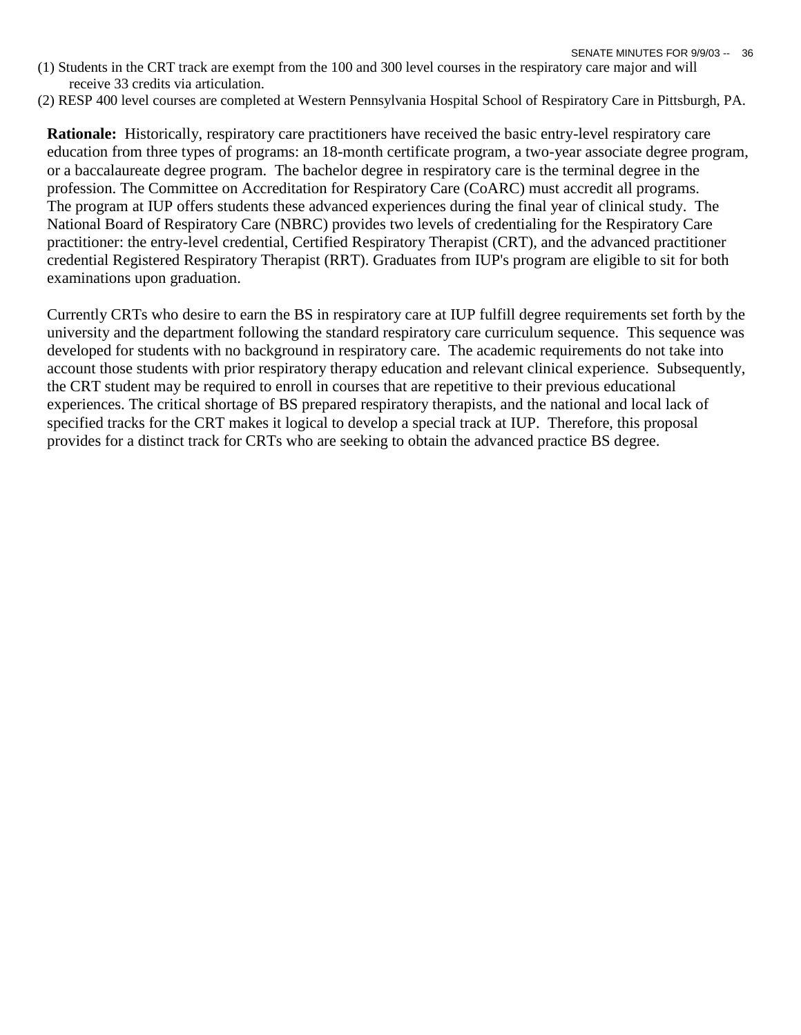(1) Students in the CRT track are exempt from the 100 and 300 level courses in the respiratory care major and will receive 33 credits via articulation.

(2) RESP 400 level courses are completed at Western Pennsylvania Hospital School of Respiratory Care in Pittsburgh, PA.

**Rationale:** Historically, respiratory care practitioners have received the basic entry-level respiratory care education from three types of programs: an 18-month certificate program, a two-year associate degree program, or a baccalaureate degree program. The bachelor degree in respiratory care is the terminal degree in the profession. The Committee on Accreditation for Respiratory Care (CoARC) must accredit all programs. The program at IUP offers students these advanced experiences during the final year of clinical study. The National Board of Respiratory Care (NBRC) provides two levels of credentialing for the Respiratory Care practitioner: the entry-level credential, Certified Respiratory Therapist (CRT), and the advanced practitioner credential Registered Respiratory Therapist (RRT). Graduates from IUP's program are eligible to sit for both examinations upon graduation.

Currently CRTs who desire to earn the BS in respiratory care at IUP fulfill degree requirements set forth by the university and the department following the standard respiratory care curriculum sequence. This sequence was developed for students with no background in respiratory care. The academic requirements do not take into account those students with prior respiratory therapy education and relevant clinical experience. Subsequently, the CRT student may be required to enroll in courses that are repetitive to their previous educational experiences. The critical shortage of BS prepared respiratory therapists, and the national and local lack of specified tracks for the CRT makes it logical to develop a special track at IUP. Therefore, this proposal provides for a distinct track for CRTs who are seeking to obtain the advanced practice BS degree.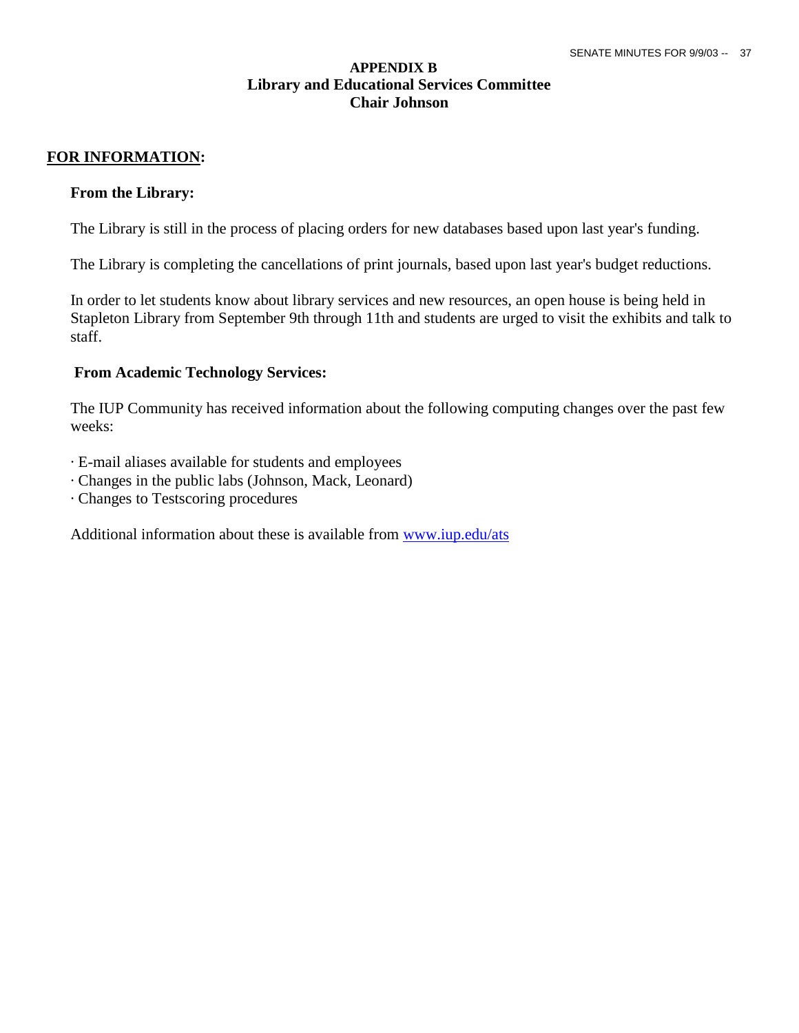# APPENDIX B
# Library and Educational Services Committee
# Chair Johnson

## FOR INFORMATION:

### From the Library:

The Library is still in the process of placing orders for new databases based upon last year's funding.

The Library is completing the cancellations of print journals, based upon last year's budget reductions.

In order to let students know about library services and new resources, an open house is being held in Stapleton Library from September 9th through 11th and students are urged to visit the exhibits and talk to staff.

### From Academic Technology Services:

The IUP Community has received information about the following computing changes over the past few weeks:

- E-mail aliases available for students and employees
- Changes in the public labs (Johnson, Mack, Leonard)
- Changes to Testscoring procedures

Additional information about these is available from www.iup.edu/ats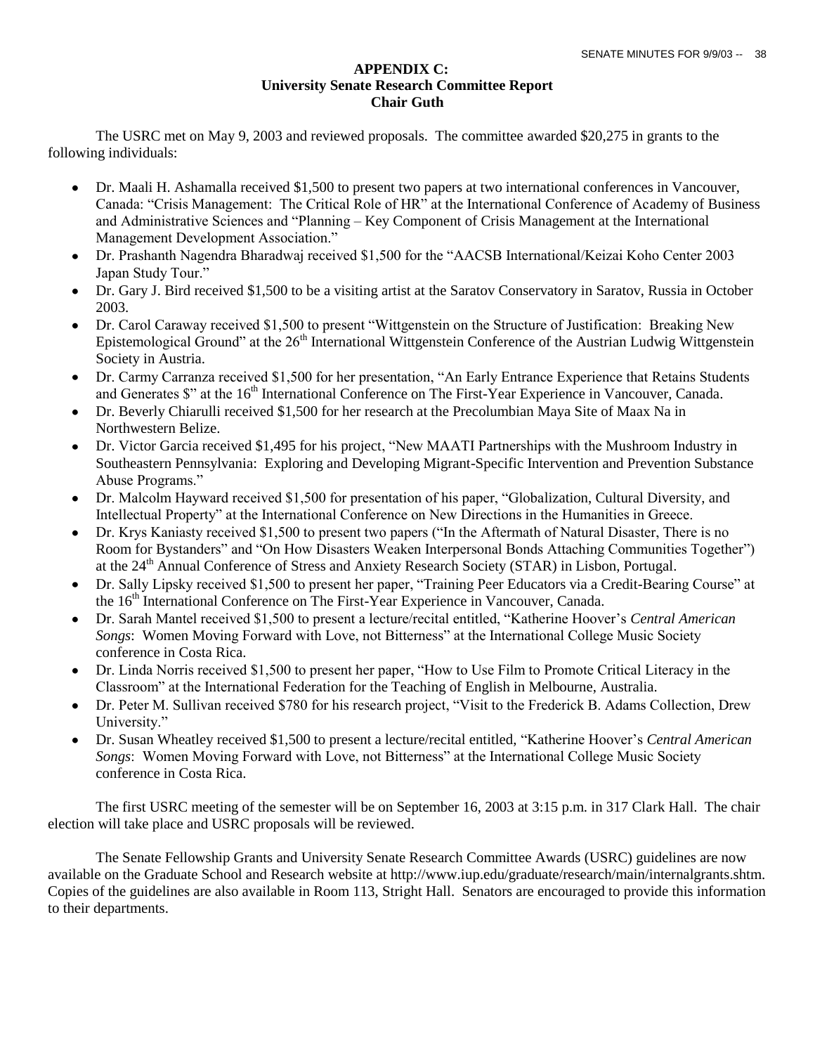## APPENDIX C:
## University Senate Research Committee Report
## Chair Guth

The USRC met on May 9, 2003 and reviewed proposals. The committee awarded $20,275 in grants to the following individuals:

- Dr. Maali H. Ashamalla received $1,500 to present two papers at two international conferences in Vancouver, Canada: "Crisis Management: The Critical Role of HR" at the International Conference of Academy of Business and Administrative Sciences and "Planning – Key Component of Crisis Management at the International Management Development Association."
- Dr. Prashanth Nagendra Bharadwaj received $1,500 for the "AACSB International/Keizai Koho Center 2003 Japan Study Tour."
- Dr. Gary J. Bird received $1,500 to be a visiting artist at the Saratov Conservatory in Saratov, Russia in October 2003.
- Dr. Carol Caraway received $1,500 to present "Wittgenstein on the Structure of Justification: Breaking New Epistemological Ground" at the 26th International Wittgenstein Conference of the Austrian Ludwig Wittgenstein Society in Austria.
- Dr. Carmy Carranza received $1,500 for her presentation, "An Early Entrance Experience that Retains Students and Generates $" at the 16th International Conference on The First-Year Experience in Vancouver, Canada.
- Dr. Beverly Chiarulli received $1,500 for her research at the Precolumbian Maya Site of Maax Na in Northwestern Belize.
- Dr. Victor Garcia received $1,495 for his project, "New MAATI Partnerships with the Mushroom Industry in Southeastern Pennsylvania: Exploring and Developing Migrant-Specific Intervention and Prevention Substance Abuse Programs."
- Dr. Malcolm Hayward received $1,500 for presentation of his paper, "Globalization, Cultural Diversity, and Intellectual Property" at the International Conference on New Directions in the Humanities in Greece.
- Dr. Krys Kaniasty received $1,500 to present two papers ("In the Aftermath of Natural Disaster, There is no Room for Bystanders" and "On How Disasters Weaken Interpersonal Bonds Attaching Communities Together") at the 24th Annual Conference of Stress and Anxiety Research Society (STAR) in Lisbon, Portugal.
- Dr. Sally Lipsky received $1,500 to present her paper, "Training Peer Educators via a Credit-Bearing Course" at the 16th International Conference on The First-Year Experience in Vancouver, Canada.
- Dr. Sarah Mantel received $1,500 to present a lecture/recital entitled, "Katherine Hoover's *Central American Songs*: Women Moving Forward with Love, not Bitterness" at the International College Music Society conference in Costa Rica.
- Dr. Linda Norris received $1,500 to present her paper, "How to Use Film to Promote Critical Literacy in the Classroom" at the International Federation for the Teaching of English in Melbourne, Australia.
- Dr. Peter M. Sullivan received $780 for his research project, "Visit to the Frederick B. Adams Collection, Drew University."
- Dr. Susan Wheatley received $1,500 to present a lecture/recital entitled, "Katherine Hoover's *Central American Songs*: Women Moving Forward with Love, not Bitterness" at the International College Music Society conference in Costa Rica.

The first USRC meeting of the semester will be on September 16, 2003 at 3:15 p.m. in 317 Clark Hall. The chair election will take place and USRC proposals will be reviewed.

The Senate Fellowship Grants and University Senate Research Committee Awards (USRC) guidelines are now available on the Graduate School and Research website at http://www.iup.edu/graduate/research/main/internalgrants.shtm. Copies of the guidelines are also available in Room 113, Stright Hall. Senators are encouraged to provide this information to their departments.